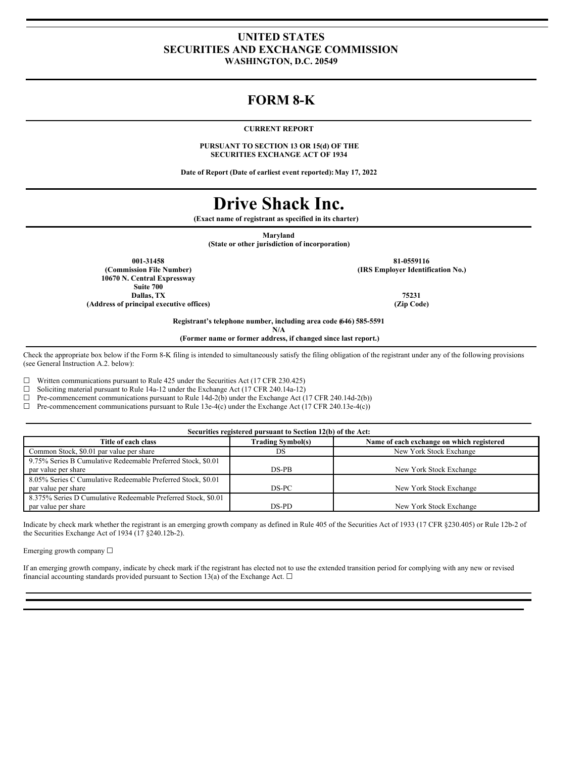# UNITED STATES
# SECURITIES AND EXCHANGE COMMISSION
**WASHINGTON, D.C. 20549**

# FORM 8-K

**CURRENT REPORT**

**PURSUANT TO SECTION 13 OR 15(d) OF THE SECURITIES EXCHANGE ACT OF 1934**

**Date of Report (Date of earliest event reported): May 17, 2022**

# Drive Shack Inc.

**(Exact name of registrant as specified in its charter)**

**Maryland**
**(State or other jurisdiction of incorporation)**

| | |
|---|---|
| **001-31458** | **81-0559116** |
| **(Commission File Number)** | **(IRS Employer Identification No.)** |
| **10670 N. Central Expressway** | |
| **Suite 700** | |
| **Dallas, TX** | **75231** |
| **(Address of principal executive offices)** | **(Zip Code)** |

**Registrant's telephone number, including area code (646) 585-5591**

**N/A**
**(Former name or former address, if changed since last report.)**

Check the appropriate box below if the Form 8-K filing is intended to simultaneously satisfy the filing obligation of the registrant under any of the following provisions (see General Instruction A.2. below):

☐ Written communications pursuant to Rule 425 under the Securities Act (17 CFR 230.425)
☐ Soliciting material pursuant to Rule 14a-12 under the Exchange Act (17 CFR 240.14a-12)
☐ Pre-commencement communications pursuant to Rule 14d-2(b) under the Exchange Act (17 CFR 240.14d-2(b))
☐ Pre-commencement communications pursuant to Rule 13e-4(c) under the Exchange Act (17 CFR 240.13e-4(c))

**Securities registered pursuant to Section 12(b) of the Act:**

| Title of each class | Trading Symbol(s) | Name of each exchange on which registered |
|---|---|---|
| Common Stock, $0.01 par value per share | DS | New York Stock Exchange |
| 9.75% Series B Cumulative Redeemable Preferred Stock, $0.01 par value per share | DS-PB | New York Stock Exchange |
| 8.05% Series C Cumulative Redeemable Preferred Stock, $0.01 par value per share | DS-PC | New York Stock Exchange |
| 8.375% Series D Cumulative Redeemable Preferred Stock, $0.01 par value per share | DS-PD | New York Stock Exchange |

Indicate by check mark whether the registrant is an emerging growth company as defined in Rule 405 of the Securities Act of 1933 (17 CFR §230.405) or Rule 12b-2 of the Securities Exchange Act of 1934 (17 §240.12b-2).

Emerging growth company ☐

If an emerging growth company, indicate by check mark if the registrant has elected not to use the extended transition period for complying with any new or revised financial accounting standards provided pursuant to Section 13(a) of the Exchange Act. ☐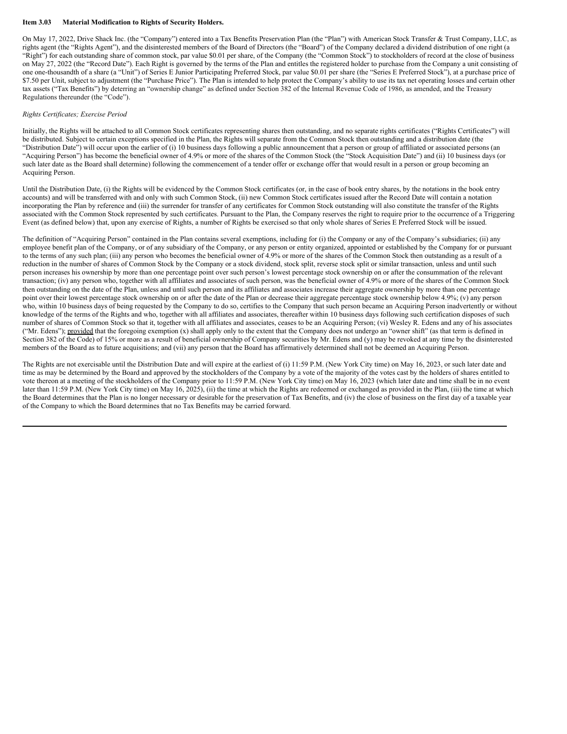**Item 3.03 Material Modification to Rights of Security Holders.**

On May 17, 2022, Drive Shack Inc. (the "Company") entered into a Tax Benefits Preservation Plan (the "Plan") with American Stock Transfer & Trust Company, LLC, as rights agent (the "Rights Agent"), and the disinterested members of the Board of Directors (the "Board") of the Company declared a dividend distribution of one right (a "Right") for each outstanding share of common stock, par value $0.01 per share, of the Company (the "Common Stock") to stockholders of record at the close of business on May 27, 2022 (the "Record Date"). Each Right is governed by the terms of the Plan and entitles the registered holder to purchase from the Company a unit consisting of one one-thousandth of a share (a "Unit") of Series E Junior Participating Preferred Stock, par value $0.01 per share (the "Series E Preferred Stock"), at a purchase price of $7.50 per Unit, subject to adjustment (the "Purchase Price"). The Plan is intended to help protect the Company's ability to use its tax net operating losses and certain other tax assets ("Tax Benefits") by deterring an "ownership change" as defined under Section 382 of the Internal Revenue Code of 1986, as amended, and the Treasury Regulations thereunder (the "Code").

*Rights Certificates; Exercise Period*

Initially, the Rights will be attached to all Common Stock certificates representing shares then outstanding, and no separate rights certificates ("Rights Certificates") will be distributed. Subject to certain exceptions specified in the Plan, the Rights will separate from the Common Stock then outstanding and a distribution date (the "Distribution Date") will occur upon the earlier of (i) 10 business days following a public announcement that a person or group of affiliated or associated persons (an "Acquiring Person") has become the beneficial owner of 4.9% or more of the shares of the Common Stock (the "Stock Acquisition Date") and (ii) 10 business days (or such later date as the Board shall determine) following the commencement of a tender offer or exchange offer that would result in a person or group becoming an Acquiring Person.

Until the Distribution Date, (i) the Rights will be evidenced by the Common Stock certificates (or, in the case of book entry shares, by the notations in the book entry accounts) and will be transferred with and only with such Common Stock, (ii) new Common Stock certificates issued after the Record Date will contain a notation incorporating the Plan by reference and (iii) the surrender for transfer of any certificates for Common Stock outstanding will also constitute the transfer of the Rights associated with the Common Stock represented by such certificates. Pursuant to the Plan, the Company reserves the right to require prior to the occurrence of a Triggering Event (as defined below) that, upon any exercise of Rights, a number of Rights be exercised so that only whole shares of Series E Preferred Stock will be issued.

The definition of "Acquiring Person" contained in the Plan contains several exemptions, including for (i) the Company or any of the Company's subsidiaries; (ii) any employee benefit plan of the Company, or of any subsidiary of the Company, or any person or entity organized, appointed or established by the Company for or pursuant to the terms of any such plan; (iii) any person who becomes the beneficial owner of 4.9% or more of the shares of the Common Stock then outstanding as a result of a reduction in the number of shares of Common Stock by the Company or a stock dividend, stock split, reverse stock split or similar transaction, unless and until such person increases his ownership by more than one percentage point over such person's lowest percentage stock ownership on or after the consummation of the relevant transaction; (iv) any person who, together with all affiliates and associates of such person, was the beneficial owner of 4.9% or more of the shares of the Common Stock then outstanding on the date of the Plan, unless and until such person and its affiliates and associates increase their aggregate ownership by more than one percentage point over their lowest percentage stock ownership on or after the date of the Plan or decrease their aggregate percentage stock ownership below 4.9%; (v) any person who, within 10 business days of being requested by the Company to do so, certifies to the Company that such person became an Acquiring Person inadvertently or without knowledge of the terms of the Rights and who, together with all affiliates and associates, thereafter within 10 business days following such certification disposes of such number of shares of Common Stock so that it, together with all affiliates and associates, ceases to be an Acquiring Person; (vi) Wesley R. Edens and any of his associates ("Mr. Edens"); provided that the foregoing exemption (x) shall apply only to the extent that the Company does not undergo an "owner shift" (as that term is defined in Section 382 of the Code) of 15% or more as a result of beneficial ownership of Company securities by Mr. Edens and (y) may be revoked at any time by the disinterested members of the Board as to future acquisitions; and (vii) any person that the Board has affirmatively determined shall not be deemed an Acquiring Person.

The Rights are not exercisable until the Distribution Date and will expire at the earliest of (i) 11:59 P.M. (New York City time) on May 16, 2023, or such later date and time as may be determined by the Board and approved by the stockholders of the Company by a vote of the majority of the votes cast by the holders of shares entitled to vote thereon at a meeting of the stockholders of the Company prior to 11:59 P.M. (New York City time) on May 16, 2023 (which later date and time shall be in no event later than 11:59 P.M. (New York City time) on May 16, 2025), (ii) the time at which the Rights are redeemed or exchanged as provided in the Plan, (iii) the time at which the Board determines that the Plan is no longer necessary or desirable for the preservation of Tax Benefits, and (iv) the close of business on the first day of a taxable year of the Company to which the Board determines that no Tax Benefits may be carried forward.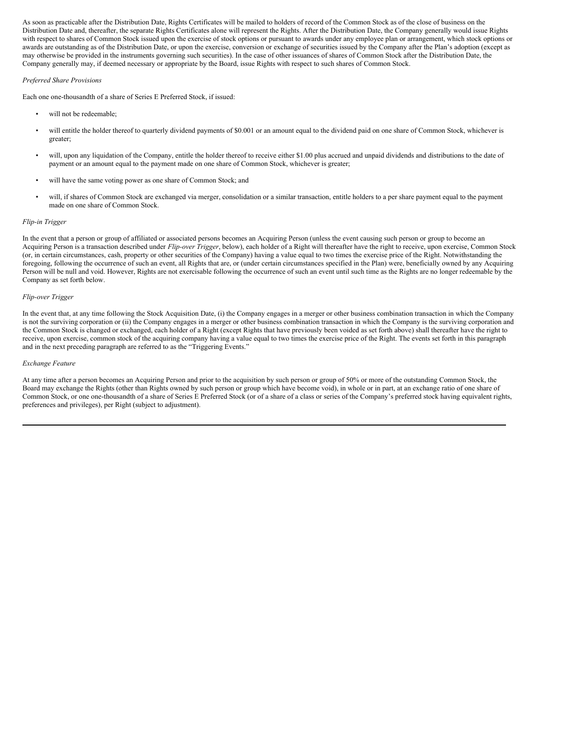As soon as practicable after the Distribution Date, Rights Certificates will be mailed to holders of record of the Common Stock as of the close of business on the Distribution Date and, thereafter, the separate Rights Certificates alone will represent the Rights. After the Distribution Date, the Company generally would issue Rights with respect to shares of Common Stock issued upon the exercise of stock options or pursuant to awards under any employee plan or arrangement, which stock options or awards are outstanding as of the Distribution Date, or upon the exercise, conversion or exchange of securities issued by the Company after the Plan's adoption (except as may otherwise be provided in the instruments governing such securities). In the case of other issuances of shares of Common Stock after the Distribution Date, the Company generally may, if deemed necessary or appropriate by the Board, issue Rights with respect to such shares of Common Stock.

*Preferred Share Provisions*

Each one one-thousandth of a share of Series E Preferred Stock, if issued:

- will not be redeemable;
- will entitle the holder thereof to quarterly dividend payments of $0.001 or an amount equal to the dividend paid on one share of Common Stock, whichever is greater;
- will, upon any liquidation of the Company, entitle the holder thereof to receive either $1.00 plus accrued and unpaid dividends and distributions to the date of payment or an amount equal to the payment made on one share of Common Stock, whichever is greater;
- will have the same voting power as one share of Common Stock; and
- will, if shares of Common Stock are exchanged via merger, consolidation or a similar transaction, entitle holders to a per share payment equal to the payment made on one share of Common Stock.

*Flip-in Trigger*

In the event that a person or group of affiliated or associated persons becomes an Acquiring Person (unless the event causing such person or group to become an Acquiring Person is a transaction described under *Flip-over Trigger*, below), each holder of a Right will thereafter have the right to receive, upon exercise, Common Stock (or, in certain circumstances, cash, property or other securities of the Company) having a value equal to two times the exercise price of the Right. Notwithstanding the foregoing, following the occurrence of such an event, all Rights that are, or (under certain circumstances specified in the Plan) were, beneficially owned by any Acquiring Person will be null and void. However, Rights are not exercisable following the occurrence of such an event until such time as the Rights are no longer redeemable by the Company as set forth below.

*Flip-over Trigger*

In the event that, at any time following the Stock Acquisition Date, (i) the Company engages in a merger or other business combination transaction in which the Company is not the surviving corporation or (ii) the Company engages in a merger or other business combination transaction in which the Company is the surviving corporation and the Common Stock is changed or exchanged, each holder of a Right (except Rights that have previously been voided as set forth above) shall thereafter have the right to receive, upon exercise, common stock of the acquiring company having a value equal to two times the exercise price of the Right. The events set forth in this paragraph and in the next preceding paragraph are referred to as the "Triggering Events."

*Exchange Feature*

At any time after a person becomes an Acquiring Person and prior to the acquisition by such person or group of 50% or more of the outstanding Common Stock, the Board may exchange the Rights (other than Rights owned by such person or group which have become void), in whole or in part, at an exchange ratio of one share of Common Stock, or one one-thousandth of a share of Series E Preferred Stock (or of a share of a class or series of the Company's preferred stock having equivalent rights, preferences and privileges), per Right (subject to adjustment).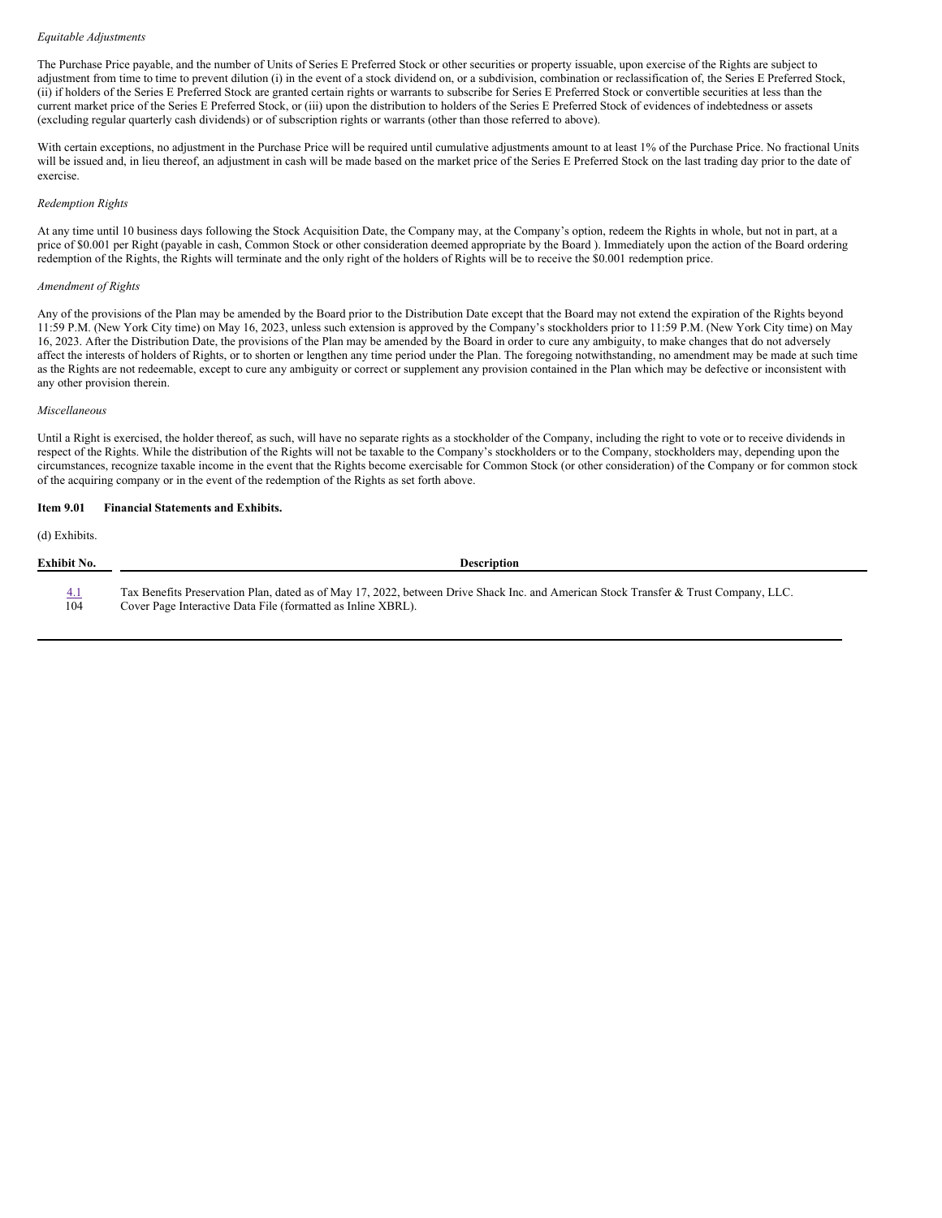*Equitable Adjustments*

The Purchase Price payable, and the number of Units of Series E Preferred Stock or other securities or property issuable, upon exercise of the Rights are subject to adjustment from time to time to prevent dilution (i) in the event of a stock dividend on, or a subdivision, combination or reclassification of, the Series E Preferred Stock, (ii) if holders of the Series E Preferred Stock are granted certain rights or warrants to subscribe for Series E Preferred Stock or convertible securities at less than the current market price of the Series E Preferred Stock, or (iii) upon the distribution to holders of the Series E Preferred Stock of evidences of indebtedness or assets (excluding regular quarterly cash dividends) or of subscription rights or warrants (other than those referred to above).

With certain exceptions, no adjustment in the Purchase Price will be required until cumulative adjustments amount to at least 1% of the Purchase Price. No fractional Units will be issued and, in lieu thereof, an adjustment in cash will be made based on the market price of the Series E Preferred Stock on the last trading day prior to the date of exercise.

*Redemption Rights*

At any time until 10 business days following the Stock Acquisition Date, the Company may, at the Company's option, redeem the Rights in whole, but not in part, at a price of $0.001 per Right (payable in cash, Common Stock or other consideration deemed appropriate by the Board ). Immediately upon the action of the Board ordering redemption of the Rights, the Rights will terminate and the only right of the holders of Rights will be to receive the $0.001 redemption price.

*Amendment of Rights*

Any of the provisions of the Plan may be amended by the Board prior to the Distribution Date except that the Board may not extend the expiration of the Rights beyond 11:59 P.M. (New York City time) on May 16, 2023, unless such extension is approved by the Company's stockholders prior to 11:59 P.M. (New York City time) on May 16, 2023. After the Distribution Date, the provisions of the Plan may be amended by the Board in order to cure any ambiguity, to make changes that do not adversely affect the interests of holders of Rights, or to shorten or lengthen any time period under the Plan. The foregoing notwithstanding, no amendment may be made at such time as the Rights are not redeemable, except to cure any ambiguity or correct or supplement any provision contained in the Plan which may be defective or inconsistent with any other provision therein.

*Miscellaneous*

Until a Right is exercised, the holder thereof, as such, will have no separate rights as a stockholder of the Company, including the right to vote or to receive dividends in respect of the Rights. While the distribution of the Rights will not be taxable to the Company's stockholders or to the Company, stockholders may, depending upon the circumstances, recognize taxable income in the event that the Rights become exercisable for Common Stock (or other consideration) of the Company or for common stock of the acquiring company or in the event of the redemption of the Rights as set forth above.

**Item 9.01 Financial Statements and Exhibits.**

(d) Exhibits.

| Exhibit No. | Description |
|---|---|
| 4.1 | Tax Benefits Preservation Plan, dated as of May 17, 2022, between Drive Shack Inc. and American Stock Transfer & Trust Company, LLC. |
| 104 | Cover Page Interactive Data File (formatted as Inline XBRL). |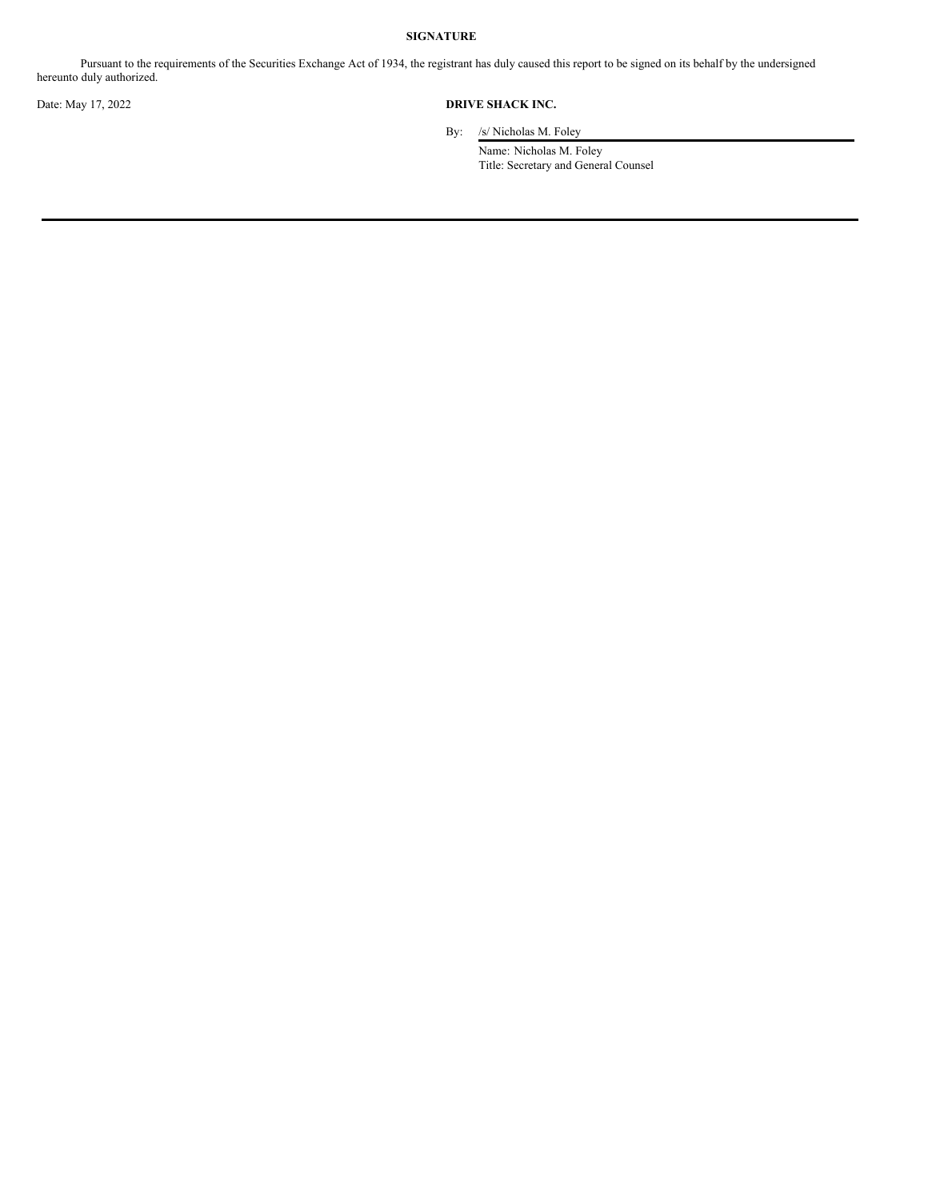**SIGNATURE**

Pursuant to the requirements of the Securities Exchange Act of 1934, the registrant has duly caused this report to be signed on its behalf by the undersigned hereunto duly authorized.

Date: May 17, 2022

**DRIVE SHACK INC.**

By: /s/ Nicholas M. Foley

Name: Nicholas M. Foley

Title: Secretary and General Counsel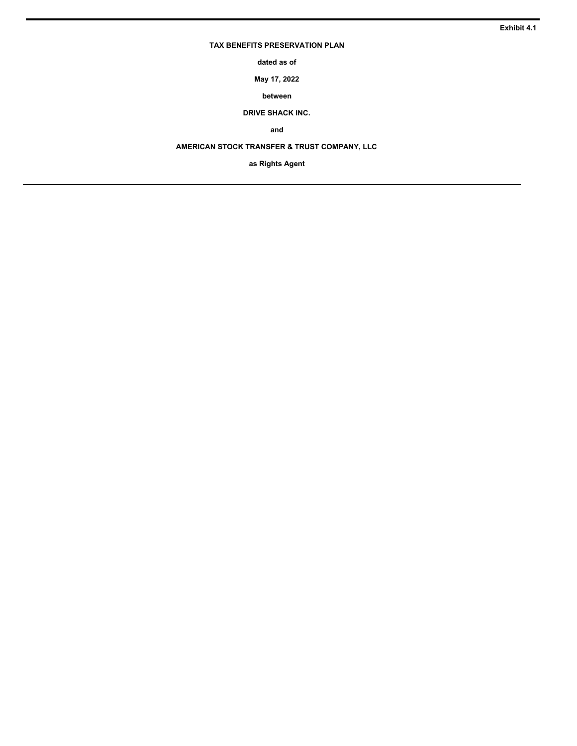**Exhibit 4.1**

# TAX BENEFITS PRESERVATION PLAN

**dated as of**

**May 17, 2022**

**between**

**DRIVE SHACK INC.**

**and**

**AMERICAN STOCK TRANSFER & TRUST COMPANY, LLC**

**as Rights Agent**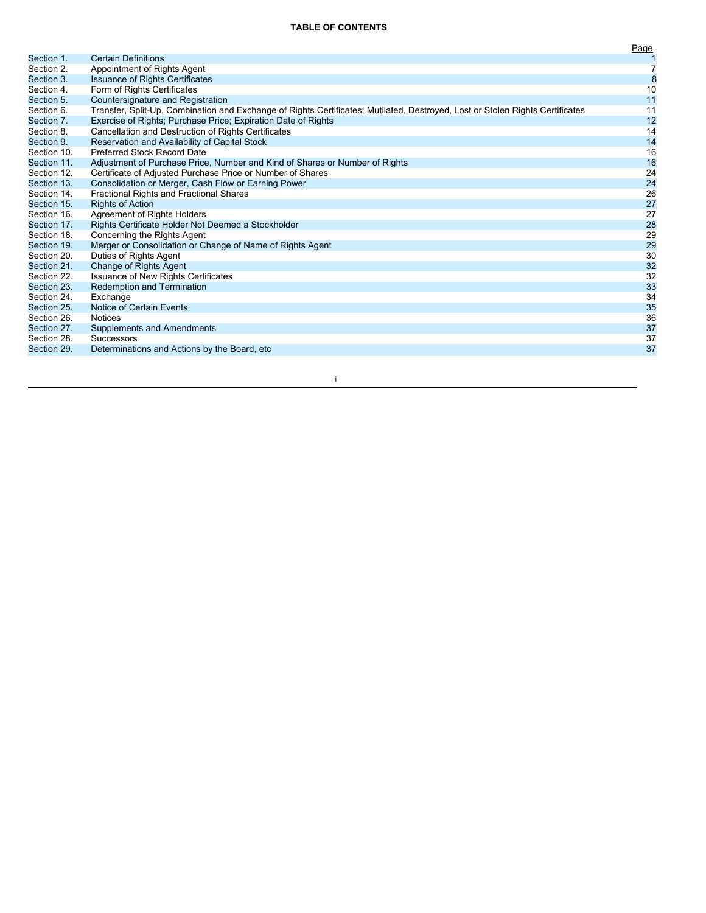**TABLE OF CONTENTS**

| | | Page |
|---|---|---|
| Section 1. | Certain Definitions | 1 |
| Section 2. | Appointment of Rights Agent | 7 |
| Section 3. | Issuance of Rights Certificates | 8 |
| Section 4. | Form of Rights Certificates | 10 |
| Section 5. | Countersignature and Registration | 11 |
| Section 6. | Transfer, Split-Up, Combination and Exchange of Rights Certificates; Mutilated, Destroyed, Lost or Stolen Rights Certificates | 11 |
| Section 7. | Exercise of Rights; Purchase Price; Expiration Date of Rights | 12 |
| Section 8. | Cancellation and Destruction of Rights Certificates | 14 |
| Section 9. | Reservation and Availability of Capital Stock | 14 |
| Section 10. | Preferred Stock Record Date | 16 |
| Section 11. | Adjustment of Purchase Price, Number and Kind of Shares or Number of Rights | 16 |
| Section 12. | Certificate of Adjusted Purchase Price or Number of Shares | 24 |
| Section 13. | Consolidation or Merger, Cash Flow or Earning Power | 24 |
| Section 14. | Fractional Rights and Fractional Shares | 26 |
| Section 15. | Rights of Action | 27 |
| Section 16. | Agreement of Rights Holders | 27 |
| Section 17. | Rights Certificate Holder Not Deemed a Stockholder | 28 |
| Section 18. | Concerning the Rights Agent | 29 |
| Section 19. | Merger or Consolidation or Change of Name of Rights Agent | 29 |
| Section 20. | Duties of Rights Agent | 30 |
| Section 21. | Change of Rights Agent | 32 |
| Section 22. | Issuance of New Rights Certificates | 32 |
| Section 23. | Redemption and Termination | 33 |
| Section 24. | Exchange | 34 |
| Section 25. | Notice of Certain Events | 35 |
| Section 26. | Notices | 36 |
| Section 27. | Supplements and Amendments | 37 |
| Section 28. | Successors | 37 |
| Section 29. | Determinations and Actions by the Board, etc | 37 |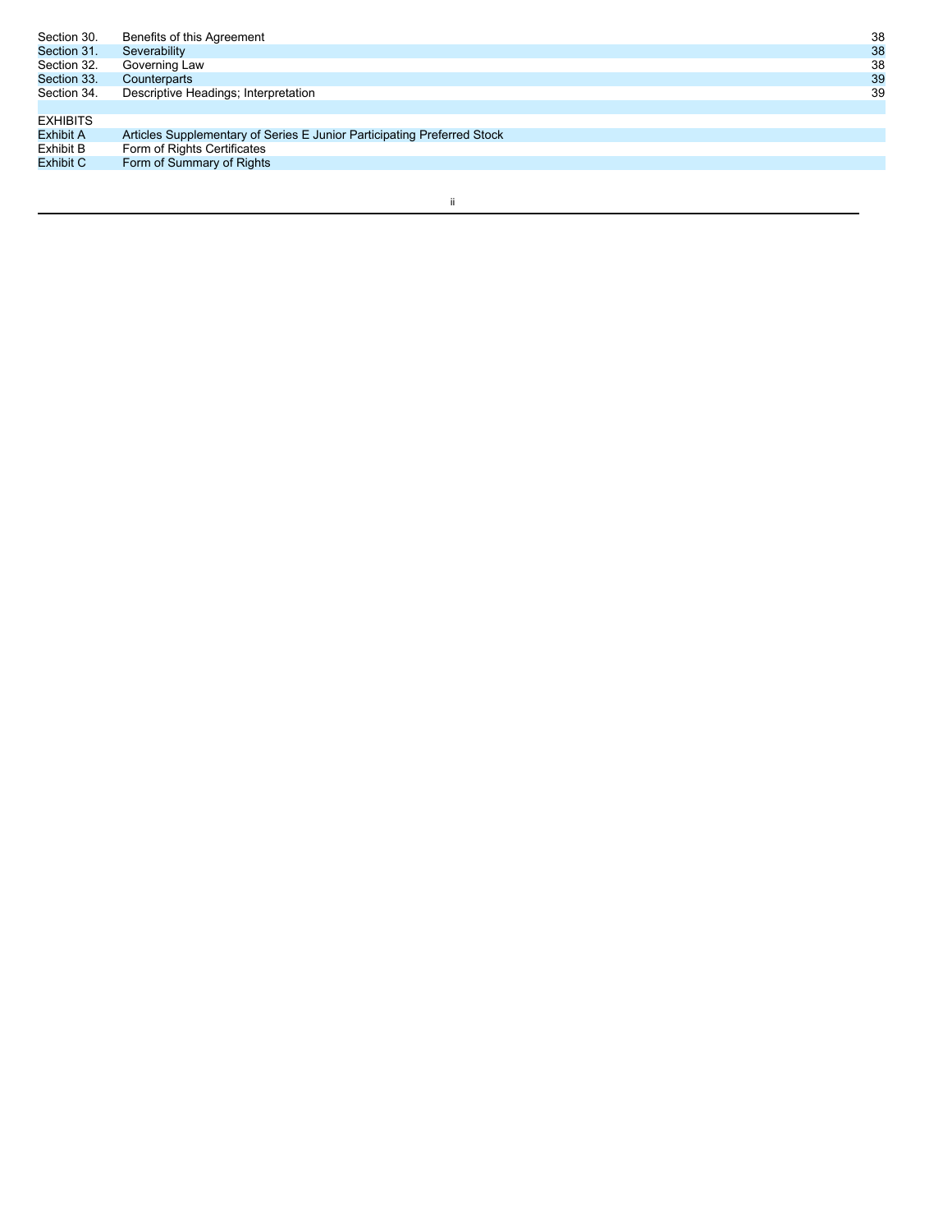| | | |
|---|---|---|
| Section 30. | Benefits of this Agreement | 38 |
| Section 31. | Severability | 38 |
| Section 32. | Governing Law | 38 |
| Section 33. | Counterparts | 39 |
| Section 34. | Descriptive Headings; Interpretation | 39 |

EXHIBITS

| | |
|---|---|
| Exhibit A | Articles Supplementary of Series E Junior Participating Preferred Stock |
| Exhibit B | Form of Rights Certificates |
| Exhibit C | Form of Summary of Rights |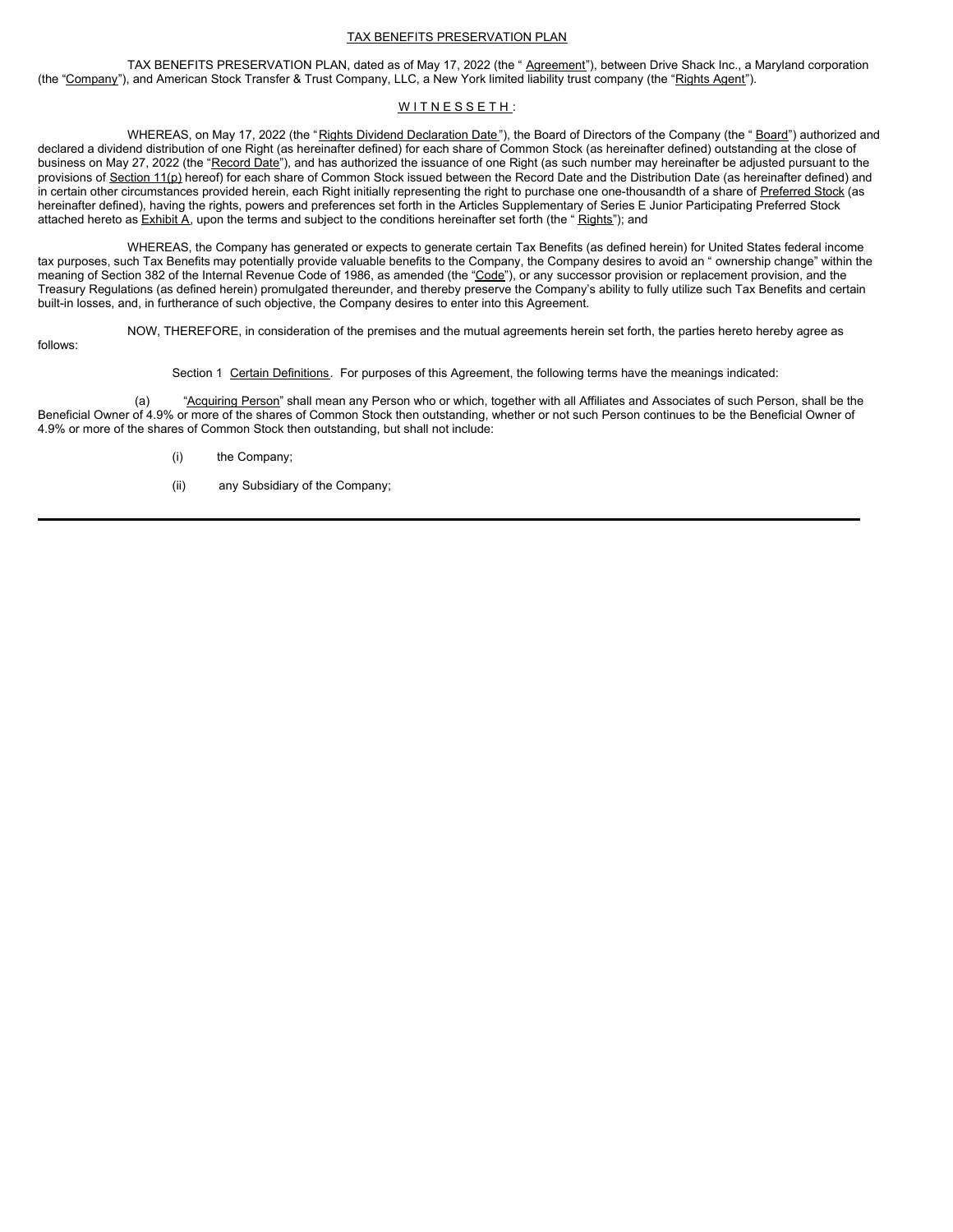## TAX BENEFITS PRESERVATION PLAN

TAX BENEFITS PRESERVATION PLAN, dated as of May 17, 2022 (the "Agreement"), between Drive Shack Inc., a Maryland corporation (the "Company"), and American Stock Transfer & Trust Company, LLC, a New York limited liability trust company (the "Rights Agent").

### W I T N E S S E T H :

WHEREAS, on May 17, 2022 (the "Rights Dividend Declaration Date"), the Board of Directors of the Company (the "Board") authorized and declared a dividend distribution of one Right (as hereinafter defined) for each share of Common Stock (as hereinafter defined) outstanding at the close of business on May 27, 2022 (the "Record Date"), and has authorized the issuance of one Right (as such number may hereinafter be adjusted pursuant to the provisions of Section 11(p) hereof) for each share of Common Stock issued between the Record Date and the Distribution Date (as hereinafter defined) and in certain other circumstances provided herein, each Right initially representing the right to purchase one one-thousandth of a share of Preferred Stock (as hereinafter defined), having the rights, powers and preferences set forth in the Articles Supplementary of Series E Junior Participating Preferred Stock attached hereto as Exhibit A, upon the terms and subject to the conditions hereinafter set forth (the "Rights"); and

WHEREAS, the Company has generated or expects to generate certain Tax Benefits (as defined herein) for United States federal income tax purposes, such Tax Benefits may potentially provide valuable benefits to the Company, the Company desires to avoid an "ownership change" within the meaning of Section 382 of the Internal Revenue Code of 1986, as amended (the "Code"), or any successor provision or replacement provision, and the Treasury Regulations (as defined herein) promulgated thereunder, and thereby preserve the Company's ability to fully utilize such Tax Benefits and certain built-in losses, and, in furtherance of such objective, the Company desires to enter into this Agreement.

NOW, THEREFORE, in consideration of the premises and the mutual agreements herein set forth, the parties hereto hereby agree as follows:

Section 1 Certain Definitions. For purposes of this Agreement, the following terms have the meanings indicated:

(a) "Acquiring Person" shall mean any Person who or which, together with all Affiliates and Associates of such Person, shall be the Beneficial Owner of 4.9% or more of the shares of Common Stock then outstanding, whether or not such Person continues to be the Beneficial Owner of 4.9% or more of the shares of Common Stock then outstanding, but shall not include:

(i) the Company;

(ii) any Subsidiary of the Company;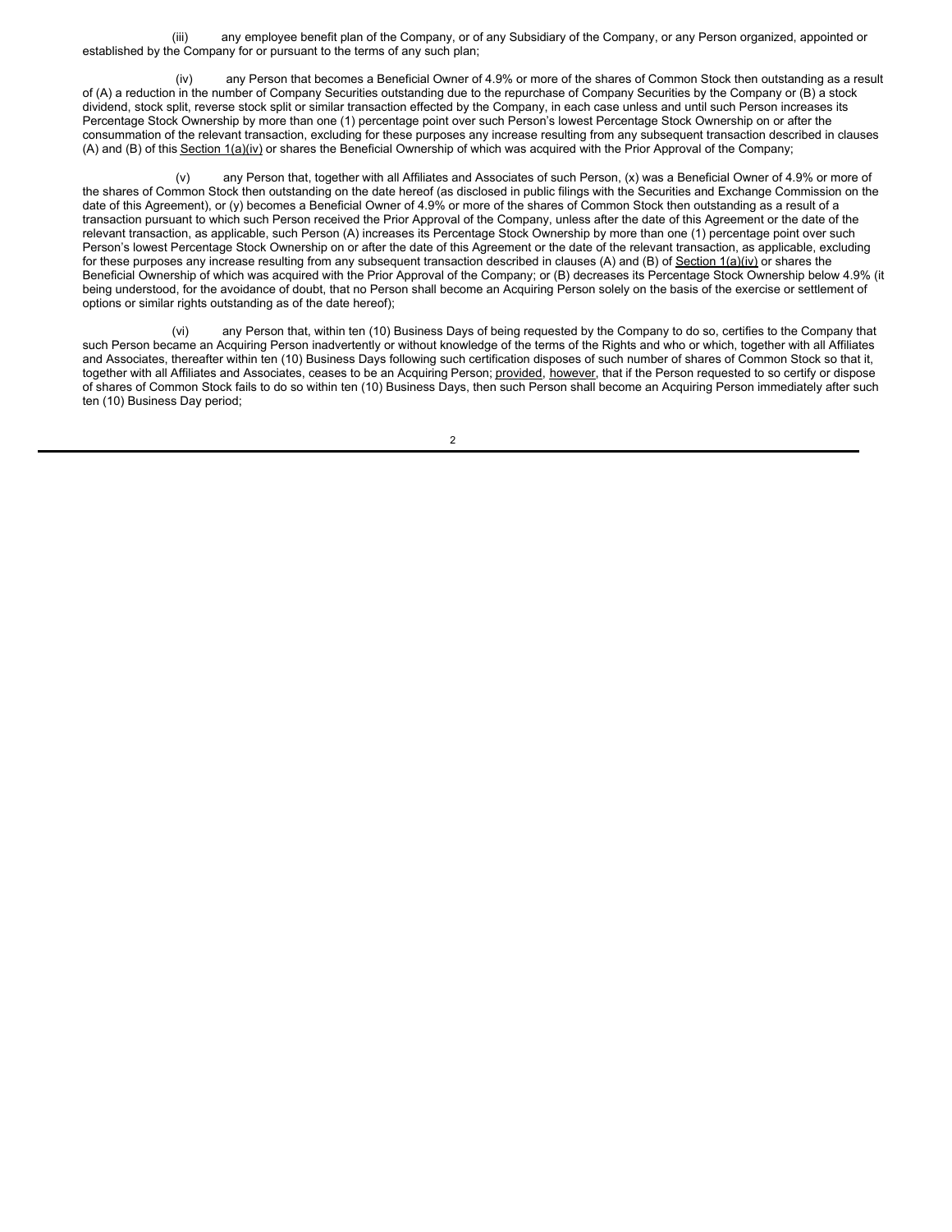(iii) any employee benefit plan of the Company, or of any Subsidiary of the Company, or any Person organized, appointed or established by the Company for or pursuant to the terms of any such plan;

(iv) any Person that becomes a Beneficial Owner of 4.9% or more of the shares of Common Stock then outstanding as a result of (A) a reduction in the number of Company Securities outstanding due to the repurchase of Company Securities by the Company or (B) a stock dividend, stock split, reverse stock split or similar transaction effected by the Company, in each case unless and until such Person increases its Percentage Stock Ownership by more than one (1) percentage point over such Person's lowest Percentage Stock Ownership on or after the consummation of the relevant transaction, excluding for these purposes any increase resulting from any subsequent transaction described in clauses (A) and (B) of this Section 1(a)(iv) or shares the Beneficial Ownership of which was acquired with the Prior Approval of the Company;

(v) any Person that, together with all Affiliates and Associates of such Person, (x) was a Beneficial Owner of 4.9% or more of the shares of Common Stock then outstanding on the date hereof (as disclosed in public filings with the Securities and Exchange Commission on the date of this Agreement), or (y) becomes a Beneficial Owner of 4.9% or more of the shares of Common Stock then outstanding as a result of a transaction pursuant to which such Person received the Prior Approval of the Company, unless after the date of this Agreement or the date of the relevant transaction, as applicable, such Person (A) increases its Percentage Stock Ownership by more than one (1) percentage point over such Person's lowest Percentage Stock Ownership on or after the date of this Agreement or the date of the relevant transaction, as applicable, excluding for these purposes any increase resulting from any subsequent transaction described in clauses (A) and (B) of Section 1(a)(iv) or shares the Beneficial Ownership of which was acquired with the Prior Approval of the Company; or (B) decreases its Percentage Stock Ownership below 4.9% (it being understood, for the avoidance of doubt, that no Person shall become an Acquiring Person solely on the basis of the exercise or settlement of options or similar rights outstanding as of the date hereof);

(vi) any Person that, within ten (10) Business Days of being requested by the Company to do so, certifies to the Company that such Person became an Acquiring Person inadvertently or without knowledge of the terms of the Rights and who or which, together with all Affiliates and Associates, thereafter within ten (10) Business Days following such certification disposes of such number of shares of Common Stock so that it, together with all Affiliates and Associates, ceases to be an Acquiring Person; provided, however, that if the Person requested to so certify or dispose of shares of Common Stock fails to do so within ten (10) Business Days, then such Person shall become an Acquiring Person immediately after such ten (10) Business Day period;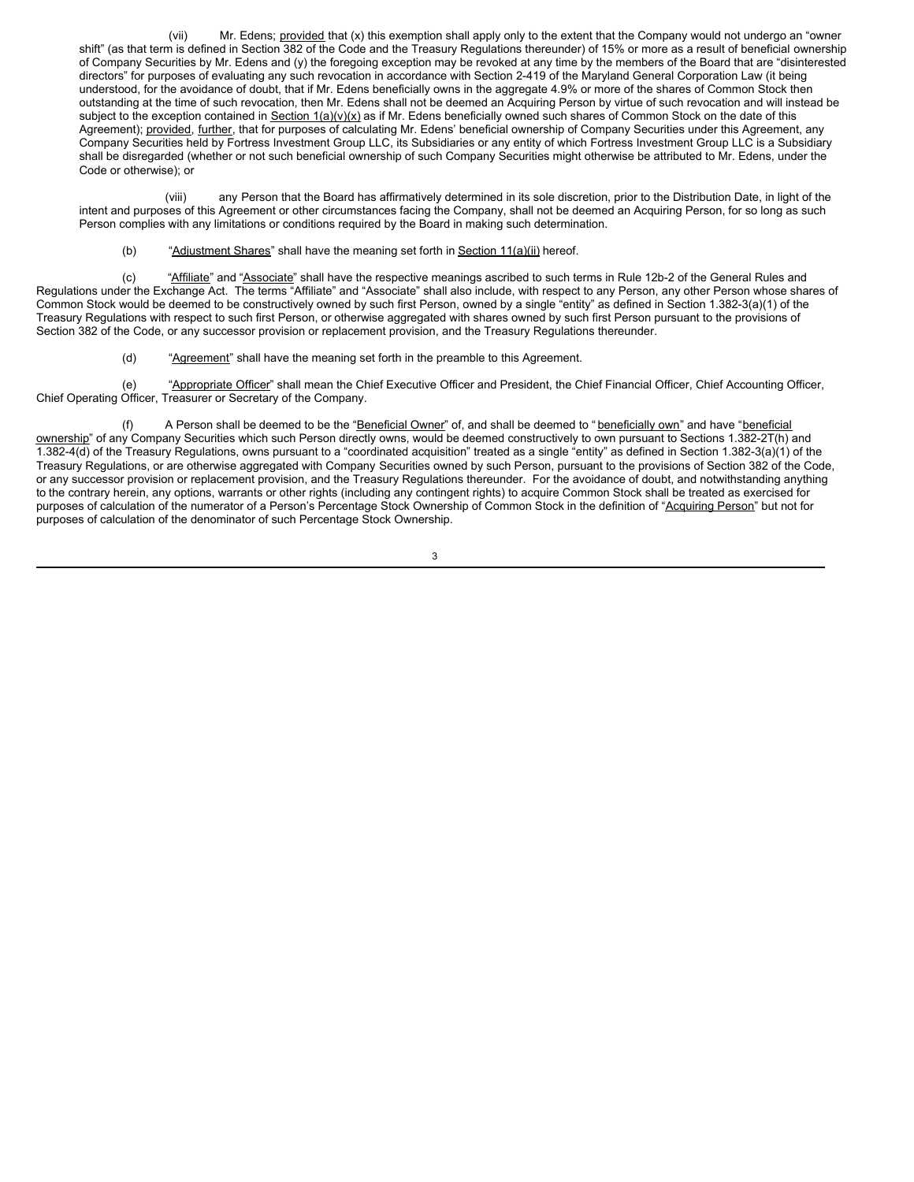(vii) Mr. Edens; provided that (x) this exemption shall apply only to the extent that the Company would not undergo an "owner shift" (as that term is defined in Section 382 of the Code and the Treasury Regulations thereunder) of 15% or more as a result of beneficial ownership of Company Securities by Mr. Edens and (y) the foregoing exception may be revoked at any time by the members of the Board that are "disinterested directors" for purposes of evaluating any such revocation in accordance with Section 2-419 of the Maryland General Corporation Law (it being understood, for the avoidance of doubt, that if Mr. Edens beneficially owns in the aggregate 4.9% or more of the shares of Common Stock then outstanding at the time of such revocation, then Mr. Edens shall not be deemed an Acquiring Person by virtue of such revocation and will instead be subject to the exception contained in Section 1(a)(v)(x) as if Mr. Edens beneficially owned such shares of Common Stock on the date of this Agreement); provided, further, that for purposes of calculating Mr. Edens' beneficial ownership of Company Securities under this Agreement, any Company Securities held by Fortress Investment Group LLC, its Subsidiaries or any entity of which Fortress Investment Group LLC is a Subsidiary shall be disregarded (whether or not such beneficial ownership of such Company Securities might otherwise be attributed to Mr. Edens, under the Code or otherwise); or

(viii) any Person that the Board has affirmatively determined in its sole discretion, prior to the Distribution Date, in light of the intent and purposes of this Agreement or other circumstances facing the Company, shall not be deemed an Acquiring Person, for so long as such Person complies with any limitations or conditions required by the Board in making such determination.

(b) "Adjustment Shares" shall have the meaning set forth in Section 11(a)(ii) hereof.

(c) "Affiliate" and "Associate" shall have the respective meanings ascribed to such terms in Rule 12b-2 of the General Rules and Regulations under the Exchange Act. The terms "Affiliate" and "Associate" shall also include, with respect to any Person, any other Person whose shares of Common Stock would be deemed to be constructively owned by such first Person, owned by a single "entity" as defined in Section 1.382-3(a)(1) of the Treasury Regulations with respect to such first Person, or otherwise aggregated with shares owned by such first Person pursuant to the provisions of Section 382 of the Code, or any successor provision or replacement provision, and the Treasury Regulations thereunder.

(d) "Agreement" shall have the meaning set forth in the preamble to this Agreement.

(e) "Appropriate Officer" shall mean the Chief Executive Officer and President, the Chief Financial Officer, Chief Accounting Officer, Chief Operating Officer, Treasurer or Secretary of the Company.

(f) A Person shall be deemed to be the "Beneficial Owner" of, and shall be deemed to "beneficially own" and have "beneficial ownership" of any Company Securities which such Person directly owns, would be deemed constructively to own pursuant to Sections 1.382-2T(h) and 1.382-4(d) of the Treasury Regulations, owns pursuant to a "coordinated acquisition" treated as a single "entity" as defined in Section 1.382-3(a)(1) of the Treasury Regulations, or are otherwise aggregated with Company Securities owned by such Person, pursuant to the provisions of Section 382 of the Code, or any successor provision or replacement provision, and the Treasury Regulations thereunder. For the avoidance of doubt, and notwithstanding anything to the contrary herein, any options, warrants or other rights (including any contingent rights) to acquire Common Stock shall be treated as exercised for purposes of calculation of the numerator of a Person's Percentage Stock Ownership of Common Stock in the definition of "Acquiring Person" but not for purposes of calculation of the denominator of such Percentage Stock Ownership.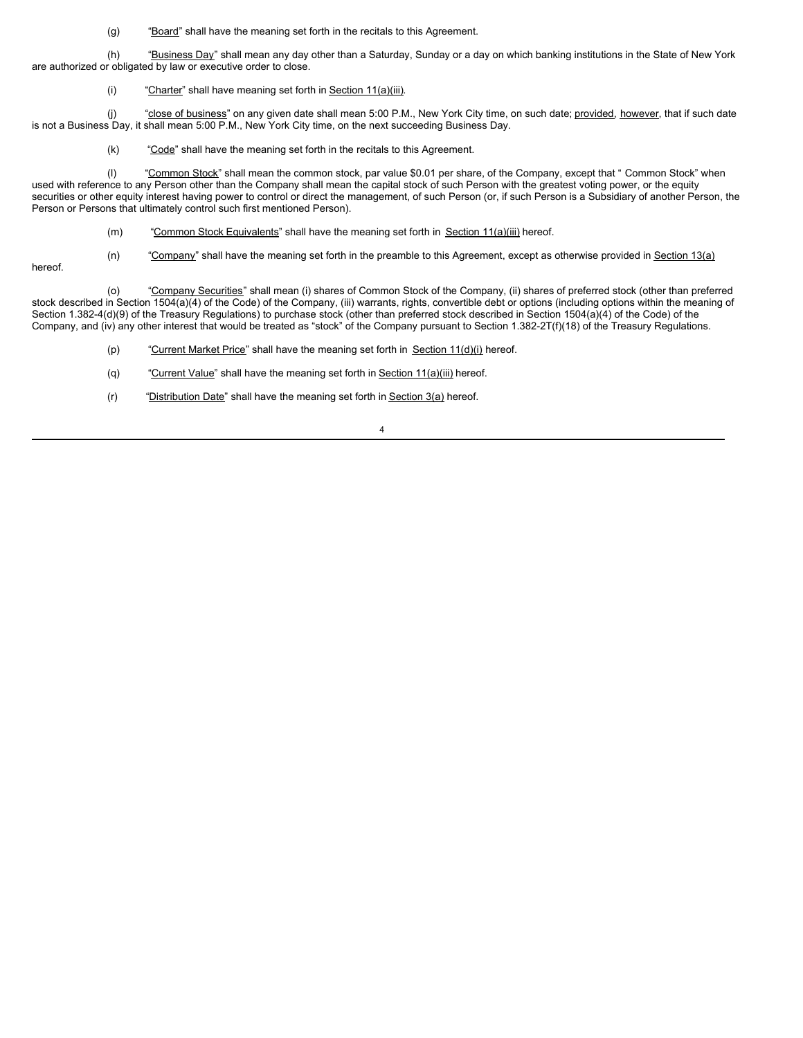(g) "Board" shall have the meaning set forth in the recitals to this Agreement.

(h) "Business Day" shall mean any day other than a Saturday, Sunday or a day on which banking institutions in the State of New York are authorized or obligated by law or executive order to close.

(i) "Charter" shall have meaning set forth in Section 11(a)(iii).

(j) "close of business" on any given date shall mean 5:00 P.M., New York City time, on such date; provided, however, that if such date is not a Business Day, it shall mean 5:00 P.M., New York City time, on the next succeeding Business Day.

(k) "Code" shall have the meaning set forth in the recitals to this Agreement.

(l) "Common Stock" shall mean the common stock, par value $0.01 per share, of the Company, except that " Common Stock" when used with reference to any Person other than the Company shall mean the capital stock of such Person with the greatest voting power, or the equity securities or other equity interest having power to control or direct the management, of such Person (or, if such Person is a Subsidiary of another Person, the Person or Persons that ultimately control such first mentioned Person).

(m) "Common Stock Equivalents" shall have the meaning set forth in Section 11(a)(iii) hereof.

(n) "Company" shall have the meaning set forth in the preamble to this Agreement, except as otherwise provided in Section 13(a) hereof.

(o) "Company Securities" shall mean (i) shares of Common Stock of the Company, (ii) shares of preferred stock (other than preferred stock described in Section 1504(a)(4) of the Code) of the Company, (iii) warrants, rights, convertible debt or options (including options within the meaning of Section 1.382-4(d)(9) of the Treasury Regulations) to purchase stock (other than preferred stock described in Section 1504(a)(4) of the Code) of the Company, and (iv) any other interest that would be treated as "stock" of the Company pursuant to Section 1.382-2T(f)(18) of the Treasury Regulations.

(p) "Current Market Price" shall have the meaning set forth in Section 11(d)(i) hereof.

(q) "Current Value" shall have the meaning set forth in Section 11(a)(iii) hereof.

(r) "Distribution Date" shall have the meaning set forth in Section 3(a) hereof.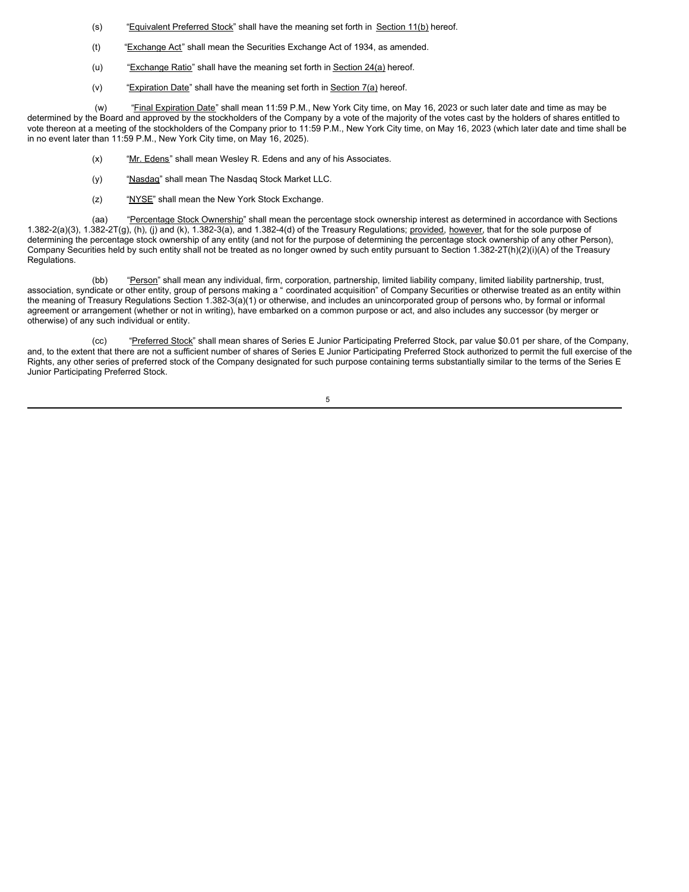(s) "Equivalent Preferred Stock" shall have the meaning set forth in Section 11(b) hereof.

(t) "Exchange Act" shall mean the Securities Exchange Act of 1934, as amended.

(u) "Exchange Ratio" shall have the meaning set forth in Section 24(a) hereof.

(v) "Expiration Date" shall have the meaning set forth in Section 7(a) hereof.

(w) "Final Expiration Date" shall mean 11:59 P.M., New York City time, on May 16, 2023 or such later date and time as may be determined by the Board and approved by the stockholders of the Company by a vote of the majority of the votes cast by the holders of shares entitled to vote thereon at a meeting of the stockholders of the Company prior to 11:59 P.M., New York City time, on May 16, 2023 (which later date and time shall be in no event later than 11:59 P.M., New York City time, on May 16, 2025).

(x) "Mr. Edens" shall mean Wesley R. Edens and any of his Associates.

(y) "Nasdaq" shall mean The Nasdaq Stock Market LLC.

(z) "NYSE" shall mean the New York Stock Exchange.

(aa) "Percentage Stock Ownership" shall mean the percentage stock ownership interest as determined in accordance with Sections 1.382-2(a)(3), 1.382-2T(g), (h), (j) and (k), 1.382-3(a), and 1.382-4(d) of the Treasury Regulations; provided, however, that for the sole purpose of determining the percentage stock ownership of any entity (and not for the purpose of determining the percentage stock ownership of any other Person), Company Securities held by such entity shall not be treated as no longer owned by such entity pursuant to Section 1.382-2T(h)(2)(i)(A) of the Treasury Regulations.

(bb) "Person" shall mean any individual, firm, corporation, partnership, limited liability company, limited liability partnership, trust, association, syndicate or other entity, group of persons making a " coordinated acquisition" of Company Securities or otherwise treated as an entity within the meaning of Treasury Regulations Section 1.382-3(a)(1) or otherwise, and includes an unincorporated group of persons who, by formal or informal agreement or arrangement (whether or not in writing), have embarked on a common purpose or act, and also includes any successor (by merger or otherwise) of any such individual or entity.

(cc) "Preferred Stock" shall mean shares of Series E Junior Participating Preferred Stock, par value $0.01 per share, of the Company, and, to the extent that there are not a sufficient number of shares of Series E Junior Participating Preferred Stock authorized to permit the full exercise of the Rights, any other series of preferred stock of the Company designated for such purpose containing terms substantially similar to the terms of the Series E Junior Participating Preferred Stock.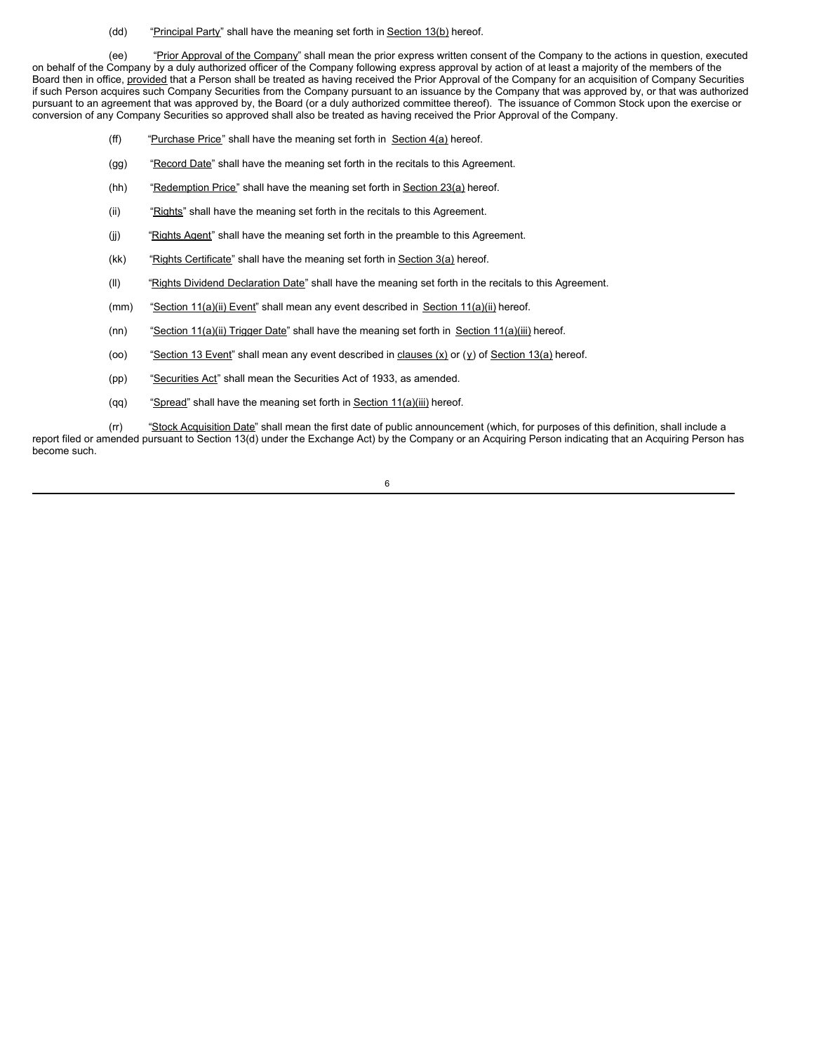(dd) "Principal Party" shall have the meaning set forth in Section 13(b) hereof.

(ee) "Prior Approval of the Company" shall mean the prior express written consent of the Company to the actions in question, executed on behalf of the Company by a duly authorized officer of the Company following express approval by action of at least a majority of the members of the Board then in office, provided that a Person shall be treated as having received the Prior Approval of the Company for an acquisition of Company Securities if such Person acquires such Company Securities from the Company pursuant to an issuance by the Company that was approved by, or that was authorized pursuant to an agreement that was approved by, the Board (or a duly authorized committee thereof). The issuance of Common Stock upon the exercise or conversion of any Company Securities so approved shall also be treated as having received the Prior Approval of the Company.

(ff) "Purchase Price" shall have the meaning set forth in Section 4(a) hereof.

(gg) "Record Date" shall have the meaning set forth in the recitals to this Agreement.

(hh) "Redemption Price" shall have the meaning set forth in Section 23(a) hereof.

(ii) "Rights" shall have the meaning set forth in the recitals to this Agreement.

(jj) "Rights Agent" shall have the meaning set forth in the preamble to this Agreement.

(kk) "Rights Certificate" shall have the meaning set forth in Section 3(a) hereof.

(ll) "Rights Dividend Declaration Date" shall have the meaning set forth in the recitals to this Agreement.

(mm) "Section 11(a)(ii) Event" shall mean any event described in Section 11(a)(ii) hereof.

(nn) "Section 11(a)(ii) Trigger Date" shall have the meaning set forth in Section 11(a)(iii) hereof.

(oo) "Section 13 Event" shall mean any event described in clauses (x) or (y) of Section 13(a) hereof.

(pp) "Securities Act" shall mean the Securities Act of 1933, as amended.

(qq) "Spread" shall have the meaning set forth in Section 11(a)(iii) hereof.

(rr) "Stock Acquisition Date" shall mean the first date of public announcement (which, for purposes of this definition, shall include a report filed or amended pursuant to Section 13(d) under the Exchange Act) by the Company or an Acquiring Person indicating that an Acquiring Person has become such.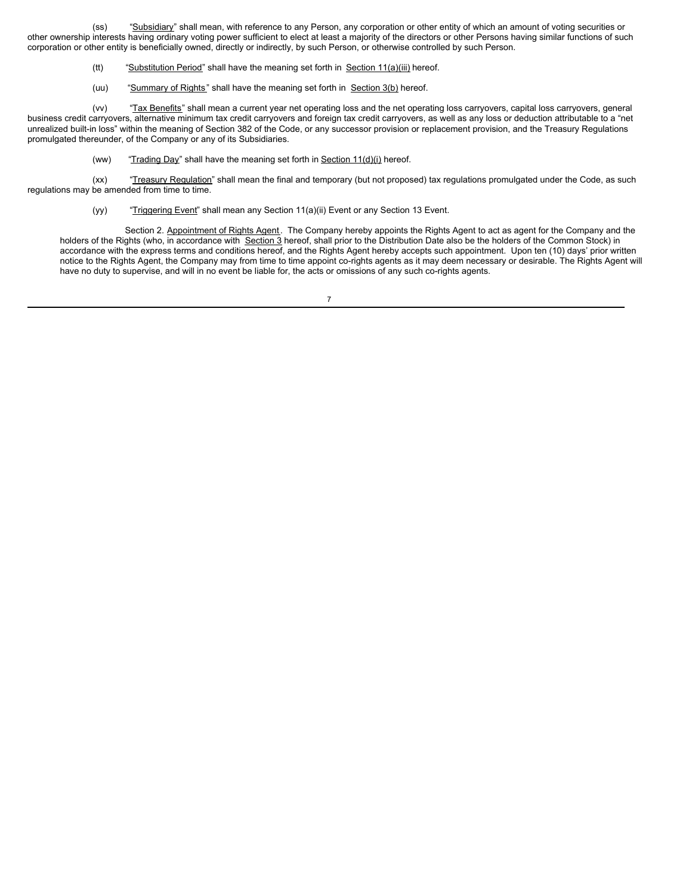(ss) "Subsidiary" shall mean, with reference to any Person, any corporation or other entity of which an amount of voting securities or other ownership interests having ordinary voting power sufficient to elect at least a majority of the directors or other Persons having similar functions of such corporation or other entity is beneficially owned, directly or indirectly, by such Person, or otherwise controlled by such Person.

(tt) "Substitution Period" shall have the meaning set forth in Section 11(a)(iii) hereof.

(uu) "Summary of Rights" shall have the meaning set forth in Section 3(b) hereof.

(vv) "Tax Benefits" shall mean a current year net operating loss and the net operating loss carryovers, capital loss carryovers, general business credit carryovers, alternative minimum tax credit carryovers and foreign tax credit carryovers, as well as any loss or deduction attributable to a "net unrealized built-in loss" within the meaning of Section 382 of the Code, or any successor provision or replacement provision, and the Treasury Regulations promulgated thereunder, of the Company or any of its Subsidiaries.

(ww) "Trading Day" shall have the meaning set forth in Section 11(d)(i) hereof.

(xx) "Treasury Regulation" shall mean the final and temporary (but not proposed) tax regulations promulgated under the Code, as such regulations may be amended from time to time.

(yy) "Triggering Event" shall mean any Section 11(a)(ii) Event or any Section 13 Event.

Section 2. Appointment of Rights Agent. The Company hereby appoints the Rights Agent to act as agent for the Company and the holders of the Rights (who, in accordance with Section 3 hereof, shall prior to the Distribution Date also be the holders of the Common Stock) in accordance with the express terms and conditions hereof, and the Rights Agent hereby accepts such appointment. Upon ten (10) days' prior written notice to the Rights Agent, the Company may from time to time appoint co-rights agents as it may deem necessary or desirable. The Rights Agent will have no duty to supervise, and will in no event be liable for, the acts or omissions of any such co-rights agents.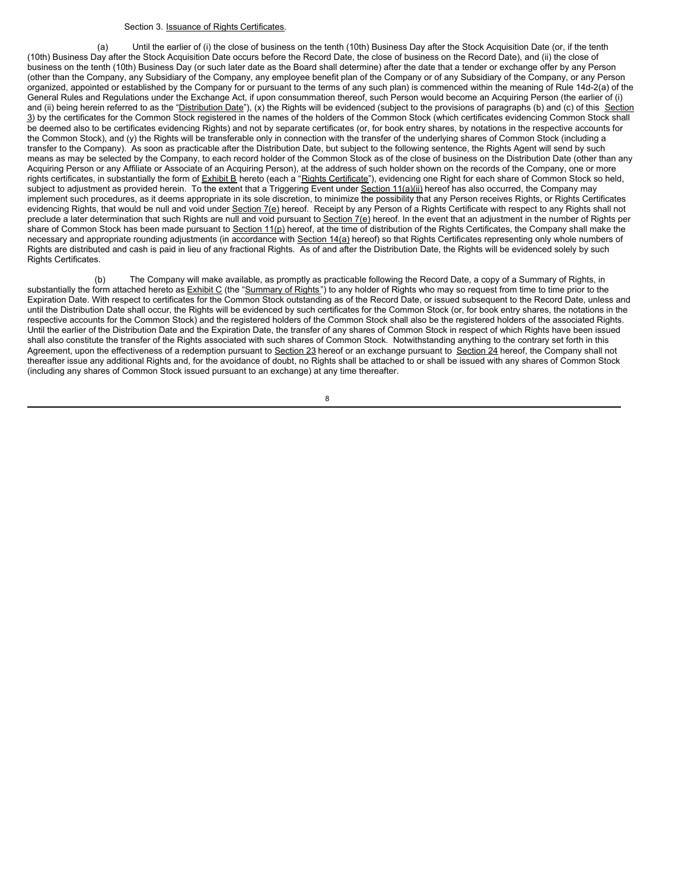Section 3. Issuance of Rights Certificates.

(a) Until the earlier of (i) the close of business on the tenth (10th) Business Day after the Stock Acquisition Date (or, if the tenth (10th) Business Day after the Stock Acquisition Date occurs before the Record Date, the close of business on the Record Date), and (ii) the close of business on the tenth (10th) Business Day (or such later date as the Board shall determine) after the date that a tender or exchange offer by any Person (other than the Company, any Subsidiary of the Company, any employee benefit plan of the Company or of any Subsidiary of the Company, or any Person organized, appointed or established by the Company for or pursuant to the terms of any such plan) is commenced within the meaning of Rule 14d-2(a) of the General Rules and Regulations under the Exchange Act, if upon consummation thereof, such Person would become an Acquiring Person (the earlier of (i) and (ii) being herein referred to as the "Distribution Date"), (x) the Rights will be evidenced (subject to the provisions of paragraphs (b) and (c) of this Section 3) by the certificates for the Common Stock registered in the names of the holders of the Common Stock (which certificates evidencing Common Stock shall be deemed also to be certificates evidencing Rights) and not by separate certificates (or, for book entry shares, by notations in the respective accounts for the Common Stock), and (y) the Rights will be transferable only in connection with the transfer of the underlying shares of Common Stock (including a transfer to the Company). As soon as practicable after the Distribution Date, but subject to the following sentence, the Rights Agent will send by such means as may be selected by the Company, to each record holder of the Common Stock as of the close of business on the Distribution Date (other than any Acquiring Person or any Affiliate or Associate of an Acquiring Person), at the address of such holder shown on the records of the Company, one or more rights certificates, in substantially the form of Exhibit B hereto (each a "Rights Certificate"), evidencing one Right for each share of Common Stock so held, subject to adjustment as provided herein. To the extent that a Triggering Event under Section 11(a)(ii) hereof has also occurred, the Company may implement such procedures, as it deems appropriate in its sole discretion, to minimize the possibility that any Person receives Rights, or Rights Certificates evidencing Rights, that would be null and void under Section 7(e) hereof. Receipt by any Person of a Rights Certificate with respect to any Rights shall not preclude a later determination that such Rights are null and void pursuant to Section 7(e) hereof. In the event that an adjustment in the number of Rights per share of Common Stock has been made pursuant to Section 11(p) hereof, at the time of distribution of the Rights Certificates, the Company shall make the necessary and appropriate rounding adjustments (in accordance with Section 14(a) hereof) so that Rights Certificates representing only whole numbers of Rights are distributed and cash is paid in lieu of any fractional Rights. As of and after the Distribution Date, the Rights will be evidenced solely by such Rights Certificates.

(b) The Company will make available, as promptly as practicable following the Record Date, a copy of a Summary of Rights, in substantially the form attached hereto as Exhibit C (the "Summary of Rights") to any holder of Rights who may so request from time to time prior to the Expiration Date. With respect to certificates for the Common Stock outstanding as of the Record Date, or issued subsequent to the Record Date, unless and until the Distribution Date shall occur, the Rights will be evidenced by such certificates for the Common Stock (or, for book entry shares, the notations in the respective accounts for the Common Stock) and the registered holders of the Common Stock shall also be the registered holders of the associated Rights. Until the earlier of the Distribution Date and the Expiration Date, the transfer of any shares of Common Stock in respect of which Rights have been issued shall also constitute the transfer of the Rights associated with such shares of Common Stock. Notwithstanding anything to the contrary set forth in this Agreement, upon the effectiveness of a redemption pursuant to Section 23 hereof or an exchange pursuant to Section 24 hereof, the Company shall not thereafter issue any additional Rights and, for the avoidance of doubt, no Rights shall be attached to or shall be issued with any shares of Common Stock (including any shares of Common Stock issued pursuant to an exchange) at any time thereafter.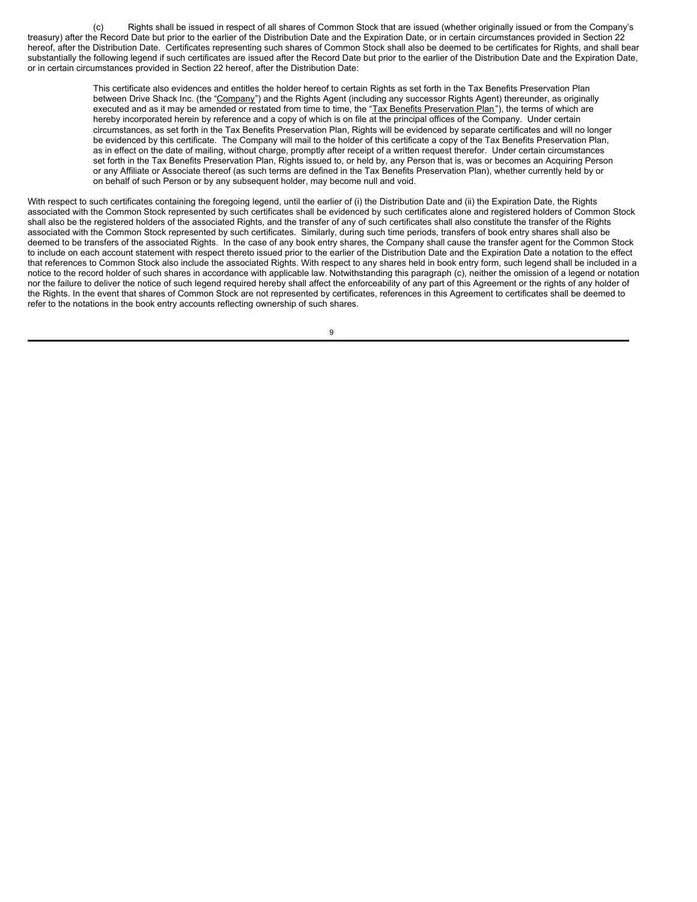(c) Rights shall be issued in respect of all shares of Common Stock that are issued (whether originally issued or from the Company's treasury) after the Record Date but prior to the earlier of the Distribution Date and the Expiration Date, or in certain circumstances provided in Section 22 hereof, after the Distribution Date. Certificates representing such shares of Common Stock shall also be deemed to be certificates for Rights, and shall bear substantially the following legend if such certificates are issued after the Record Date but prior to the earlier of the Distribution Date and the Expiration Date, or in certain circumstances provided in Section 22 hereof, after the Distribution Date:

> This certificate also evidences and entitles the holder hereof to certain Rights as set forth in the Tax Benefits Preservation Plan between Drive Shack Inc. (the "Company") and the Rights Agent (including any successor Rights Agent) thereunder, as originally executed and as it may be amended or restated from time to time, the "Tax Benefits Preservation Plan"), the terms of which are hereby incorporated herein by reference and a copy of which is on file at the principal offices of the Company. Under certain circumstances, as set forth in the Tax Benefits Preservation Plan, Rights will be evidenced by separate certificates and will no longer be evidenced by this certificate. The Company will mail to the holder of this certificate a copy of the Tax Benefits Preservation Plan, as in effect on the date of mailing, without charge, promptly after receipt of a written request therefor. Under certain circumstances set forth in the Tax Benefits Preservation Plan, Rights issued to, or held by, any Person that is, was or becomes an Acquiring Person or any Affiliate or Associate thereof (as such terms are defined in the Tax Benefits Preservation Plan), whether currently held by or on behalf of such Person or by any subsequent holder, may become null and void.

With respect to such certificates containing the foregoing legend, until the earlier of (i) the Distribution Date and (ii) the Expiration Date, the Rights associated with the Common Stock represented by such certificates shall be evidenced by such certificates alone and registered holders of Common Stock shall also be the registered holders of the associated Rights, and the transfer of any of such certificates shall also constitute the transfer of the Rights associated with the Common Stock represented by such certificates. Similarly, during such time periods, transfers of book entry shares shall also be deemed to be transfers of the associated Rights. In the case of any book entry shares, the Company shall cause the transfer agent for the Common Stock to include on each account statement with respect thereto issued prior to the earlier of the Distribution Date and the Expiration Date a notation to the effect that references to Common Stock also include the associated Rights. With respect to any shares held in book entry form, such legend shall be included in a notice to the record holder of such shares in accordance with applicable law. Notwithstanding this paragraph (c), neither the omission of a legend or notation nor the failure to deliver the notice of such legend required hereby shall affect the enforceability of any part of this Agreement or the rights of any holder of the Rights. In the event that shares of Common Stock are not represented by certificates, references in this Agreement to certificates shall be deemed to refer to the notations in the book entry accounts reflecting ownership of such shares.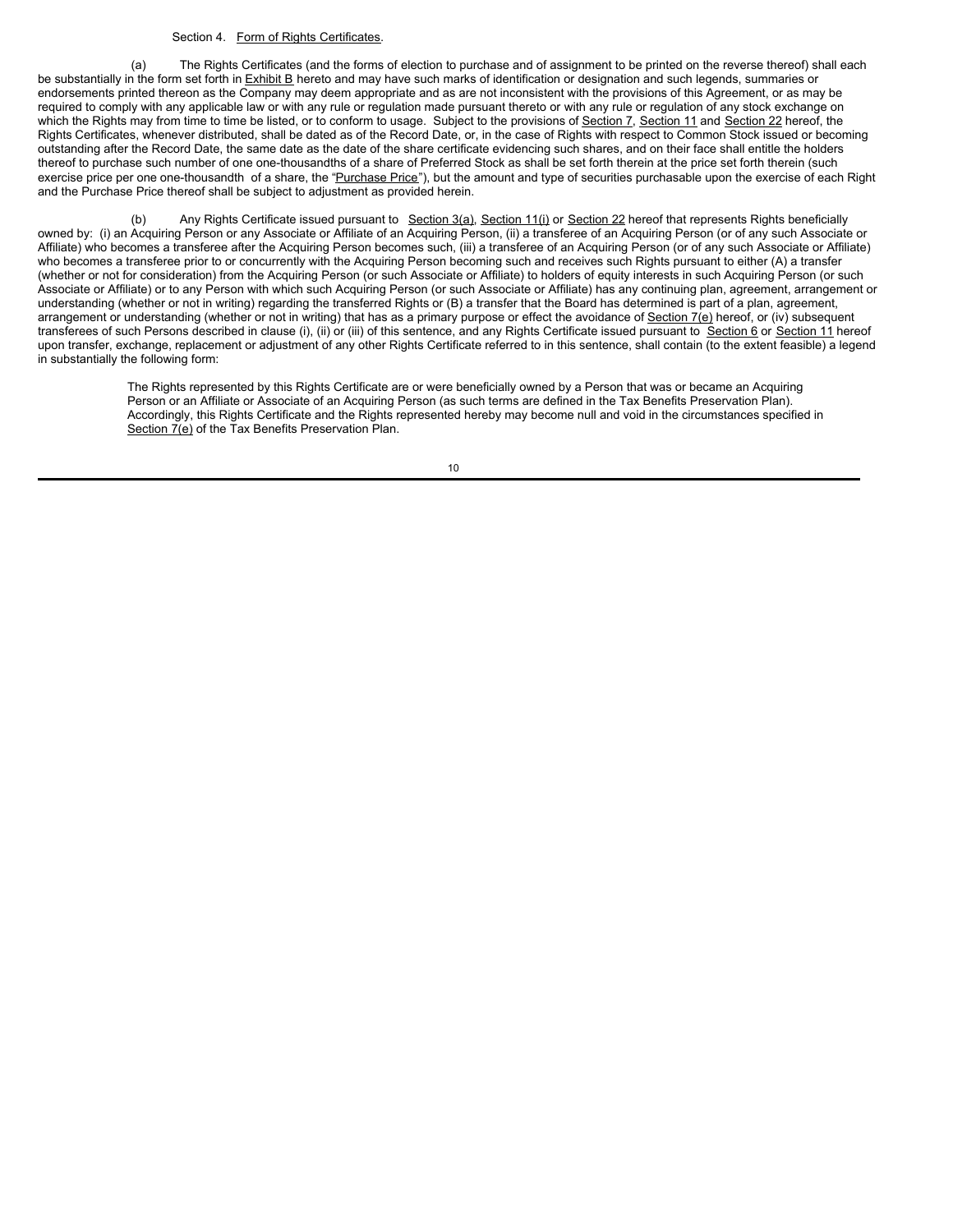Section 4. Form of Rights Certificates.

(a) The Rights Certificates (and the forms of election to purchase and of assignment to be printed on the reverse thereof) shall each be substantially in the form set forth in Exhibit B hereto and may have such marks of identification or designation and such legends, summaries or endorsements printed thereon as the Company may deem appropriate and as are not inconsistent with the provisions of this Agreement, or as may be required to comply with any applicable law or with any rule or regulation made pursuant thereto or with any rule or regulation of any stock exchange on which the Rights may from time to time be listed, or to conform to usage. Subject to the provisions of Section 7, Section 11 and Section 22 hereof, the Rights Certificates, whenever distributed, shall be dated as of the Record Date, or, in the case of Rights with respect to Common Stock issued or becoming outstanding after the Record Date, the same date as the date of the share certificate evidencing such shares, and on their face shall entitle the holders thereof to purchase such number of one one-thousandths of a share of Preferred Stock as shall be set forth therein at the price set forth therein (such exercise price per one one-thousandth of a share, the "Purchase Price"), but the amount and type of securities purchasable upon the exercise of each Right and the Purchase Price thereof shall be subject to adjustment as provided herein.

(b) Any Rights Certificate issued pursuant to Section 3(a), Section 11(i) or Section 22 hereof that represents Rights beneficially owned by: (i) an Acquiring Person or any Associate or Affiliate of an Acquiring Person, (ii) a transferee of an Acquiring Person (or of any such Associate or Affiliate) who becomes a transferee after the Acquiring Person becomes such, (iii) a transferee of an Acquiring Person (or of any such Associate or Affiliate) who becomes a transferee prior to or concurrently with the Acquiring Person becoming such and receives such Rights pursuant to either (A) a transfer (whether or not for consideration) from the Acquiring Person (or such Associate or Affiliate) to holders of equity interests in such Acquiring Person (or such Associate or Affiliate) or to any Person with which such Acquiring Person (or such Associate or Affiliate) has any continuing plan, agreement, arrangement or understanding (whether or not in writing) regarding the transferred Rights or (B) a transfer that the Board has determined is part of a plan, agreement, arrangement or understanding (whether or not in writing) that has as a primary purpose or effect the avoidance of Section 7(e) hereof, or (iv) subsequent transferees of such Persons described in clause (i), (ii) or (iii) of this sentence, and any Rights Certificate issued pursuant to Section 6 or Section 11 hereof upon transfer, exchange, replacement or adjustment of any other Rights Certificate referred to in this sentence, shall contain (to the extent feasible) a legend in substantially the following form:

> The Rights represented by this Rights Certificate are or were beneficially owned by a Person that was or became an Acquiring Person or an Affiliate or Associate of an Acquiring Person (as such terms are defined in the Tax Benefits Preservation Plan). Accordingly, this Rights Certificate and the Rights represented hereby may become null and void in the circumstances specified in Section 7(e) of the Tax Benefits Preservation Plan.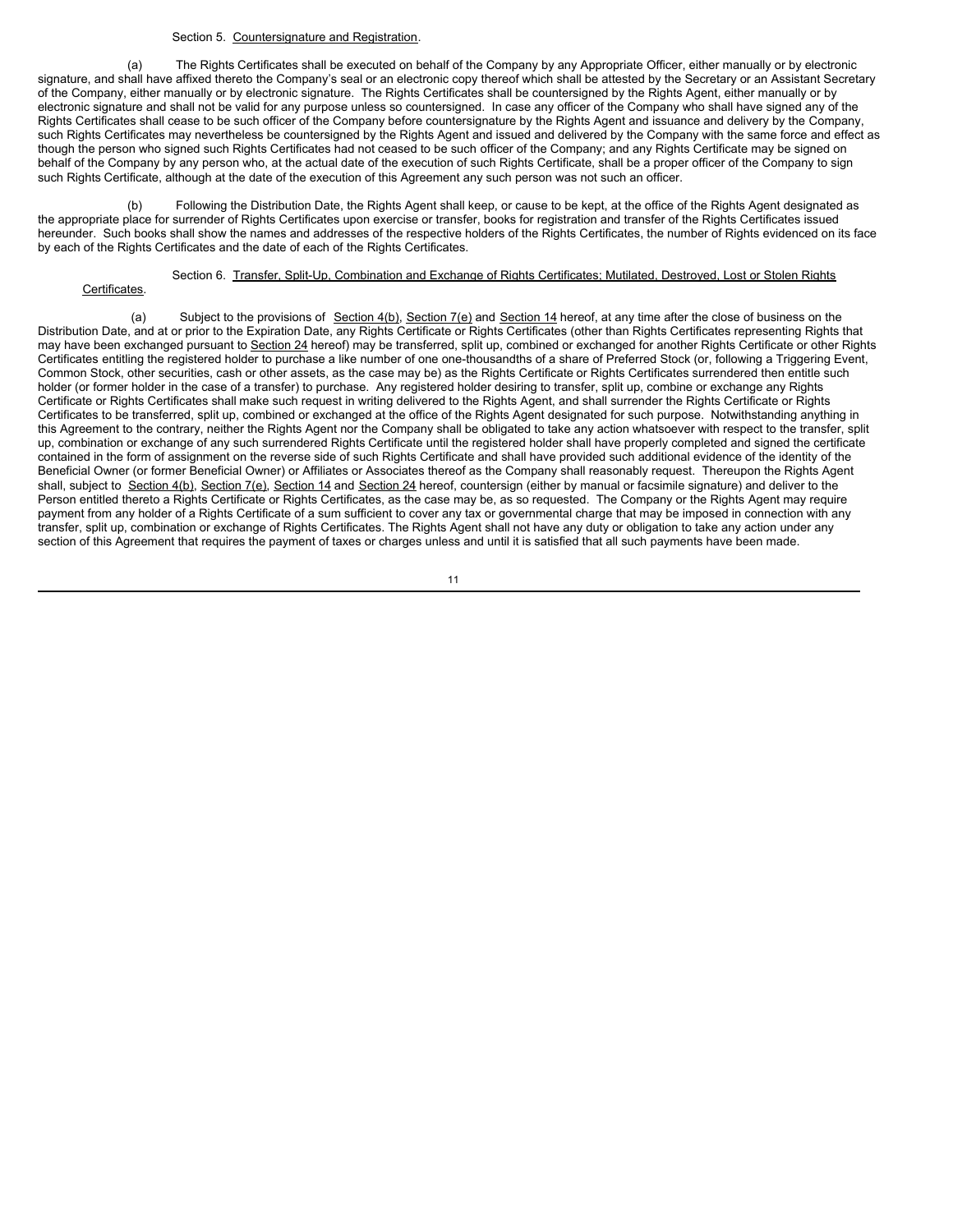Section 5. Countersignature and Registration.

(a) The Rights Certificates shall be executed on behalf of the Company by any Appropriate Officer, either manually or by electronic signature, and shall have affixed thereto the Company's seal or an electronic copy thereof which shall be attested by the Secretary or an Assistant Secretary of the Company, either manually or by electronic signature. The Rights Certificates shall be countersigned by the Rights Agent, either manually or by electronic signature and shall not be valid for any purpose unless so countersigned. In case any officer of the Company who shall have signed any of the Rights Certificates shall cease to be such officer of the Company before countersignature by the Rights Agent and issuance and delivery by the Company, such Rights Certificates may nevertheless be countersigned by the Rights Agent and issued and delivered by the Company with the same force and effect as though the person who signed such Rights Certificates had not ceased to be such officer of the Company; and any Rights Certificate may be signed on behalf of the Company by any person who, at the actual date of the execution of such Rights Certificate, shall be a proper officer of the Company to sign such Rights Certificate, although at the date of the execution of this Agreement any such person was not such an officer.

(b) Following the Distribution Date, the Rights Agent shall keep, or cause to be kept, at the office of the Rights Agent designated as the appropriate place for surrender of Rights Certificates upon exercise or transfer, books for registration and transfer of the Rights Certificates issued hereunder. Such books shall show the names and addresses of the respective holders of the Rights Certificates, the number of Rights evidenced on its face by each of the Rights Certificates and the date of each of the Rights Certificates.

Section 6. Transfer, Split-Up, Combination and Exchange of Rights Certificates; Mutilated, Destroyed, Lost or Stolen Rights Certificates.

(a) Subject to the provisions of Section 4(b), Section 7(e) and Section 14 hereof, at any time after the close of business on the Distribution Date, and at or prior to the Expiration Date, any Rights Certificate or Rights Certificates (other than Rights Certificates representing Rights that may have been exchanged pursuant to Section 24 hereof) may be transferred, split up, combined or exchanged for another Rights Certificate or other Rights Certificates entitling the registered holder to purchase a like number of one one-thousandths of a share of Preferred Stock (or, following a Triggering Event, Common Stock, other securities, cash or other assets, as the case may be) as the Rights Certificate or Rights Certificates surrendered then entitle such holder (or former holder in the case of a transfer) to purchase. Any registered holder desiring to transfer, split up, combine or exchange any Rights Certificate or Rights Certificates shall make such request in writing delivered to the Rights Agent, and shall surrender the Rights Certificate or Rights Certificates to be transferred, split up, combined or exchanged at the office of the Rights Agent designated for such purpose. Notwithstanding anything in this Agreement to the contrary, neither the Rights Agent nor the Company shall be obligated to take any action whatsoever with respect to the transfer, split up, combination or exchange of any such surrendered Rights Certificate until the registered holder shall have properly completed and signed the certificate contained in the form of assignment on the reverse side of such Rights Certificate and shall have provided such additional evidence of the identity of the Beneficial Owner (or former Beneficial Owner) or Affiliates or Associates thereof as the Company shall reasonably request. Thereupon the Rights Agent shall, subject to Section 4(b), Section 7(e), Section 14 and Section 24 hereof, countersign (either by manual or facsimile signature) and deliver to the Person entitled thereto a Rights Certificate or Rights Certificates, as the case may be, as so requested. The Company or the Rights Agent may require payment from any holder of a Rights Certificate of a sum sufficient to cover any tax or governmental charge that may be imposed in connection with any transfer, split up, combination or exchange of Rights Certificates. The Rights Agent shall not have any duty or obligation to take any action under any section of this Agreement that requires the payment of taxes or charges unless and until it is satisfied that all such payments have been made.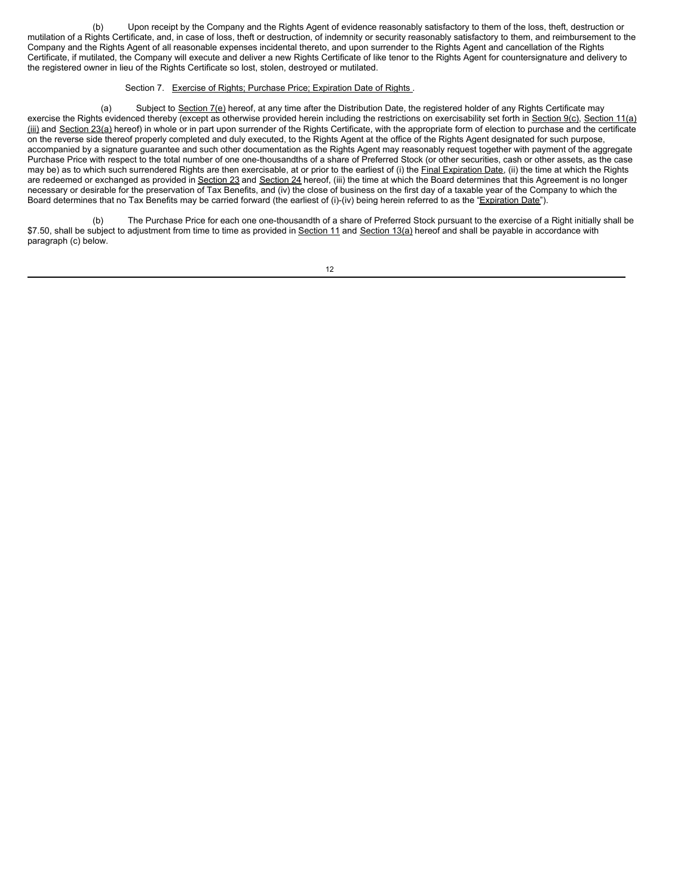(b) Upon receipt by the Company and the Rights Agent of evidence reasonably satisfactory to them of the loss, theft, destruction or mutilation of a Rights Certificate, and, in case of loss, theft or destruction, of indemnity or security reasonably satisfactory to them, and reimbursement to the Company and the Rights Agent of all reasonable expenses incidental thereto, and upon surrender to the Rights Agent and cancellation of the Rights Certificate, if mutilated, the Company will execute and deliver a new Rights Certificate of like tenor to the Rights Agent for countersignature and delivery to the registered owner in lieu of the Rights Certificate so lost, stolen, destroyed or mutilated.

Section 7. Exercise of Rights; Purchase Price; Expiration Date of Rights.

(a) Subject to Section 7(e) hereof, at any time after the Distribution Date, the registered holder of any Rights Certificate may exercise the Rights evidenced thereby (except as otherwise provided herein including the restrictions on exercisability set forth in Section 9(c), Section 11(a)(iii) and Section 23(a) hereof) in whole or in part upon surrender of the Rights Certificate, with the appropriate form of election to purchase and the certificate on the reverse side thereof properly completed and duly executed, to the Rights Agent at the office of the Rights Agent designated for such purpose, accompanied by a signature guarantee and such other documentation as the Rights Agent may reasonably request together with payment of the aggregate Purchase Price with respect to the total number of one one-thousandths of a share of Preferred Stock (or other securities, cash or other assets, as the case may be) as to which such surrendered Rights are then exercisable, at or prior to the earliest of (i) the Final Expiration Date, (ii) the time at which the Rights are redeemed or exchanged as provided in Section 23 and Section 24 hereof, (iii) the time at which the Board determines that this Agreement is no longer necessary or desirable for the preservation of Tax Benefits, and (iv) the close of business on the first day of a taxable year of the Company to which the Board determines that no Tax Benefits may be carried forward (the earliest of (i)-(iv) being herein referred to as the "Expiration Date").

(b) The Purchase Price for each one one-thousandth of a share of Preferred Stock pursuant to the exercise of a Right initially shall be \$7.50, shall be subject to adjustment from time to time as provided in Section 11 and Section 13(a) hereof and shall be payable in accordance with paragraph (c) below.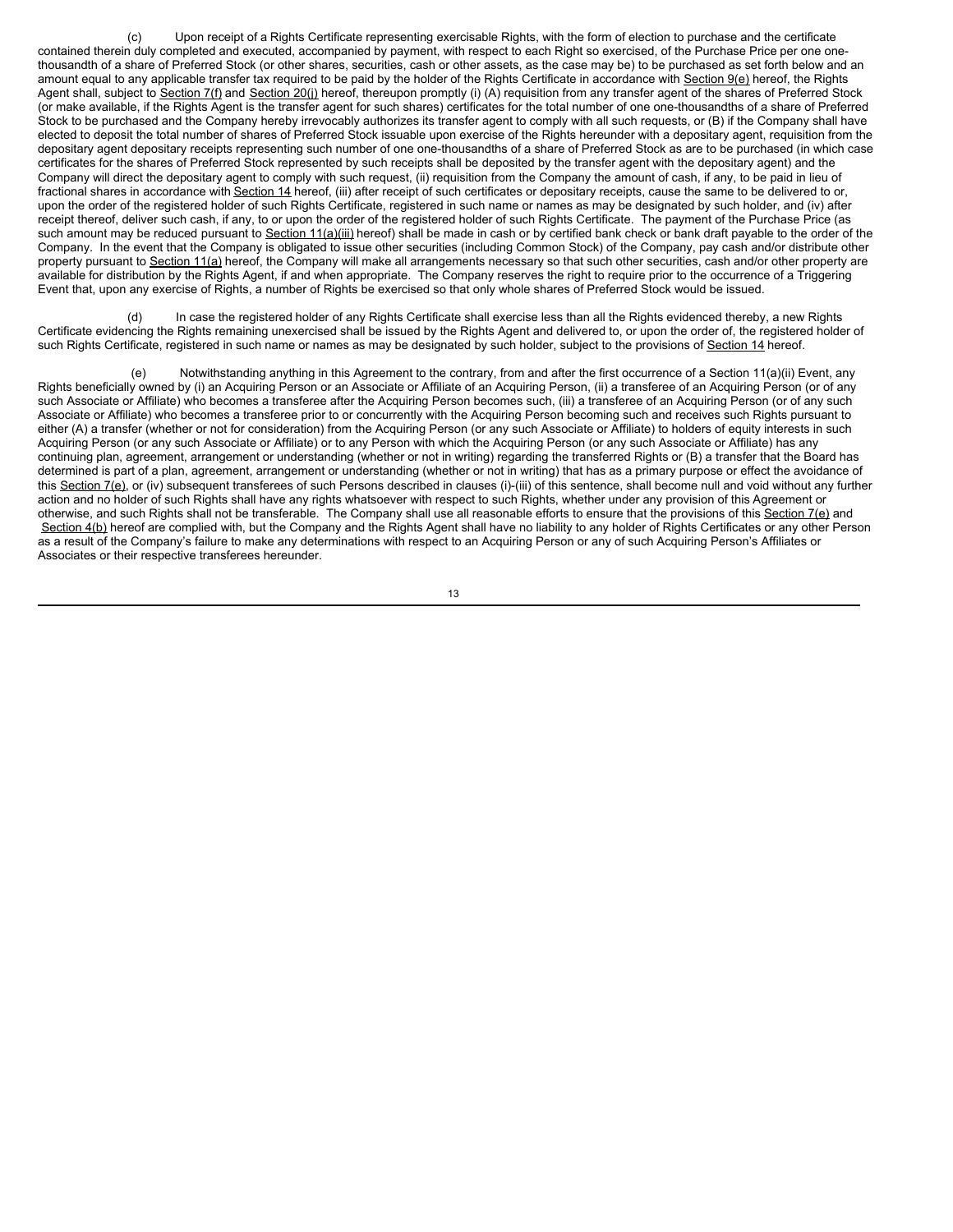(c) Upon receipt of a Rights Certificate representing exercisable Rights, with the form of election to purchase and the certificate contained therein duly completed and executed, accompanied by payment, with respect to each Right so exercised, of the Purchase Price per one one-thousandth of a share of Preferred Stock (or other shares, securities, cash or other assets, as the case may be) to be purchased as set forth below and an amount equal to any applicable transfer tax required to be paid by the holder of the Rights Certificate in accordance with Section 9(e) hereof, the Rights Agent shall, subject to Section 7(f) and Section 20(j) hereof, thereupon promptly (i) (A) requisition from any transfer agent of the shares of Preferred Stock (or make available, if the Rights Agent is the transfer agent for such shares) certificates for the total number of one one-thousandths of a share of Preferred Stock to be purchased and the Company hereby irrevocably authorizes its transfer agent to comply with all such requests, or (B) if the Company shall have elected to deposit the total number of shares of Preferred Stock issuable upon exercise of the Rights hereunder with a depositary agent, requisition from the depositary agent depositary receipts representing such number of one one-thousandths of a share of Preferred Stock as are to be purchased (in which case certificates for the shares of Preferred Stock represented by such receipts shall be deposited by the transfer agent with the depositary agent) and the Company will direct the depositary agent to comply with such request, (ii) requisition from the Company the amount of cash, if any, to be paid in lieu of fractional shares in accordance with Section 14 hereof, (iii) after receipt of such certificates or depositary receipts, cause the same to be delivered to or, upon the order of the registered holder of such Rights Certificate, registered in such name or names as may be designated by such holder, and (iv) after receipt thereof, deliver such cash, if any, to or upon the order of the registered holder of such Rights Certificate. The payment of the Purchase Price (as such amount may be reduced pursuant to Section 11(a)(iii) hereof) shall be made in cash or by certified bank check or bank draft payable to the order of the Company. In the event that the Company is obligated to issue other securities (including Common Stock) of the Company, pay cash and/or distribute other property pursuant to Section 11(a) hereof, the Company will make all arrangements necessary so that such other securities, cash and/or other property are available for distribution by the Rights Agent, if and when appropriate. The Company reserves the right to require prior to the occurrence of a Triggering Event that, upon any exercise of Rights, a number of Rights be exercised so that only whole shares of Preferred Stock would be issued.

(d) In case the registered holder of any Rights Certificate shall exercise less than all the Rights evidenced thereby, a new Rights Certificate evidencing the Rights remaining unexercised shall be issued by the Rights Agent and delivered to, or upon the order of, the registered holder of such Rights Certificate, registered in such name or names as may be designated by such holder, subject to the provisions of Section 14 hereof.

(e) Notwithstanding anything in this Agreement to the contrary, from and after the first occurrence of a Section 11(a)(ii) Event, any Rights beneficially owned by (i) an Acquiring Person or an Associate or Affiliate of an Acquiring Person, (ii) a transferee of an Acquiring Person (or of any such Associate or Affiliate) who becomes a transferee after the Acquiring Person becomes such, (iii) a transferee of an Acquiring Person (or of any such Associate or Affiliate) who becomes a transferee prior to or concurrently with the Acquiring Person becoming such and receives such Rights pursuant to either (A) a transfer (whether or not for consideration) from the Acquiring Person (or any such Associate or Affiliate) to holders of equity interests in such Acquiring Person (or any such Associate or Affiliate) or to any Person with which the Acquiring Person (or any such Associate or Affiliate) has any continuing plan, agreement, arrangement or understanding (whether or not in writing) regarding the transferred Rights or (B) a transfer that the Board has determined is part of a plan, agreement, arrangement or understanding (whether or not in writing) that has as a primary purpose or effect the avoidance of this Section 7(e), or (iv) subsequent transferees of such Persons described in clauses (i)-(iii) of this sentence, shall become null and void without any further action and no holder of such Rights shall have any rights whatsoever with respect to such Rights, whether under any provision of this Agreement or otherwise, and such Rights shall not be transferable. The Company shall use all reasonable efforts to ensure that the provisions of this Section 7(e) and Section 4(b) hereof are complied with, but the Company and the Rights Agent shall have no liability to any holder of Rights Certificates or any other Person as a result of the Company's failure to make any determinations with respect to an Acquiring Person or any of such Acquiring Person's Affiliates or Associates or their respective transferees hereunder.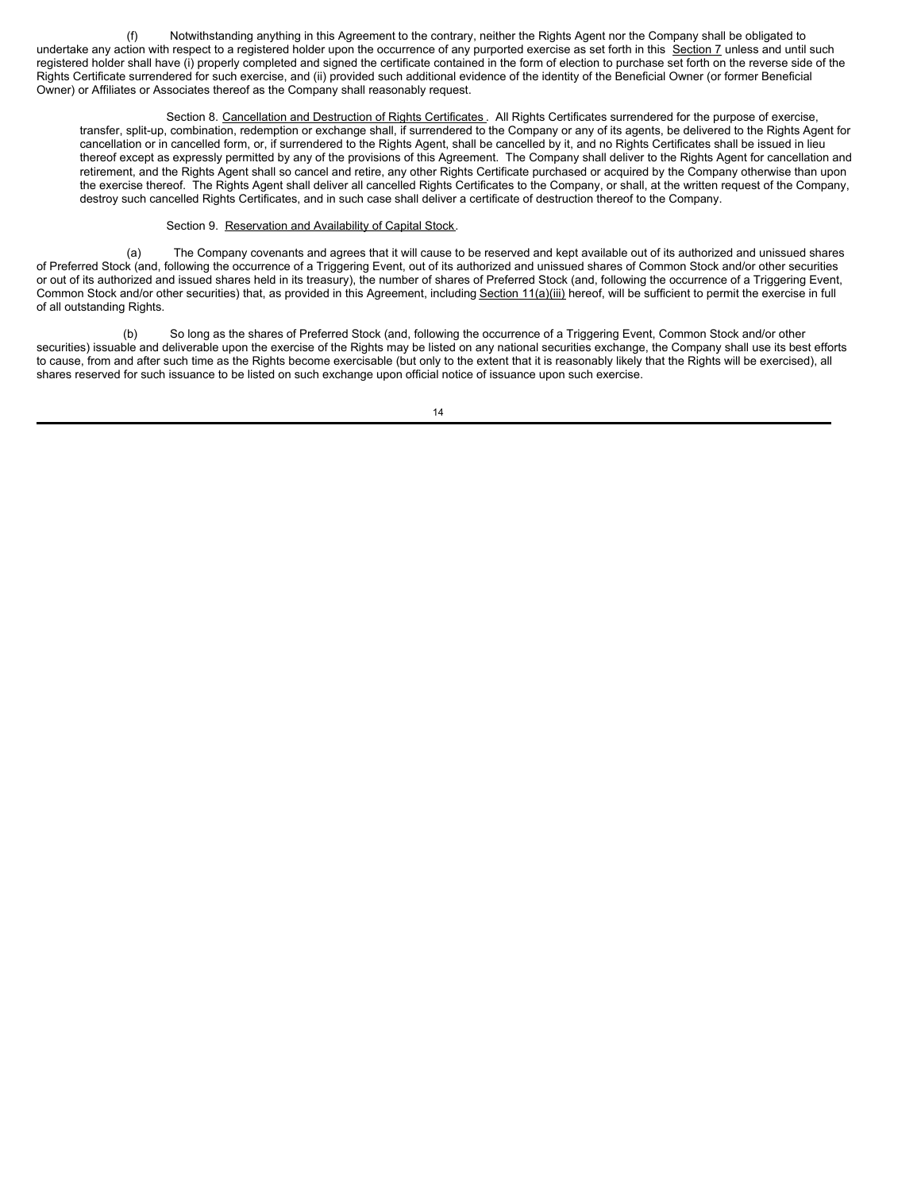(f) Notwithstanding anything in this Agreement to the contrary, neither the Rights Agent nor the Company shall be obligated to undertake any action with respect to a registered holder upon the occurrence of any purported exercise as set forth in this Section 7 unless and until such registered holder shall have (i) properly completed and signed the certificate contained in the form of election to purchase set forth on the reverse side of the Rights Certificate surrendered for such exercise, and (ii) provided such additional evidence of the identity of the Beneficial Owner (or former Beneficial Owner) or Affiliates or Associates thereof as the Company shall reasonably request.

Section 8. Cancellation and Destruction of Rights Certificates. All Rights Certificates surrendered for the purpose of exercise, transfer, split-up, combination, redemption or exchange shall, if surrendered to the Company or any of its agents, be delivered to the Rights Agent for cancellation or in cancelled form, or, if surrendered to the Rights Agent, shall be cancelled by it, and no Rights Certificates shall be issued in lieu thereof except as expressly permitted by any of the provisions of this Agreement. The Company shall deliver to the Rights Agent for cancellation and retirement, and the Rights Agent shall so cancel and retire, any other Rights Certificate purchased or acquired by the Company otherwise than upon the exercise thereof. The Rights Agent shall deliver all cancelled Rights Certificates to the Company, or shall, at the written request of the Company, destroy such cancelled Rights Certificates, and in such case shall deliver a certificate of destruction thereof to the Company.

Section 9. Reservation and Availability of Capital Stock.

(a) The Company covenants and agrees that it will cause to be reserved and kept available out of its authorized and unissued shares of Preferred Stock (and, following the occurrence of a Triggering Event, out of its authorized and unissued shares of Common Stock and/or other securities or out of its authorized and issued shares held in its treasury), the number of shares of Preferred Stock (and, following the occurrence of a Triggering Event, Common Stock and/or other securities) that, as provided in this Agreement, including Section 11(a)(iii) hereof, will be sufficient to permit the exercise in full of all outstanding Rights.

(b) So long as the shares of Preferred Stock (and, following the occurrence of a Triggering Event, Common Stock and/or other securities) issuable and deliverable upon the exercise of the Rights may be listed on any national securities exchange, the Company shall use its best efforts to cause, from and after such time as the Rights become exercisable (but only to the extent that it is reasonably likely that the Rights will be exercised), all shares reserved for such issuance to be listed on such exchange upon official notice of issuance upon such exercise.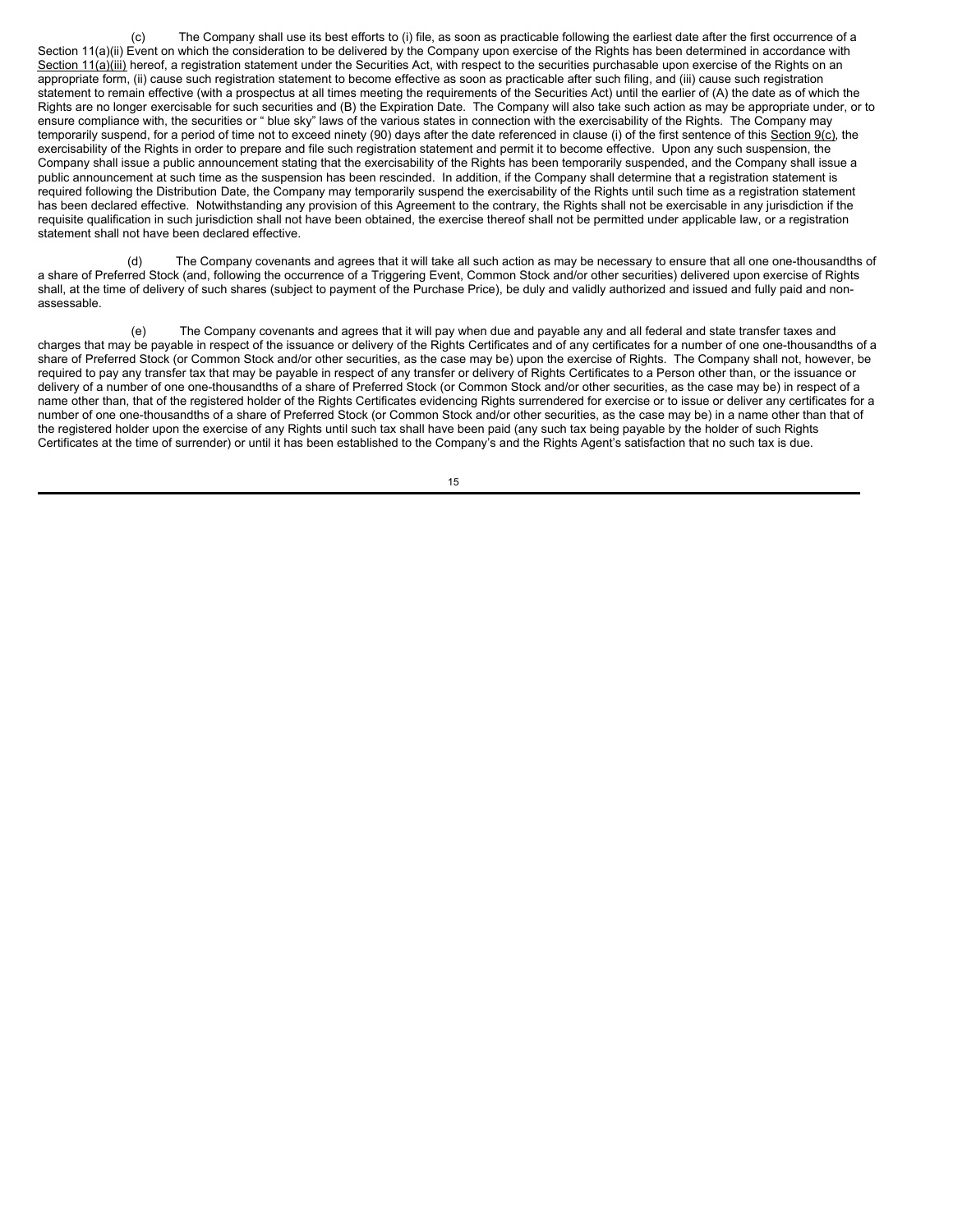(c) The Company shall use its best efforts to (i) file, as soon as practicable following the earliest date after the first occurrence of a Section 11(a)(ii) Event on which the consideration to be delivered by the Company upon exercise of the Rights has been determined in accordance with Section 11(a)(iii) hereof, a registration statement under the Securities Act, with respect to the securities purchasable upon exercise of the Rights on an appropriate form, (ii) cause such registration statement to become effective as soon as practicable after such filing, and (iii) cause such registration statement to remain effective (with a prospectus at all times meeting the requirements of the Securities Act) until the earlier of (A) the date as of which the Rights are no longer exercisable for such securities and (B) the Expiration Date. The Company will also take such action as may be appropriate under, or to ensure compliance with, the securities or " blue sky" laws of the various states in connection with the exercisability of the Rights. The Company may temporarily suspend, for a period of time not to exceed ninety (90) days after the date referenced in clause (i) of the first sentence of this Section 9(c), the exercisability of the Rights in order to prepare and file such registration statement and permit it to become effective. Upon any such suspension, the Company shall issue a public announcement stating that the exercisability of the Rights has been temporarily suspended, and the Company shall issue a public announcement at such time as the suspension has been rescinded. In addition, if the Company shall determine that a registration statement is required following the Distribution Date, the Company may temporarily suspend the exercisability of the Rights until such time as a registration statement has been declared effective. Notwithstanding any provision of this Agreement to the contrary, the Rights shall not be exercisable in any jurisdiction if the requisite qualification in such jurisdiction shall not have been obtained, the exercise thereof shall not be permitted under applicable law, or a registration statement shall not have been declared effective.

(d) The Company covenants and agrees that it will take all such action as may be necessary to ensure that all one one-thousandths of a share of Preferred Stock (and, following the occurrence of a Triggering Event, Common Stock and/or other securities) delivered upon exercise of Rights shall, at the time of delivery of such shares (subject to payment of the Purchase Price), be duly and validly authorized and issued and fully paid and non-assessable.

(e) The Company covenants and agrees that it will pay when due and payable any and all federal and state transfer taxes and charges that may be payable in respect of the issuance or delivery of the Rights Certificates and of any certificates for a number of one one-thousandths of a share of Preferred Stock (or Common Stock and/or other securities, as the case may be) upon the exercise of Rights. The Company shall not, however, be required to pay any transfer tax that may be payable in respect of any transfer or delivery of Rights Certificates to a Person other than, or the issuance or delivery of a number of one one-thousandths of a share of Preferred Stock (or Common Stock and/or other securities, as the case may be) in respect of a name other than, that of the registered holder of the Rights Certificates evidencing Rights surrendered for exercise or to issue or deliver any certificates for a number of one one-thousandths of a share of Preferred Stock (or Common Stock and/or other securities, as the case may be) in a name other than that of the registered holder upon the exercise of any Rights until such tax shall have been paid (any such tax being payable by the holder of such Rights Certificates at the time of surrender) or until it has been established to the Company's and the Rights Agent's satisfaction that no such tax is due.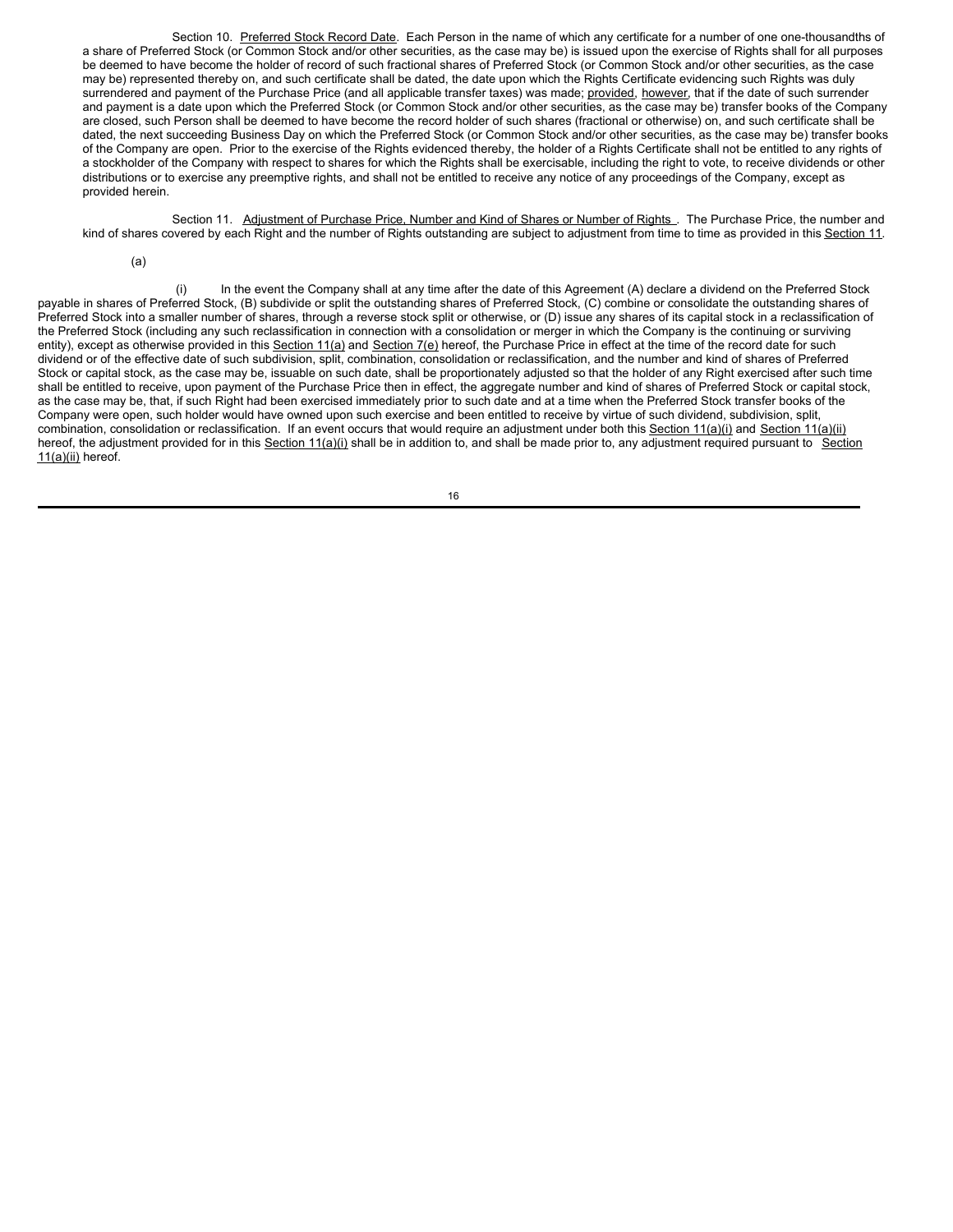Section 10. Preferred Stock Record Date. Each Person in the name of which any certificate for a number of one one-thousandths of a share of Preferred Stock (or Common Stock and/or other securities, as the case may be) is issued upon the exercise of Rights shall for all purposes be deemed to have become the holder of record of such fractional shares of Preferred Stock (or Common Stock and/or other securities, as the case may be) represented thereby on, and such certificate shall be dated, the date upon which the Rights Certificate evidencing such Rights was duly surrendered and payment of the Purchase Price (and all applicable transfer taxes) was made; provided, however, that if the date of such surrender and payment is a date upon which the Preferred Stock (or Common Stock and/or other securities, as the case may be) transfer books of the Company are closed, such Person shall be deemed to have become the record holder of such shares (fractional or otherwise) on, and such certificate shall be dated, the next succeeding Business Day on which the Preferred Stock (or Common Stock and/or other securities, as the case may be) transfer books of the Company are open. Prior to the exercise of the Rights evidenced thereby, the holder of a Rights Certificate shall not be entitled to any rights of a stockholder of the Company with respect to shares for which the Rights shall be exercisable, including the right to vote, to receive dividends or other distributions or to exercise any preemptive rights, and shall not be entitled to receive any notice of any proceedings of the Company, except as provided herein.

Section 11. Adjustment of Purchase Price, Number and Kind of Shares or Number of Rights . The Purchase Price, the number and kind of shares covered by each Right and the number of Rights outstanding are subject to adjustment from time to time as provided in this Section 11.

(a)

(i) In the event the Company shall at any time after the date of this Agreement (A) declare a dividend on the Preferred Stock payable in shares of Preferred Stock, (B) subdivide or split the outstanding shares of Preferred Stock, (C) combine or consolidate the outstanding shares of Preferred Stock into a smaller number of shares, through a reverse stock split or otherwise, or (D) issue any shares of its capital stock in a reclassification of the Preferred Stock (including any such reclassification in connection with a consolidation or merger in which the Company is the continuing or surviving entity), except as otherwise provided in this Section 11(a) and Section 7(e) hereof, the Purchase Price in effect at the time of the record date for such dividend or of the effective date of such subdivision, split, combination, consolidation or reclassification, and the number and kind of shares of Preferred Stock or capital stock, as the case may be, issuable on such date, shall be proportionately adjusted so that the holder of any Right exercised after such time shall be entitled to receive, upon payment of the Purchase Price then in effect, the aggregate number and kind of shares of Preferred Stock or capital stock, as the case may be, that, if such Right had been exercised immediately prior to such date and at a time when the Preferred Stock transfer books of the Company were open, such holder would have owned upon such exercise and been entitled to receive by virtue of such dividend, subdivision, split, combination, consolidation or reclassification. If an event occurs that would require an adjustment under both this Section 11(a)(i) and Section 11(a)(ii) hereof, the adjustment provided for in this Section 11(a)(i) shall be in addition to, and shall be made prior to, any adjustment required pursuant to Section 11(a)(ii) hereof.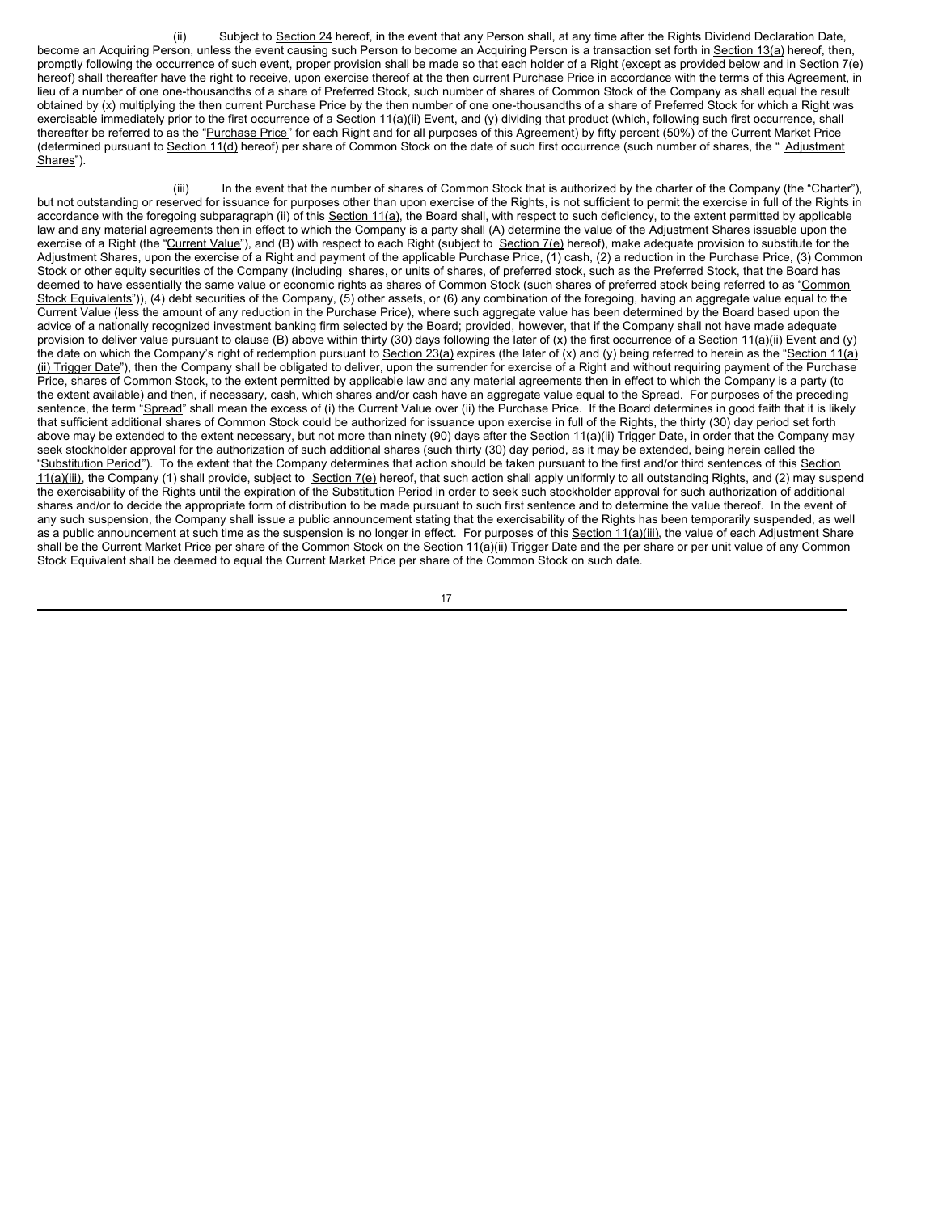(ii) Subject to Section 24 hereof, in the event that any Person shall, at any time after the Rights Dividend Declaration Date, become an Acquiring Person, unless the event causing such Person to become an Acquiring Person is a transaction set forth in Section 13(a) hereof, then, promptly following the occurrence of such event, proper provision shall be made so that each holder of a Right (except as provided below and in Section 7(e) hereof) shall thereafter have the right to receive, upon exercise thereof at the then current Purchase Price in accordance with the terms of this Agreement, in lieu of a number of one one-thousandths of a share of Preferred Stock, such number of shares of Common Stock of the Company as shall equal the result obtained by (x) multiplying the then current Purchase Price by the then number of one one-thousandths of a share of Preferred Stock for which a Right was exercisable immediately prior to the first occurrence of a Section 11(a)(ii) Event, and (y) dividing that product (which, following such first occurrence, shall thereafter be referred to as the "Purchase Price" for each Right and for all purposes of this Agreement) by fifty percent (50%) of the Current Market Price (determined pursuant to Section 11(d) hereof) per share of Common Stock on the date of such first occurrence (such number of shares, the " Adjustment Shares").

(iii) In the event that the number of shares of Common Stock that is authorized by the charter of the Company (the "Charter"), but not outstanding or reserved for issuance for purposes other than upon exercise of the Rights, is not sufficient to permit the exercise in full of the Rights in accordance with the foregoing subparagraph (ii) of this Section 11(a), the Board shall, with respect to such deficiency, to the extent permitted by applicable law and any material agreements then in effect to which the Company is a party shall (A) determine the value of the Adjustment Shares issuable upon the exercise of a Right (the "Current Value"), and (B) with respect to each Right (subject to Section 7(e) hereof), make adequate provision to substitute for the Adjustment Shares, upon the exercise of a Right and payment of the applicable Purchase Price, (1) cash, (2) a reduction in the Purchase Price, (3) Common Stock or other equity securities of the Company (including shares, or units of shares, of preferred stock, such as the Preferred Stock, that the Board has deemed to have essentially the same value or economic rights as shares of Common Stock (such shares of preferred stock being referred to as "Common Stock Equivalents")), (4) debt securities of the Company, (5) other assets, or (6) any combination of the foregoing, having an aggregate value equal to the Current Value (less the amount of any reduction in the Purchase Price), where such aggregate value has been determined by the Board based upon the advice of a nationally recognized investment banking firm selected by the Board; provided, however, that if the Company shall not have made adequate provision to deliver value pursuant to clause (B) above within thirty (30) days following the later of (x) the first occurrence of a Section 11(a)(ii) Event and (y) the date on which the Company's right of redemption pursuant to Section 23(a) expires (the later of (x) and (y) being referred to herein as the "Section 11(a)(ii) Trigger Date"), then the Company shall be obligated to deliver, upon the surrender for exercise of a Right and without requiring payment of the Purchase Price, shares of Common Stock, to the extent permitted by applicable law and any material agreements then in effect to which the Company is a party (to the extent available) and then, if necessary, cash, which shares and/or cash have an aggregate value equal to the Spread. For purposes of the preceding sentence, the term "Spread" shall mean the excess of (i) the Current Value over (ii) the Purchase Price. If the Board determines in good faith that it is likely that sufficient additional shares of Common Stock could be authorized for issuance upon exercise in full of the Rights, the thirty (30) day period set forth above may be extended to the extent necessary, but not more than ninety (90) days after the Section 11(a)(ii) Trigger Date, in order that the Company may seek stockholder approval for the authorization of such additional shares (such thirty (30) day period, as it may be extended, being herein called the "Substitution Period"). To the extent that the Company determines that action should be taken pursuant to the first and/or third sentences of this Section 11(a)(iii), the Company (1) shall provide, subject to Section 7(e) hereof, that such action shall apply uniformly to all outstanding Rights, and (2) may suspend the exercisability of the Rights until the expiration of the Substitution Period in order to seek such stockholder approval for such authorization of additional shares and/or to decide the appropriate form of distribution to be made pursuant to such first sentence and to determine the value thereof. In the event of any such suspension, the Company shall issue a public announcement stating that the exercisability of the Rights has been temporarily suspended, as well as a public announcement at such time as the suspension is no longer in effect. For purposes of this Section 11(a)(iii), the value of each Adjustment Share shall be the Current Market Price per share of the Common Stock on the Section 11(a)(ii) Trigger Date and the per share or per unit value of any Common Stock Equivalent shall be deemed to equal the Current Market Price per share of the Common Stock on such date.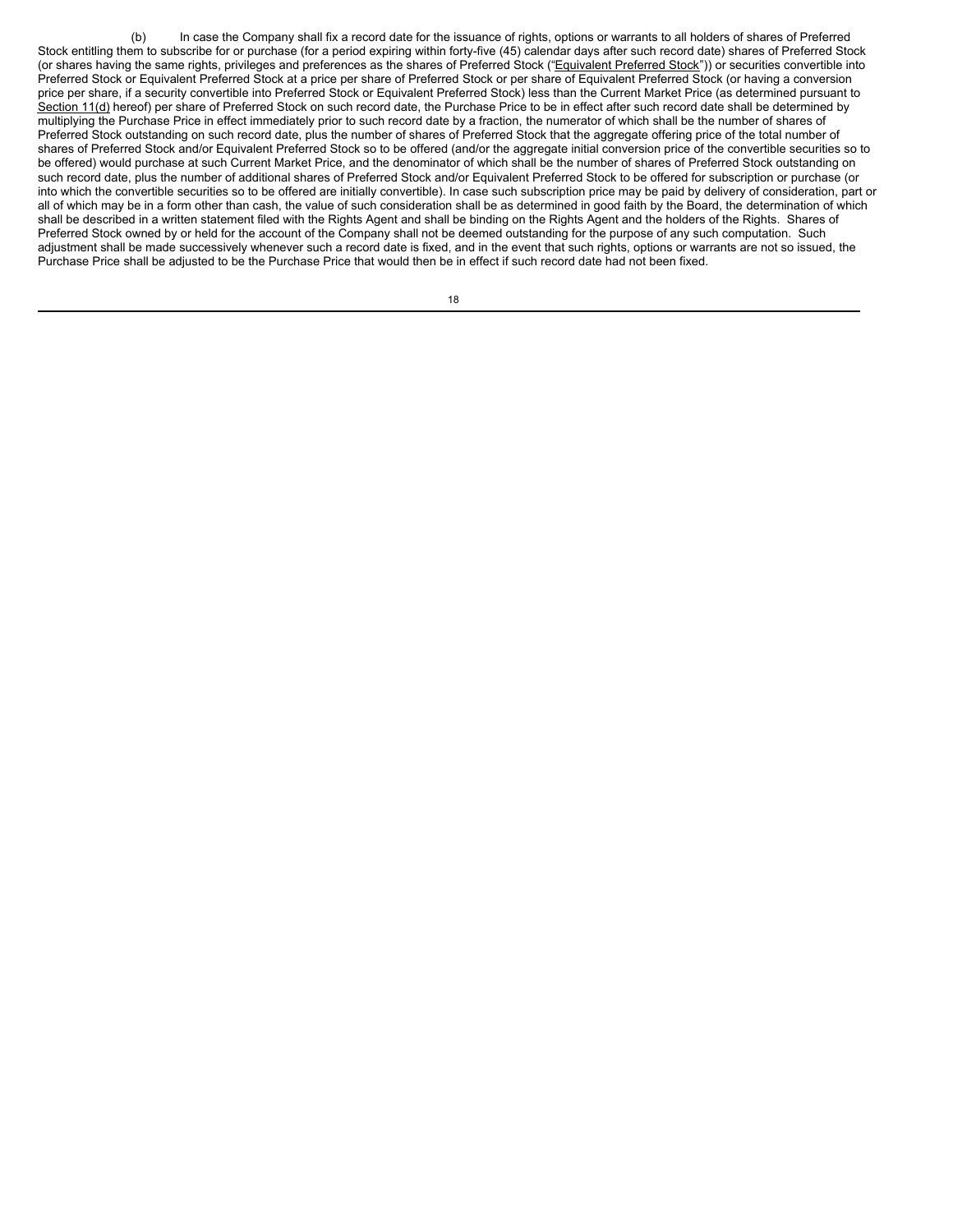(b) In case the Company shall fix a record date for the issuance of rights, options or warrants to all holders of shares of Preferred Stock entitling them to subscribe for or purchase (for a period expiring within forty-five (45) calendar days after such record date) shares of Preferred Stock (or shares having the same rights, privileges and preferences as the shares of Preferred Stock ("Equivalent Preferred Stock")) or securities convertible into Preferred Stock or Equivalent Preferred Stock at a price per share of Preferred Stock or per share of Equivalent Preferred Stock (or having a conversion price per share, if a security convertible into Preferred Stock or Equivalent Preferred Stock) less than the Current Market Price (as determined pursuant to Section 11(d) hereof) per share of Preferred Stock on such record date, the Purchase Price to be in effect after such record date shall be determined by multiplying the Purchase Price in effect immediately prior to such record date by a fraction, the numerator of which shall be the number of shares of Preferred Stock outstanding on such record date, plus the number of shares of Preferred Stock that the aggregate offering price of the total number of shares of Preferred Stock and/or Equivalent Preferred Stock so to be offered (and/or the aggregate initial conversion price of the convertible securities so to be offered) would purchase at such Current Market Price, and the denominator of which shall be the number of shares of Preferred Stock outstanding on such record date, plus the number of additional shares of Preferred Stock and/or Equivalent Preferred Stock to be offered for subscription or purchase (or into which the convertible securities so to be offered are initially convertible). In case such subscription price may be paid by delivery of consideration, part or all of which may be in a form other than cash, the value of such consideration shall be as determined in good faith by the Board, the determination of which shall be described in a written statement filed with the Rights Agent and shall be binding on the Rights Agent and the holders of the Rights. Shares of Preferred Stock owned by or held for the account of the Company shall not be deemed outstanding for the purpose of any such computation. Such adjustment shall be made successively whenever such a record date is fixed, and in the event that such rights, options or warrants are not so issued, the Purchase Price shall be adjusted to be the Purchase Price that would then be in effect if such record date had not been fixed.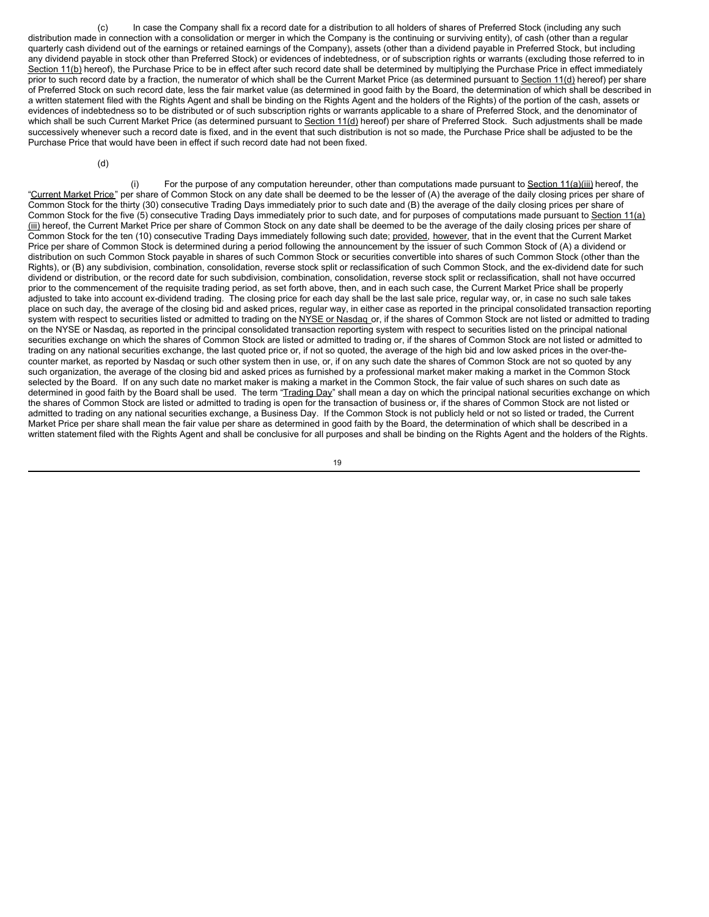(c) In case the Company shall fix a record date for a distribution to all holders of shares of Preferred Stock (including any such distribution made in connection with a consolidation or merger in which the Company is the continuing or surviving entity), of cash (other than a regular quarterly cash dividend out of the earnings or retained earnings of the Company), assets (other than a dividend payable in Preferred Stock, but including any dividend payable in stock other than Preferred Stock) or evidences of indebtedness, or of subscription rights or warrants (excluding those referred to in Section 11(b) hereof), the Purchase Price to be in effect after such record date shall be determined by multiplying the Purchase Price in effect immediately prior to such record date by a fraction, the numerator of which shall be the Current Market Price (as determined pursuant to Section 11(d) hereof) per share of Preferred Stock on such record date, less the fair market value (as determined in good faith by the Board, the determination of which shall be described in a written statement filed with the Rights Agent and shall be binding on the Rights Agent and the holders of the Rights) of the portion of the cash, assets or evidences of indebtedness so to be distributed or of such subscription rights or warrants applicable to a share of Preferred Stock, and the denominator of which shall be such Current Market Price (as determined pursuant to Section 11(d) hereof) per share of Preferred Stock. Such adjustments shall be made successively whenever such a record date is fixed, and in the event that such distribution is not so made, the Purchase Price shall be adjusted to be the Purchase Price that would have been in effect if such record date had not been fixed.

(d)

(i) For the purpose of any computation hereunder, other than computations made pursuant to Section 11(a)(iii) hereof, the "Current Market Price" per share of Common Stock on any date shall be deemed to be the lesser of (A) the average of the daily closing prices per share of Common Stock for the thirty (30) consecutive Trading Days immediately prior to such date and (B) the average of the daily closing prices per share of Common Stock for the five (5) consecutive Trading Days immediately prior to such date, and for purposes of computations made pursuant to Section 11(a)(iii) hereof, the Current Market Price per share of Common Stock on any date shall be deemed to be the average of the daily closing prices per share of Common Stock for the ten (10) consecutive Trading Days immediately following such date; provided, however, that in the event that the Current Market Price per share of Common Stock is determined during a period following the announcement by the issuer of such Common Stock of (A) a dividend or distribution on such Common Stock payable in shares of such Common Stock or securities convertible into shares of such Common Stock (other than the Rights), or (B) any subdivision, combination, consolidation, reverse stock split or reclassification of such Common Stock, and the ex-dividend date for such dividend or distribution, or the record date for such subdivision, combination, consolidation, reverse stock split or reclassification, shall not have occurred prior to the commencement of the requisite trading period, as set forth above, then, and in each such case, the Current Market Price shall be properly adjusted to take into account ex-dividend trading. The closing price for each day shall be the last sale price, regular way, or, in case no such sale takes place on such day, the average of the closing bid and asked prices, regular way, in either case as reported in the principal consolidated transaction reporting system with respect to securities listed or admitted to trading on the NYSE or Nasdaq or, if the shares of Common Stock are not listed or admitted to trading on the NYSE or Nasdaq, as reported in the principal consolidated transaction reporting system with respect to securities listed on the principal national securities exchange on which the shares of Common Stock are listed or admitted to trading or, if the shares of Common Stock are not listed or admitted to trading on any national securities exchange, the last quoted price or, if not so quoted, the average of the high bid and low asked prices in the over-the-counter market, as reported by Nasdaq or such other system then in use, or, if on any such date the shares of Common Stock are not so quoted by any such organization, the average of the closing bid and asked prices as furnished by a professional market maker making a market in the Common Stock selected by the Board. If on any such date no market maker is making a market in the Common Stock, the fair value of such shares on such date as determined in good faith by the Board shall be used. The term "Trading Day" shall mean a day on which the principal national securities exchange on which the shares of Common Stock are listed or admitted to trading is open for the transaction of business or, if the shares of Common Stock are not listed or admitted to trading on any national securities exchange, a Business Day. If the Common Stock is not publicly held or not so listed or traded, the Current Market Price per share shall mean the fair value per share as determined in good faith by the Board, the determination of which shall be described in a written statement filed with the Rights Agent and shall be conclusive for all purposes and shall be binding on the Rights Agent and the holders of the Rights.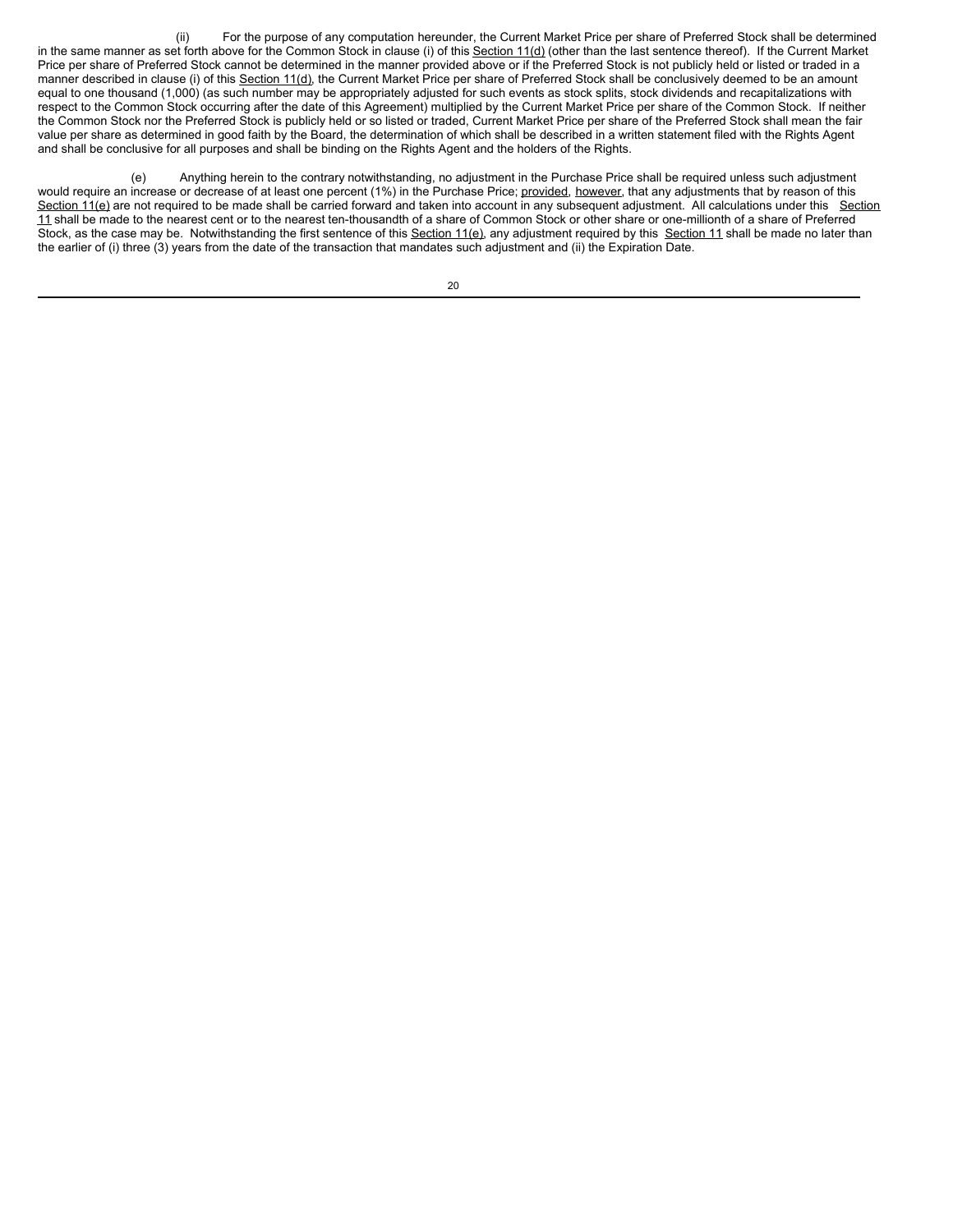(ii) For the purpose of any computation hereunder, the Current Market Price per share of Preferred Stock shall be determined in the same manner as set forth above for the Common Stock in clause (i) of this Section 11(d) (other than the last sentence thereof). If the Current Market Price per share of Preferred Stock cannot be determined in the manner provided above or if the Preferred Stock is not publicly held or listed or traded in a manner described in clause (i) of this Section 11(d), the Current Market Price per share of Preferred Stock shall be conclusively deemed to be an amount equal to one thousand (1,000) (as such number may be appropriately adjusted for such events as stock splits, stock dividends and recapitalizations with respect to the Common Stock occurring after the date of this Agreement) multiplied by the Current Market Price per share of the Common Stock. If neither the Common Stock nor the Preferred Stock is publicly held or so listed or traded, Current Market Price per share of the Preferred Stock shall mean the fair value per share as determined in good faith by the Board, the determination of which shall be described in a written statement filed with the Rights Agent and shall be conclusive for all purposes and shall be binding on the Rights Agent and the holders of the Rights.

(e) Anything herein to the contrary notwithstanding, no adjustment in the Purchase Price shall be required unless such adjustment would require an increase or decrease of at least one percent (1%) in the Purchase Price; provided, however, that any adjustments that by reason of this Section 11(e) are not required to be made shall be carried forward and taken into account in any subsequent adjustment. All calculations under this Section 11 shall be made to the nearest cent or to the nearest ten-thousandth of a share of Common Stock or other share or one-millionth of a share of Preferred Stock, as the case may be. Notwithstanding the first sentence of this Section 11(e), any adjustment required by this Section 11 shall be made no later than the earlier of (i) three (3) years from the date of the transaction that mandates such adjustment and (ii) the Expiration Date.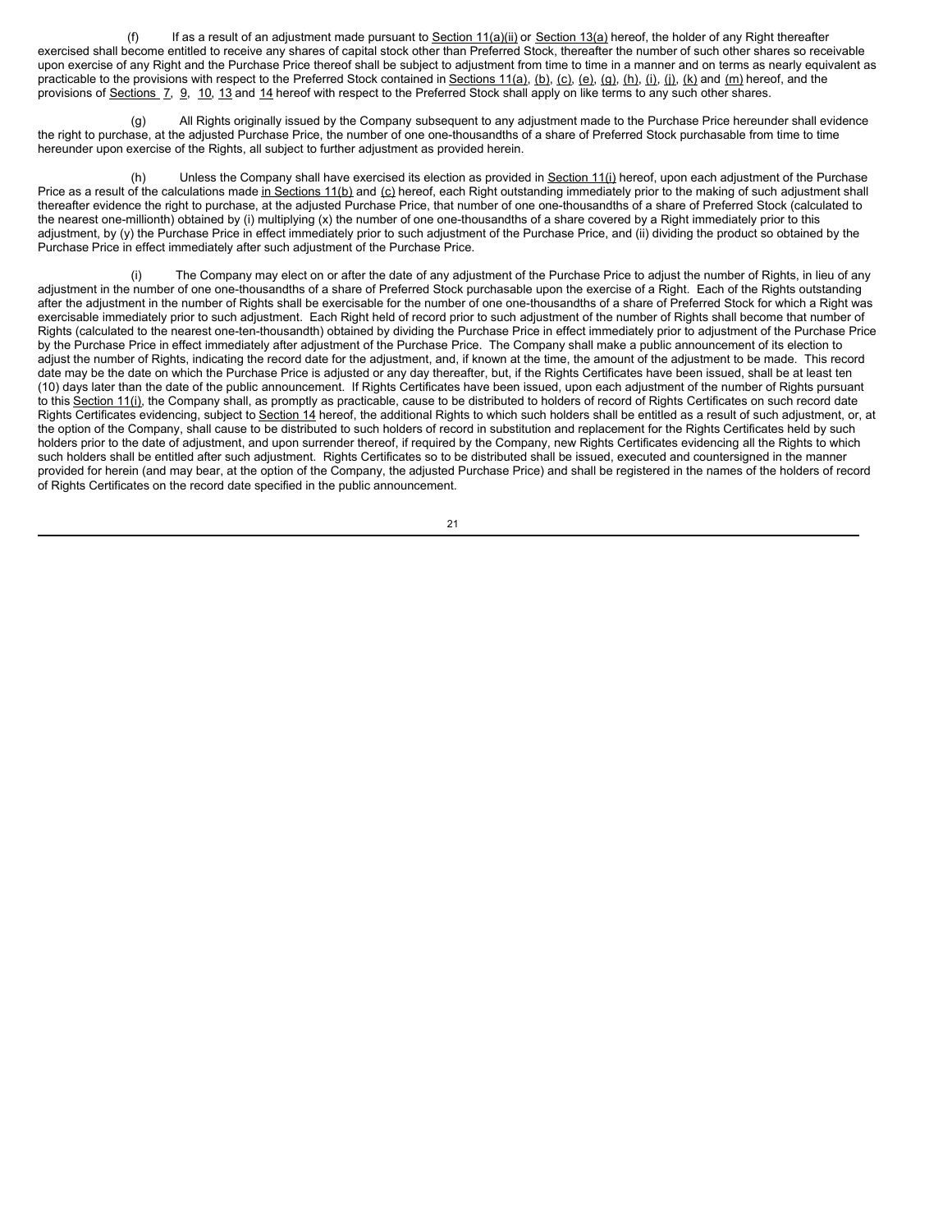(f) If as a result of an adjustment made pursuant to Section 11(a)(ii) or Section 13(a) hereof, the holder of any Right thereafter exercised shall become entitled to receive any shares of capital stock other than Preferred Stock, thereafter the number of such other shares so receivable upon exercise of any Right and the Purchase Price thereof shall be subject to adjustment from time to time in a manner and on terms as nearly equivalent as practicable to the provisions with respect to the Preferred Stock contained in Sections 11(a), (b), (c), (e), (g), (h), (i), (j), (k) and (m) hereof, and the provisions of Sections 7, 9, 10, 13 and 14 hereof with respect to the Preferred Stock shall apply on like terms to any such other shares.

(g) All Rights originally issued by the Company subsequent to any adjustment made to the Purchase Price hereunder shall evidence the right to purchase, at the adjusted Purchase Price, the number of one one-thousandths of a share of Preferred Stock purchasable from time to time hereunder upon exercise of the Rights, all subject to further adjustment as provided herein.

(h) Unless the Company shall have exercised its election as provided in Section 11(i) hereof, upon each adjustment of the Purchase Price as a result of the calculations made in Sections 11(b) and (c) hereof, each Right outstanding immediately prior to the making of such adjustment shall thereafter evidence the right to purchase, at the adjusted Purchase Price, that number of one one-thousandths of a share of Preferred Stock (calculated to the nearest one-millionth) obtained by (i) multiplying (x) the number of one one-thousandths of a share covered by a Right immediately prior to this adjustment, by (y) the Purchase Price in effect immediately prior to such adjustment of the Purchase Price, and (ii) dividing the product so obtained by the Purchase Price in effect immediately after such adjustment of the Purchase Price.

(i) The Company may elect on or after the date of any adjustment of the Purchase Price to adjust the number of Rights, in lieu of any adjustment in the number of one one-thousandths of a share of Preferred Stock purchasable upon the exercise of a Right. Each of the Rights outstanding after the adjustment in the number of Rights shall be exercisable for the number of one one-thousandths of a share of Preferred Stock for which a Right was exercisable immediately prior to such adjustment. Each Right held of record prior to such adjustment of the number of Rights shall become that number of Rights (calculated to the nearest one-ten-thousandth) obtained by dividing the Purchase Price in effect immediately prior to adjustment of the Purchase Price by the Purchase Price in effect immediately after adjustment of the Purchase Price. The Company shall make a public announcement of its election to adjust the number of Rights, indicating the record date for the adjustment, and, if known at the time, the amount of the adjustment to be made. This record date may be the date on which the Purchase Price is adjusted or any day thereafter, but, if the Rights Certificates have been issued, shall be at least ten (10) days later than the date of the public announcement. If Rights Certificates have been issued, upon each adjustment of the number of Rights pursuant to this Section 11(i), the Company shall, as promptly as practicable, cause to be distributed to holders of record of Rights Certificates on such record date Rights Certificates evidencing, subject to Section 14 hereof, the additional Rights to which such holders shall be entitled as a result of such adjustment, or, at the option of the Company, shall cause to be distributed to such holders of record in substitution and replacement for the Rights Certificates held by such holders prior to the date of adjustment, and upon surrender thereof, if required by the Company, new Rights Certificates evidencing all the Rights to which such holders shall be entitled after such adjustment. Rights Certificates so to be distributed shall be issued, executed and countersigned in the manner provided for herein (and may bear, at the option of the Company, the adjusted Purchase Price) and shall be registered in the names of the holders of record of Rights Certificates on the record date specified in the public announcement.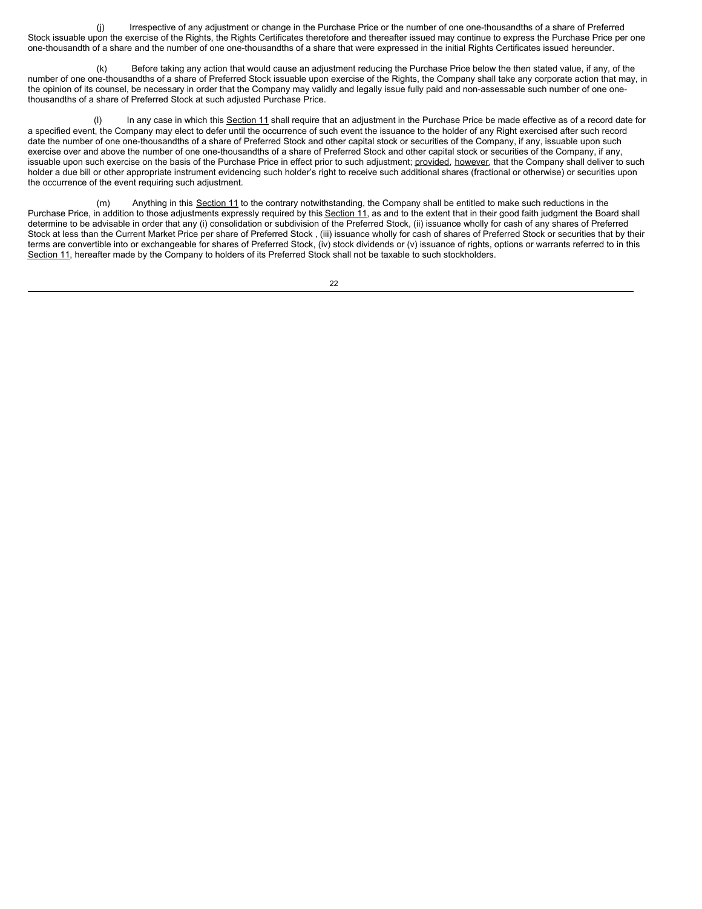(j) Irrespective of any adjustment or change in the Purchase Price or the number of one one-thousandths of a share of Preferred Stock issuable upon the exercise of the Rights, the Rights Certificates theretofore and thereafter issued may continue to express the Purchase Price per one one-thousandth of a share and the number of one one-thousandths of a share that were expressed in the initial Rights Certificates issued hereunder.

(k) Before taking any action that would cause an adjustment reducing the Purchase Price below the then stated value, if any, of the number of one one-thousandths of a share of Preferred Stock issuable upon exercise of the Rights, the Company shall take any corporate action that may, in the opinion of its counsel, be necessary in order that the Company may validly and legally issue fully paid and non-assessable such number of one one-thousandths of a share of Preferred Stock at such adjusted Purchase Price.

(l) In any case in which this Section 11 shall require that an adjustment in the Purchase Price be made effective as of a record date for a specified event, the Company may elect to defer until the occurrence of such event the issuance to the holder of any Right exercised after such record date the number of one one-thousandths of a share of Preferred Stock and other capital stock or securities of the Company, if any, issuable upon such exercise over and above the number of one one-thousandths of a share of Preferred Stock and other capital stock or securities of the Company, if any, issuable upon such exercise on the basis of the Purchase Price in effect prior to such adjustment; provided, however, that the Company shall deliver to such holder a due bill or other appropriate instrument evidencing such holder's right to receive such additional shares (fractional or otherwise) or securities upon the occurrence of the event requiring such adjustment.

(m) Anything in this Section 11 to the contrary notwithstanding, the Company shall be entitled to make such reductions in the Purchase Price, in addition to those adjustments expressly required by this Section 11, as and to the extent that in their good faith judgment the Board shall determine to be advisable in order that any (i) consolidation or subdivision of the Preferred Stock, (ii) issuance wholly for cash of any shares of Preferred Stock at less than the Current Market Price per share of Preferred Stock , (iii) issuance wholly for cash of shares of Preferred Stock or securities that by their terms are convertible into or exchangeable for shares of Preferred Stock, (iv) stock dividends or (v) issuance of rights, options or warrants referred to in this Section 11, hereafter made by the Company to holders of its Preferred Stock shall not be taxable to such stockholders.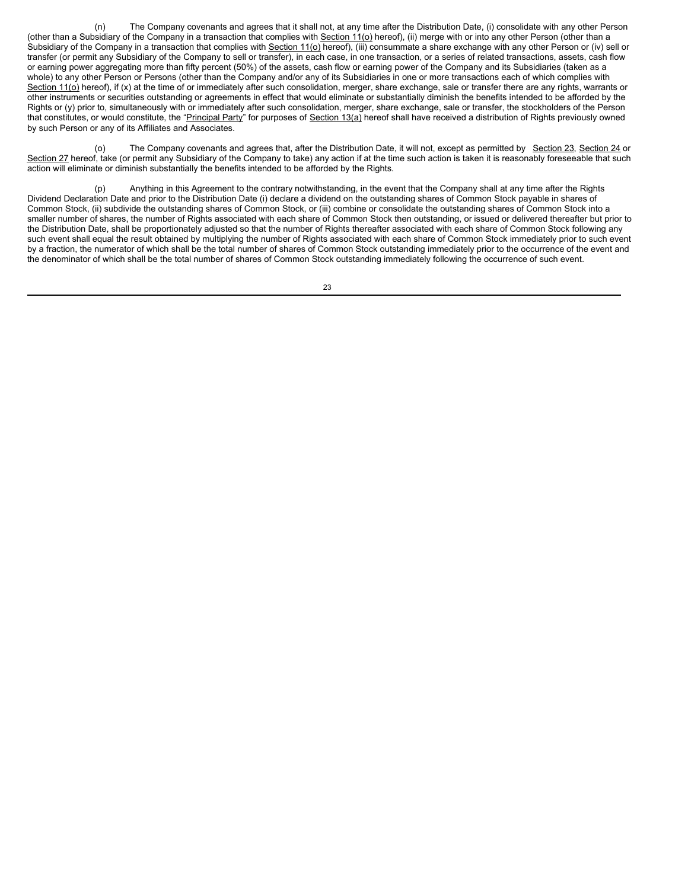(n) The Company covenants and agrees that it shall not, at any time after the Distribution Date, (i) consolidate with any other Person (other than a Subsidiary of the Company in a transaction that complies with Section 11(o) hereof), (ii) merge with or into any other Person (other than a Subsidiary of the Company in a transaction that complies with Section 11(o) hereof), (iii) consummate a share exchange with any other Person or (iv) sell or transfer (or permit any Subsidiary of the Company to sell or transfer), in each case, in one transaction, or a series of related transactions, assets, cash flow or earning power aggregating more than fifty percent (50%) of the assets, cash flow or earning power of the Company and its Subsidiaries (taken as a whole) to any other Person or Persons (other than the Company and/or any of its Subsidiaries in one or more transactions each of which complies with Section 11(o) hereof), if (x) at the time of or immediately after such consolidation, merger, share exchange, sale or transfer there are any rights, warrants or other instruments or securities outstanding or agreements in effect that would eliminate or substantially diminish the benefits intended to be afforded by the Rights or (y) prior to, simultaneously with or immediately after such consolidation, merger, share exchange, sale or transfer, the stockholders of the Person that constitutes, or would constitute, the "Principal Party" for purposes of Section 13(a) hereof shall have received a distribution of Rights previously owned by such Person or any of its Affiliates and Associates.

(o) The Company covenants and agrees that, after the Distribution Date, it will not, except as permitted by Section 23, Section 24 or Section 27 hereof, take (or permit any Subsidiary of the Company to take) any action if at the time such action is taken it is reasonably foreseeable that such action will eliminate or diminish substantially the benefits intended to be afforded by the Rights.

(p) Anything in this Agreement to the contrary notwithstanding, in the event that the Company shall at any time after the Rights Dividend Declaration Date and prior to the Distribution Date (i) declare a dividend on the outstanding shares of Common Stock payable in shares of Common Stock, (ii) subdivide the outstanding shares of Common Stock, or (iii) combine or consolidate the outstanding shares of Common Stock into a smaller number of shares, the number of Rights associated with each share of Common Stock then outstanding, or issued or delivered thereafter but prior to the Distribution Date, shall be proportionately adjusted so that the number of Rights thereafter associated with each share of Common Stock following any such event shall equal the result obtained by multiplying the number of Rights associated with each share of Common Stock immediately prior to such event by a fraction, the numerator of which shall be the total number of shares of Common Stock outstanding immediately prior to the occurrence of the event and the denominator of which shall be the total number of shares of Common Stock outstanding immediately following the occurrence of such event.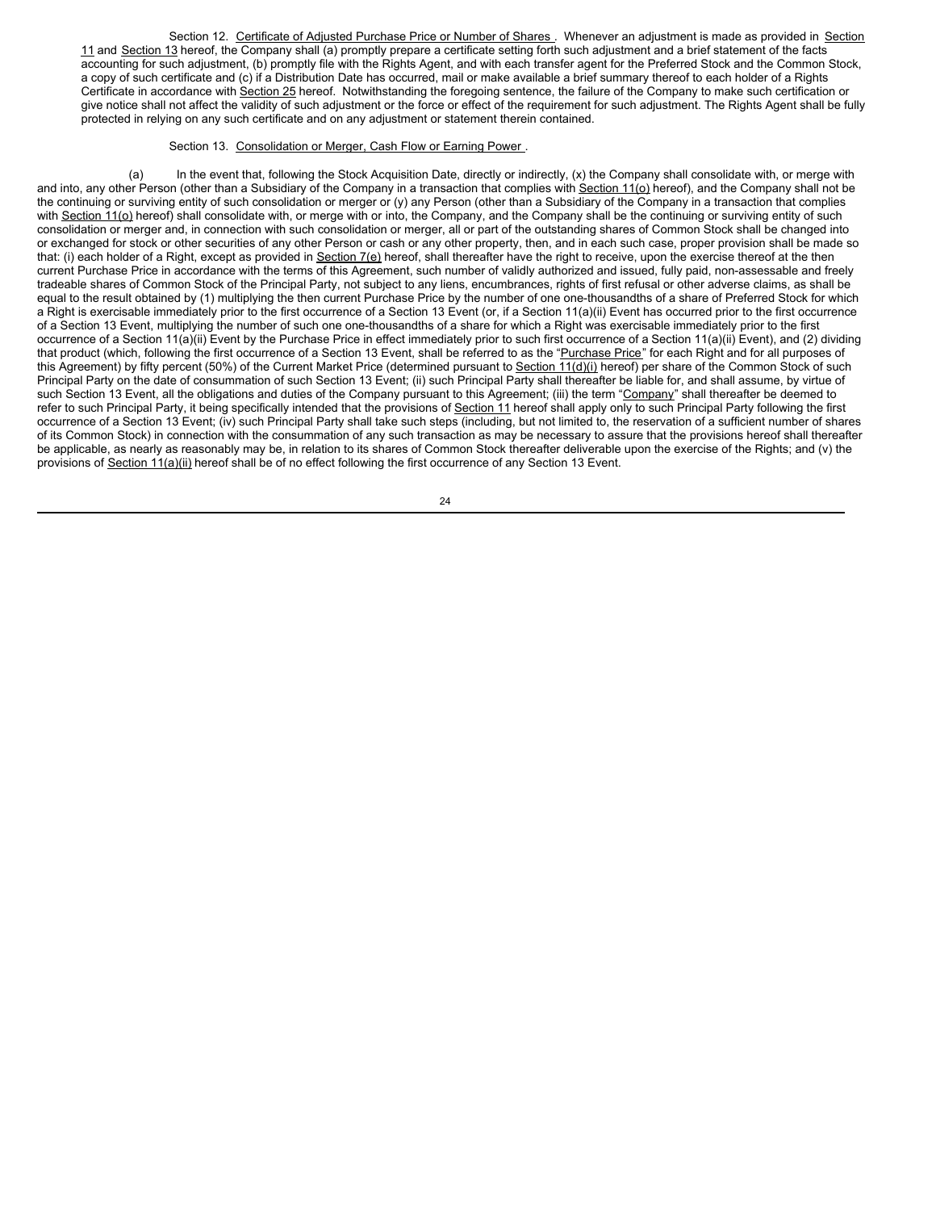Section 12. Certificate of Adjusted Purchase Price or Number of Shares . Whenever an adjustment is made as provided in Section 11 and Section 13 hereof, the Company shall (a) promptly prepare a certificate setting forth such adjustment and a brief statement of the facts accounting for such adjustment, (b) promptly file with the Rights Agent, and with each transfer agent for the Preferred Stock and the Common Stock, a copy of such certificate and (c) if a Distribution Date has occurred, mail or make available a brief summary thereof to each holder of a Rights Certificate in accordance with Section 25 hereof. Notwithstanding the foregoing sentence, the failure of the Company to make such certification or give notice shall not affect the validity of such adjustment or the force or effect of the requirement for such adjustment. The Rights Agent shall be fully protected in relying on any such certificate and on any adjustment or statement therein contained.

Section 13. Consolidation or Merger, Cash Flow or Earning Power .

(a) In the event that, following the Stock Acquisition Date, directly or indirectly, (x) the Company shall consolidate with, or merge with and into, any other Person (other than a Subsidiary of the Company in a transaction that complies with Section 11(o) hereof), and the Company shall not be the continuing or surviving entity of such consolidation or merger or (y) any Person (other than a Subsidiary of the Company in a transaction that complies with Section 11(o) hereof) shall consolidate with, or merge with or into, the Company, and the Company shall be the continuing or surviving entity of such consolidation or merger and, in connection with such consolidation or merger, all or part of the outstanding shares of Common Stock shall be changed into or exchanged for stock or other securities of any other Person or cash or any other property, then, and in each such case, proper provision shall be made so that: (i) each holder of a Right, except as provided in Section 7(e) hereof, shall thereafter have the right to receive, upon the exercise thereof at the then current Purchase Price in accordance with the terms of this Agreement, such number of validly authorized and issued, fully paid, non-assessable and freely tradeable shares of Common Stock of the Principal Party, not subject to any liens, encumbrances, rights of first refusal or other adverse claims, as shall be equal to the result obtained by (1) multiplying the then current Purchase Price by the number of one one-thousandths of a share of Preferred Stock for which a Right is exercisable immediately prior to the first occurrence of a Section 13 Event (or, if a Section 11(a)(ii) Event has occurred prior to the first occurrence of a Section 13 Event, multiplying the number of such one one-thousandths of a share for which a Right was exercisable immediately prior to the first occurrence of a Section 11(a)(ii) Event by the Purchase Price in effect immediately prior to such first occurrence of a Section 11(a)(ii) Event), and (2) dividing that product (which, following the first occurrence of a Section 13 Event, shall be referred to as the "Purchase Price" for each Right and for all purposes of this Agreement) by fifty percent (50%) of the Current Market Price (determined pursuant to Section 11(d)(i) hereof) per share of the Common Stock of such Principal Party on the date of consummation of such Section 13 Event; (ii) such Principal Party shall thereafter be liable for, and shall assume, by virtue of such Section 13 Event, all the obligations and duties of the Company pursuant to this Agreement; (iii) the term "Company" shall thereafter be deemed to refer to such Principal Party, it being specifically intended that the provisions of Section 11 hereof shall apply only to such Principal Party following the first occurrence of a Section 13 Event; (iv) such Principal Party shall take such steps (including, but not limited to, the reservation of a sufficient number of shares of its Common Stock) in connection with the consummation of any such transaction as may be necessary to assure that the provisions hereof shall thereafter be applicable, as nearly as reasonably may be, in relation to its shares of Common Stock thereafter deliverable upon the exercise of the Rights; and (v) the provisions of Section 11(a)(ii) hereof shall be of no effect following the first occurrence of any Section 13 Event.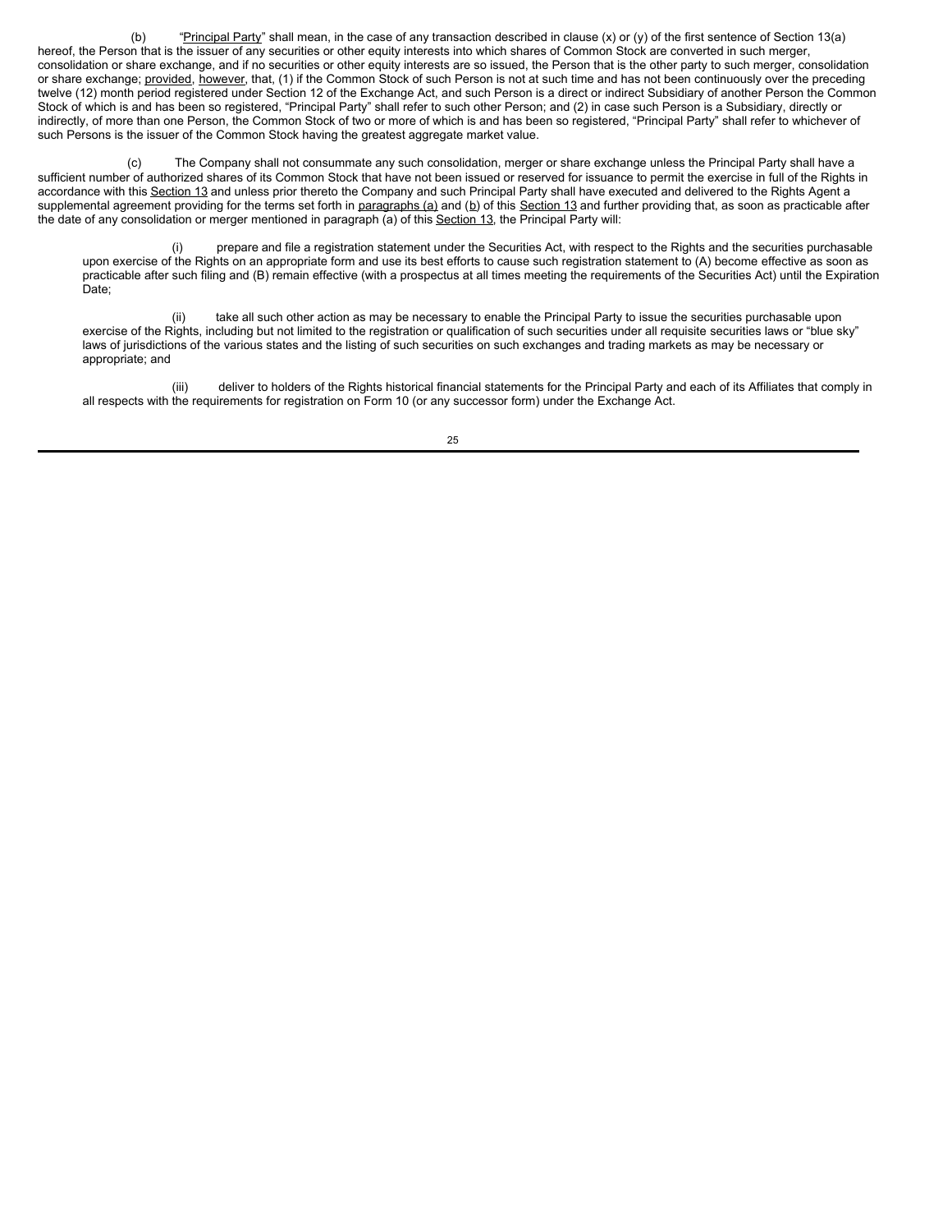(b) "Principal Party" shall mean, in the case of any transaction described in clause (x) or (y) of the first sentence of Section 13(a) hereof, the Person that is the issuer of any securities or other equity interests into which shares of Common Stock are converted in such merger, consolidation or share exchange, and if no securities or other equity interests are so issued, the Person that is the other party to such merger, consolidation or share exchange; provided, however, that, (1) if the Common Stock of such Person is not at such time and has not been continuously over the preceding twelve (12) month period registered under Section 12 of the Exchange Act, and such Person is a direct or indirect Subsidiary of another Person the Common Stock of which is and has been so registered, "Principal Party" shall refer to such other Person; and (2) in case such Person is a Subsidiary, directly or indirectly, of more than one Person, the Common Stock of two or more of which is and has been so registered, "Principal Party" shall refer to whichever of such Persons is the issuer of the Common Stock having the greatest aggregate market value.

(c) The Company shall not consummate any such consolidation, merger or share exchange unless the Principal Party shall have a sufficient number of authorized shares of its Common Stock that have not been issued or reserved for issuance to permit the exercise in full of the Rights in accordance with this Section 13 and unless prior thereto the Company and such Principal Party shall have executed and delivered to the Rights Agent a supplemental agreement providing for the terms set forth in paragraphs (a) and (b) of this Section 13 and further providing that, as soon as practicable after the date of any consolidation or merger mentioned in paragraph (a) of this Section 13, the Principal Party will:

(i) prepare and file a registration statement under the Securities Act, with respect to the Rights and the securities purchasable upon exercise of the Rights on an appropriate form and use its best efforts to cause such registration statement to (A) become effective as soon as practicable after such filing and (B) remain effective (with a prospectus at all times meeting the requirements of the Securities Act) until the Expiration Date;

(ii) take all such other action as may be necessary to enable the Principal Party to issue the securities purchasable upon exercise of the Rights, including but not limited to the registration or qualification of such securities under all requisite securities laws or "blue sky" laws of jurisdictions of the various states and the listing of such securities on such exchanges and trading markets as may be necessary or appropriate; and

(iii) deliver to holders of the Rights historical financial statements for the Principal Party and each of its Affiliates that comply in all respects with the requirements for registration on Form 10 (or any successor form) under the Exchange Act.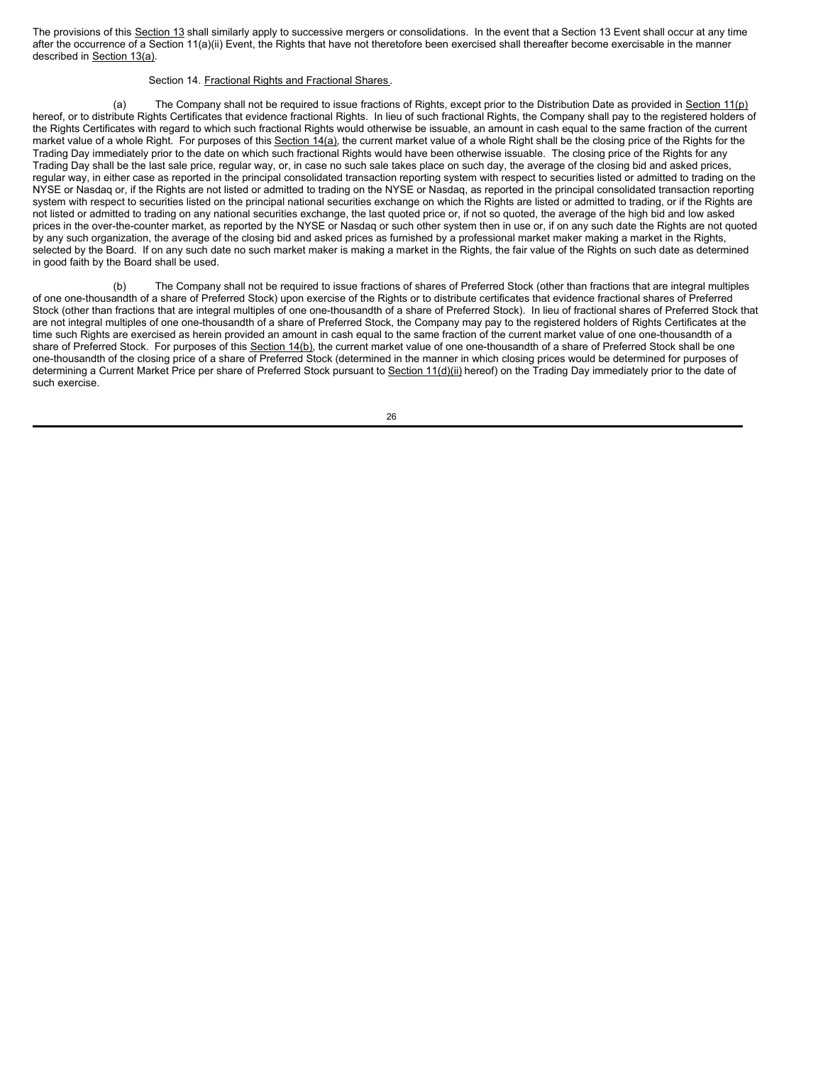The provisions of this Section 13 shall similarly apply to successive mergers or consolidations. In the event that a Section 13 Event shall occur at any time after the occurrence of a Section 11(a)(ii) Event, the Rights that have not theretofore been exercised shall thereafter become exercisable in the manner described in Section 13(a).

Section 14. Fractional Rights and Fractional Shares.

(a) The Company shall not be required to issue fractions of Rights, except prior to the Distribution Date as provided in Section 11(p) hereof, or to distribute Rights Certificates that evidence fractional Rights. In lieu of such fractional Rights, the Company shall pay to the registered holders of the Rights Certificates with regard to which such fractional Rights would otherwise be issuable, an amount in cash equal to the same fraction of the current market value of a whole Right. For purposes of this Section 14(a), the current market value of a whole Right shall be the closing price of the Rights for the Trading Day immediately prior to the date on which such fractional Rights would have been otherwise issuable. The closing price of the Rights for any Trading Day shall be the last sale price, regular way, or, in case no such sale takes place on such day, the average of the closing bid and asked prices, regular way, in either case as reported in the principal consolidated transaction reporting system with respect to securities listed or admitted to trading on the NYSE or Nasdaq or, if the Rights are not listed or admitted to trading on the NYSE or Nasdaq, as reported in the principal consolidated transaction reporting system with respect to securities listed on the principal national securities exchange on which the Rights are listed or admitted to trading, or if the Rights are not listed or admitted to trading on any national securities exchange, the last quoted price or, if not so quoted, the average of the high bid and low asked prices in the over-the-counter market, as reported by the NYSE or Nasdaq or such other system then in use or, if on any such date the Rights are not quoted by any such organization, the average of the closing bid and asked prices as furnished by a professional market maker making a market in the Rights, selected by the Board. If on any such date no such market maker is making a market in the Rights, the fair value of the Rights on such date as determined in good faith by the Board shall be used.

(b) The Company shall not be required to issue fractions of shares of Preferred Stock (other than fractions that are integral multiples of one one-thousandth of a share of Preferred Stock) upon exercise of the Rights or to distribute certificates that evidence fractional shares of Preferred Stock (other than fractions that are integral multiples of one one-thousandth of a share of Preferred Stock). In lieu of fractional shares of Preferred Stock that are not integral multiples of one one-thousandth of a share of Preferred Stock, the Company may pay to the registered holders of Rights Certificates at the time such Rights are exercised as herein provided an amount in cash equal to the same fraction of the current market value of one one-thousandth of a share of Preferred Stock. For purposes of this Section 14(b), the current market value of one one-thousandth of a share of Preferred Stock shall be one one-thousandth of the closing price of a share of Preferred Stock (determined in the manner in which closing prices would be determined for purposes of determining a Current Market Price per share of Preferred Stock pursuant to Section 11(d)(ii) hereof) on the Trading Day immediately prior to the date of such exercise.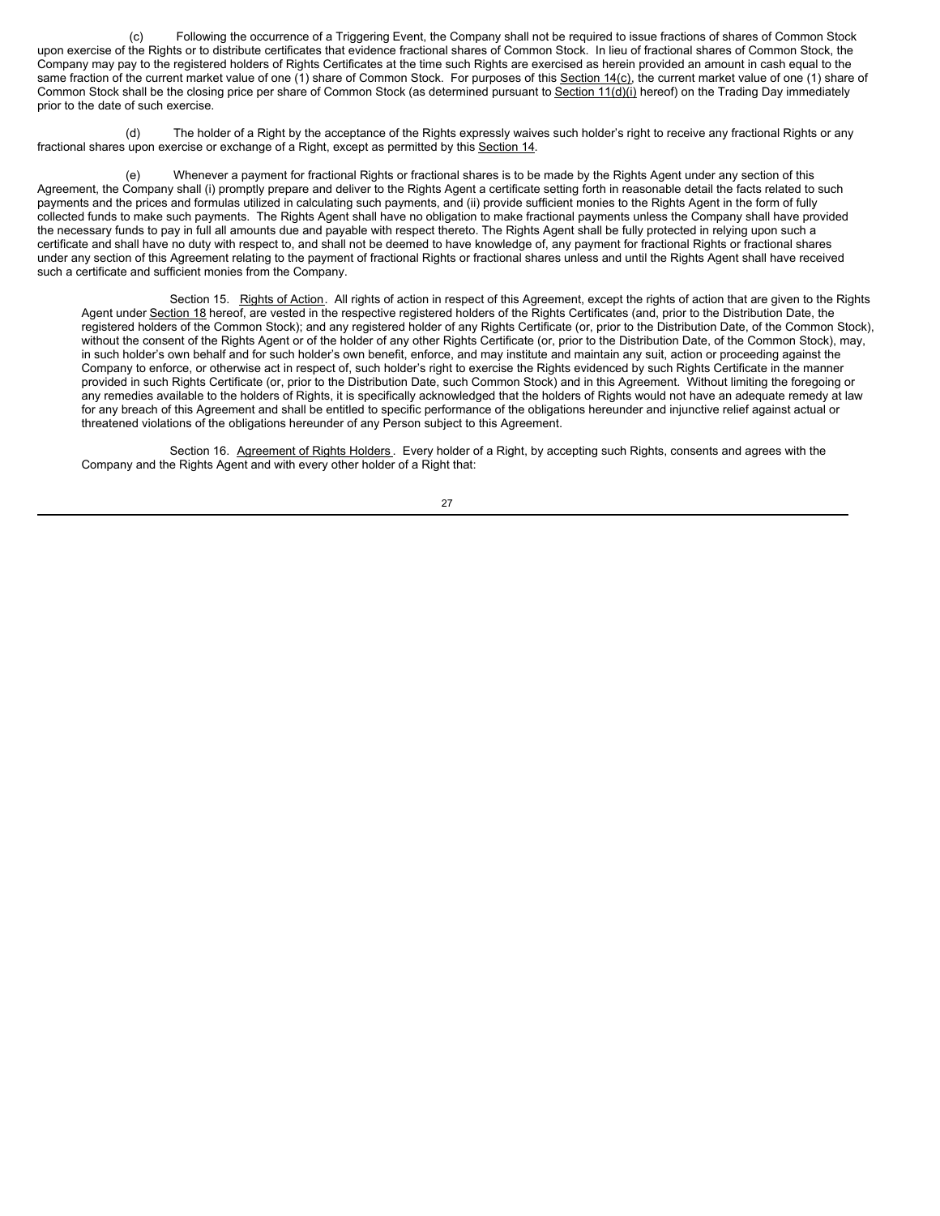(c) Following the occurrence of a Triggering Event, the Company shall not be required to issue fractions of shares of Common Stock upon exercise of the Rights or to distribute certificates that evidence fractional shares of Common Stock. In lieu of fractional shares of Common Stock, the Company may pay to the registered holders of Rights Certificates at the time such Rights are exercised as herein provided an amount in cash equal to the same fraction of the current market value of one (1) share of Common Stock. For purposes of this Section 14(c), the current market value of one (1) share of Common Stock shall be the closing price per share of Common Stock (as determined pursuant to Section 11(d)(i) hereof) on the Trading Day immediately prior to the date of such exercise.

(d) The holder of a Right by the acceptance of the Rights expressly waives such holder's right to receive any fractional Rights or any fractional shares upon exercise or exchange of a Right, except as permitted by this Section 14.

(e) Whenever a payment for fractional Rights or fractional shares is to be made by the Rights Agent under any section of this Agreement, the Company shall (i) promptly prepare and deliver to the Rights Agent a certificate setting forth in reasonable detail the facts related to such payments and the prices and formulas utilized in calculating such payments, and (ii) provide sufficient monies to the Rights Agent in the form of fully collected funds to make such payments. The Rights Agent shall have no obligation to make fractional payments unless the Company shall have provided the necessary funds to pay in full all amounts due and payable with respect thereto. The Rights Agent shall be fully protected in relying upon such a certificate and shall have no duty with respect to, and shall not be deemed to have knowledge of, any payment for fractional Rights or fractional shares under any section of this Agreement relating to the payment of fractional Rights or fractional shares unless and until the Rights Agent shall have received such a certificate and sufficient monies from the Company.

Section 15. Rights of Action. All rights of action in respect of this Agreement, except the rights of action that are given to the Rights Agent under Section 18 hereof, are vested in the respective registered holders of the Rights Certificates (and, prior to the Distribution Date, the registered holders of the Common Stock); and any registered holder of any Rights Certificate (or, prior to the Distribution Date, of the Common Stock), without the consent of the Rights Agent or of the holder of any other Rights Certificate (or, prior to the Distribution Date, of the Common Stock), may, in such holder's own behalf and for such holder's own benefit, enforce, and may institute and maintain any suit, action or proceeding against the Company to enforce, or otherwise act in respect of, such holder's right to exercise the Rights evidenced by such Rights Certificate in the manner provided in such Rights Certificate (or, prior to the Distribution Date, such Common Stock) and in this Agreement. Without limiting the foregoing or any remedies available to the holders of Rights, it is specifically acknowledged that the holders of Rights would not have an adequate remedy at law for any breach of this Agreement and shall be entitled to specific performance of the obligations hereunder and injunctive relief against actual or threatened violations of the obligations hereunder of any Person subject to this Agreement.

Section 16. Agreement of Rights Holders. Every holder of a Right, by accepting such Rights, consents and agrees with the Company and the Rights Agent and with every other holder of a Right that: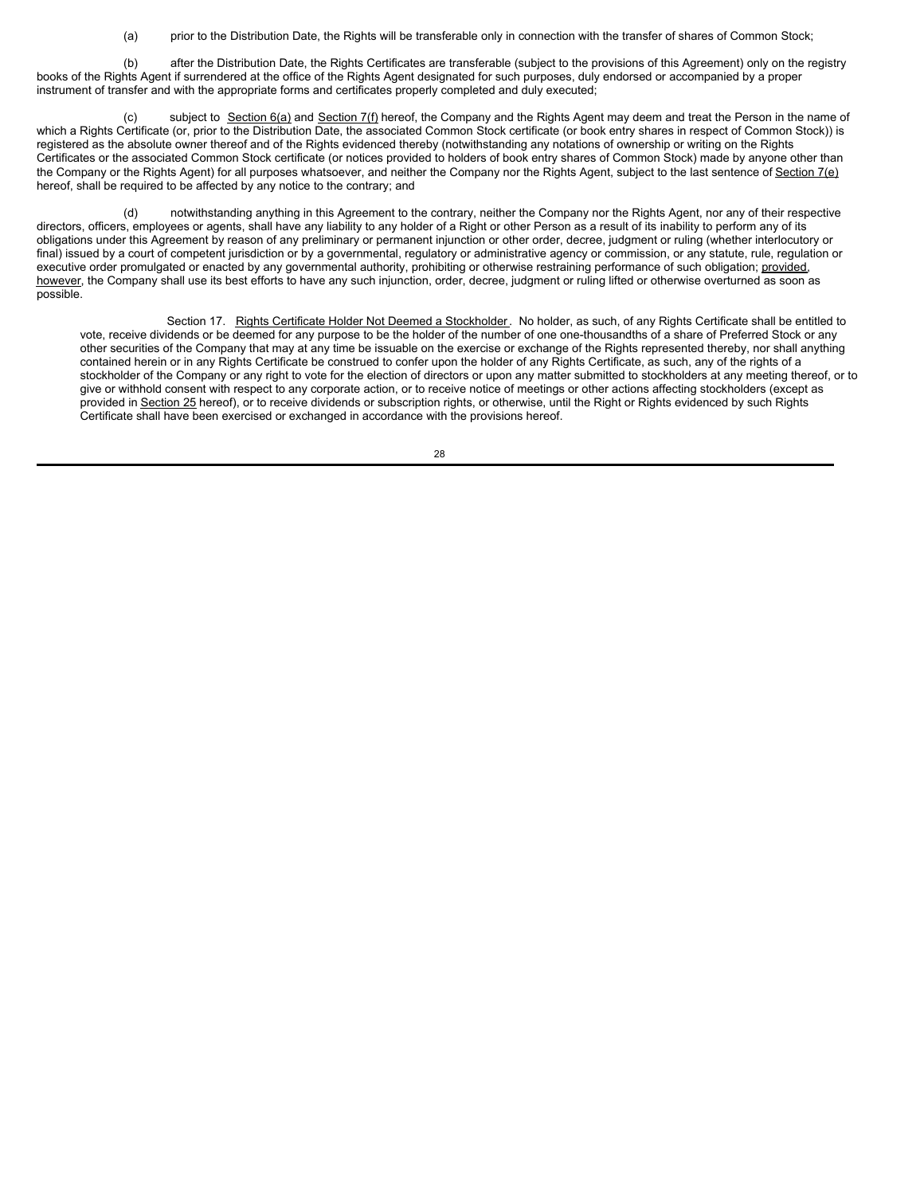(a) prior to the Distribution Date, the Rights will be transferable only in connection with the transfer of shares of Common Stock;

(b) after the Distribution Date, the Rights Certificates are transferable (subject to the provisions of this Agreement) only on the registry books of the Rights Agent if surrendered at the office of the Rights Agent designated for such purposes, duly endorsed or accompanied by a proper instrument of transfer and with the appropriate forms and certificates properly completed and duly executed;

(c) subject to Section 6(a) and Section 7(f) hereof, the Company and the Rights Agent may deem and treat the Person in the name of which a Rights Certificate (or, prior to the Distribution Date, the associated Common Stock certificate (or book entry shares in respect of Common Stock)) is registered as the absolute owner thereof and of the Rights evidenced thereby (notwithstanding any notations of ownership or writing on the Rights Certificates or the associated Common Stock certificate (or notices provided to holders of book entry shares of Common Stock) made by anyone other than the Company or the Rights Agent) for all purposes whatsoever, and neither the Company nor the Rights Agent, subject to the last sentence of Section 7(e) hereof, shall be required to be affected by any notice to the contrary; and

(d) notwithstanding anything in this Agreement to the contrary, neither the Company nor the Rights Agent, nor any of their respective directors, officers, employees or agents, shall have any liability to any holder of a Right or other Person as a result of its inability to perform any of its obligations under this Agreement by reason of any preliminary or permanent injunction or other order, decree, judgment or ruling (whether interlocutory or final) issued by a court of competent jurisdiction or by a governmental, regulatory or administrative agency or commission, or any statute, rule, regulation or executive order promulgated or enacted by any governmental authority, prohibiting or otherwise restraining performance of such obligation; provided, however, the Company shall use its best efforts to have any such injunction, order, decree, judgment or ruling lifted or otherwise overturned as soon as possible.

Section 17. Rights Certificate Holder Not Deemed a Stockholder. No holder, as such, of any Rights Certificate shall be entitled to vote, receive dividends or be deemed for any purpose to be the holder of the number of one one-thousandths of a share of Preferred Stock or any other securities of the Company that may at any time be issuable on the exercise or exchange of the Rights represented thereby, nor shall anything contained herein or in any Rights Certificate be construed to confer upon the holder of any Rights Certificate, as such, any of the rights of a stockholder of the Company or any right to vote for the election of directors or upon any matter submitted to stockholders at any meeting thereof, or to give or withhold consent with respect to any corporate action, or to receive notice of meetings or other actions affecting stockholders (except as provided in Section 25 hereof), or to receive dividends or subscription rights, or otherwise, until the Right or Rights evidenced by such Rights Certificate shall have been exercised or exchanged in accordance with the provisions hereof.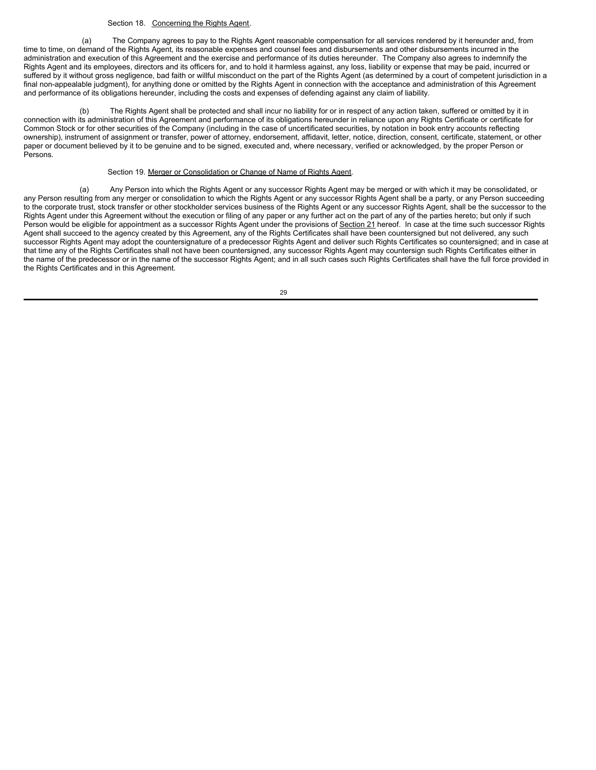Section 18. Concerning the Rights Agent.

(a) The Company agrees to pay to the Rights Agent reasonable compensation for all services rendered by it hereunder and, from time to time, on demand of the Rights Agent, its reasonable expenses and counsel fees and disbursements and other disbursements incurred in the administration and execution of this Agreement and the exercise and performance of its duties hereunder. The Company also agrees to indemnify the Rights Agent and its employees, directors and its officers for, and to hold it harmless against, any loss, liability or expense that may be paid, incurred or suffered by it without gross negligence, bad faith or willful misconduct on the part of the Rights Agent (as determined by a court of competent jurisdiction in a final non-appealable judgment), for anything done or omitted by the Rights Agent in connection with the acceptance and administration of this Agreement and performance of its obligations hereunder, including the costs and expenses of defending against any claim of liability.

(b) The Rights Agent shall be protected and shall incur no liability for or in respect of any action taken, suffered or omitted by it in connection with its administration of this Agreement and performance of its obligations hereunder in reliance upon any Rights Certificate or certificate for Common Stock or for other securities of the Company (including in the case of uncertificated securities, by notation in book entry accounts reflecting ownership), instrument of assignment or transfer, power of attorney, endorsement, affidavit, letter, notice, direction, consent, certificate, statement, or other paper or document believed by it to be genuine and to be signed, executed and, where necessary, verified or acknowledged, by the proper Person or Persons.

Section 19. Merger or Consolidation or Change of Name of Rights Agent.

(a) Any Person into which the Rights Agent or any successor Rights Agent may be merged or with which it may be consolidated, or any Person resulting from any merger or consolidation to which the Rights Agent or any successor Rights Agent shall be a party, or any Person succeeding to the corporate trust, stock transfer or other stockholder services business of the Rights Agent or any successor Rights Agent, shall be the successor to the Rights Agent under this Agreement without the execution or filing of any paper or any further act on the part of any of the parties hereto; but only if such Person would be eligible for appointment as a successor Rights Agent under the provisions of Section 21 hereof. In case at the time such successor Rights Agent shall succeed to the agency created by this Agreement, any of the Rights Certificates shall have been countersigned but not delivered, any such successor Rights Agent may adopt the countersignature of a predecessor Rights Agent and deliver such Rights Certificates so countersigned; and in case at that time any of the Rights Certificates shall not have been countersigned, any successor Rights Agent may countersign such Rights Certificates either in the name of the predecessor or in the name of the successor Rights Agent; and in all such cases such Rights Certificates shall have the full force provided in the Rights Certificates and in this Agreement.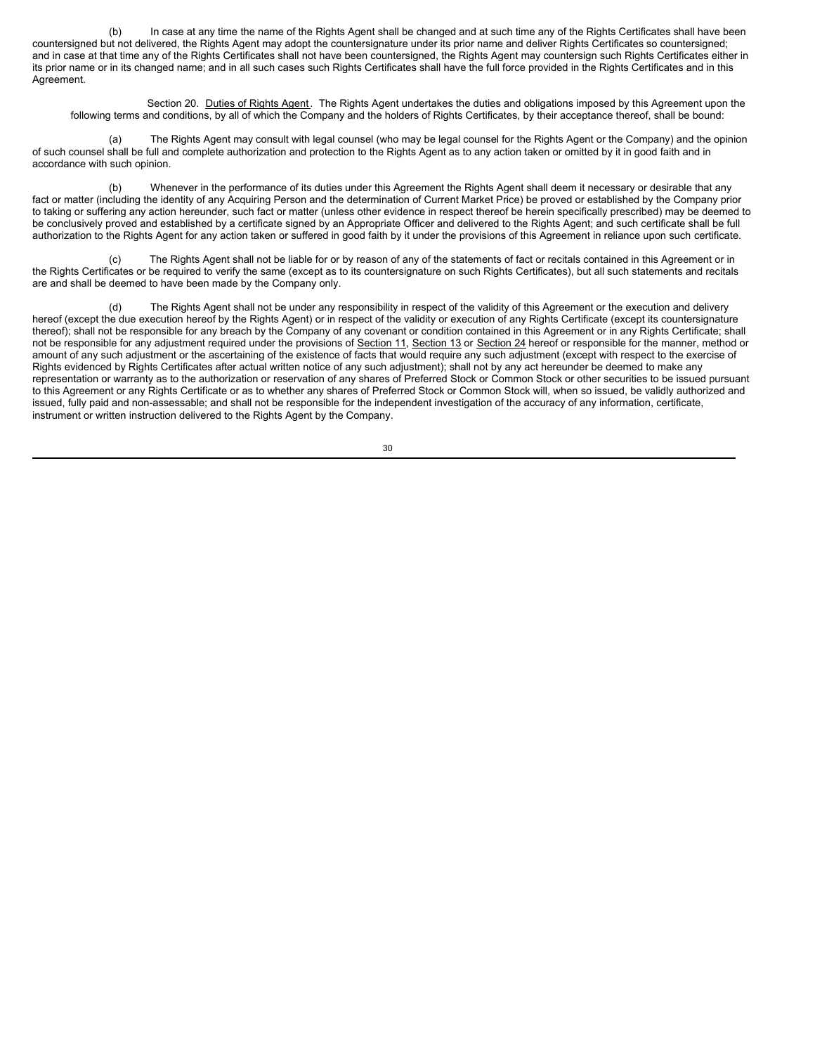(b) In case at any time the name of the Rights Agent shall be changed and at such time any of the Rights Certificates shall have been countersigned but not delivered, the Rights Agent may adopt the countersignature under its prior name and deliver Rights Certificates so countersigned; and in case at that time any of the Rights Certificates shall not have been countersigned, the Rights Agent may countersign such Rights Certificates either in its prior name or in its changed name; and in all such cases such Rights Certificates shall have the full force provided in the Rights Certificates and in this Agreement.

Section 20. Duties of Rights Agent. The Rights Agent undertakes the duties and obligations imposed by this Agreement upon the following terms and conditions, by all of which the Company and the holders of Rights Certificates, by their acceptance thereof, shall be bound:

(a) The Rights Agent may consult with legal counsel (who may be legal counsel for the Rights Agent or the Company) and the opinion of such counsel shall be full and complete authorization and protection to the Rights Agent as to any action taken or omitted by it in good faith and in accordance with such opinion.

(b) Whenever in the performance of its duties under this Agreement the Rights Agent shall deem it necessary or desirable that any fact or matter (including the identity of any Acquiring Person and the determination of Current Market Price) be proved or established by the Company prior to taking or suffering any action hereunder, such fact or matter (unless other evidence in respect thereof be herein specifically prescribed) may be deemed to be conclusively proved and established by a certificate signed by an Appropriate Officer and delivered to the Rights Agent; and such certificate shall be full authorization to the Rights Agent for any action taken or suffered in good faith by it under the provisions of this Agreement in reliance upon such certificate.

(c) The Rights Agent shall not be liable for or by reason of any of the statements of fact or recitals contained in this Agreement or in the Rights Certificates or be required to verify the same (except as to its countersignature on such Rights Certificates), but all such statements and recitals are and shall be deemed to have been made by the Company only.

(d) The Rights Agent shall not be under any responsibility in respect of the validity of this Agreement or the execution and delivery hereof (except the due execution hereof by the Rights Agent) or in respect of the validity or execution of any Rights Certificate (except its countersignature thereof); shall not be responsible for any breach by the Company of any covenant or condition contained in this Agreement or in any Rights Certificate; shall not be responsible for any adjustment required under the provisions of Section 11, Section 13 or Section 24 hereof or responsible for the manner, method or amount of any such adjustment or the ascertaining of the existence of facts that would require any such adjustment (except with respect to the exercise of Rights evidenced by Rights Certificates after actual written notice of any such adjustment); shall not by any act hereunder be deemed to make any representation or warranty as to the authorization or reservation of any shares of Preferred Stock or Common Stock or other securities to be issued pursuant to this Agreement or any Rights Certificate or as to whether any shares of Preferred Stock or Common Stock will, when so issued, be validly authorized and issued, fully paid and non-assessable; and shall not be responsible for the independent investigation of the accuracy of any information, certificate, instrument or written instruction delivered to the Rights Agent by the Company.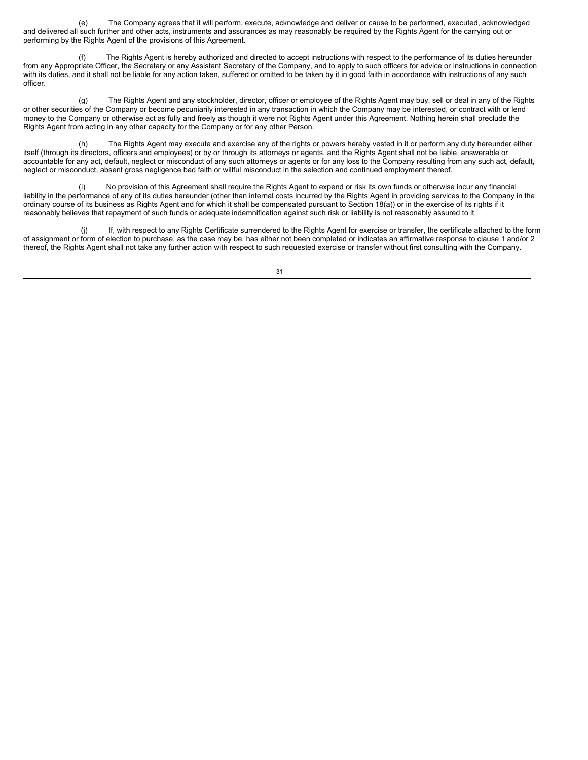(e) The Company agrees that it will perform, execute, acknowledge and deliver or cause to be performed, executed, acknowledged and delivered all such further and other acts, instruments and assurances as may reasonably be required by the Rights Agent for the carrying out or performing by the Rights Agent of the provisions of this Agreement.

(f) The Rights Agent is hereby authorized and directed to accept instructions with respect to the performance of its duties hereunder from any Appropriate Officer, the Secretary or any Assistant Secretary of the Company, and to apply to such officers for advice or instructions in connection with its duties, and it shall not be liable for any action taken, suffered or omitted to be taken by it in good faith in accordance with instructions of any such officer.

(g) The Rights Agent and any stockholder, director, officer or employee of the Rights Agent may buy, sell or deal in any of the Rights or other securities of the Company or become pecuniarily interested in any transaction in which the Company may be interested, or contract with or lend money to the Company or otherwise act as fully and freely as though it were not Rights Agent under this Agreement. Nothing herein shall preclude the Rights Agent from acting in any other capacity for the Company or for any other Person.

(h) The Rights Agent may execute and exercise any of the rights or powers hereby vested in it or perform any duty hereunder either itself (through its directors, officers and employees) or by or through its attorneys or agents, and the Rights Agent shall not be liable, answerable or accountable for any act, default, neglect or misconduct of any such attorneys or agents or for any loss to the Company resulting from any such act, default, neglect or misconduct, absent gross negligence bad faith or willful misconduct in the selection and continued employment thereof.

(i) No provision of this Agreement shall require the Rights Agent to expend or risk its own funds or otherwise incur any financial liability in the performance of any of its duties hereunder (other than internal costs incurred by the Rights Agent in providing services to the Company in the ordinary course of its business as Rights Agent and for which it shall be compensated pursuant to Section 18(a)) or in the exercise of its rights if it reasonably believes that repayment of such funds or adequate indemnification against such risk or liability is not reasonably assured to it.

(j) If, with respect to any Rights Certificate surrendered to the Rights Agent for exercise or transfer, the certificate attached to the form of assignment or form of election to purchase, as the case may be, has either not been completed or indicates an affirmative response to clause 1 and/or 2 thereof, the Rights Agent shall not take any further action with respect to such requested exercise or transfer without first consulting with the Company.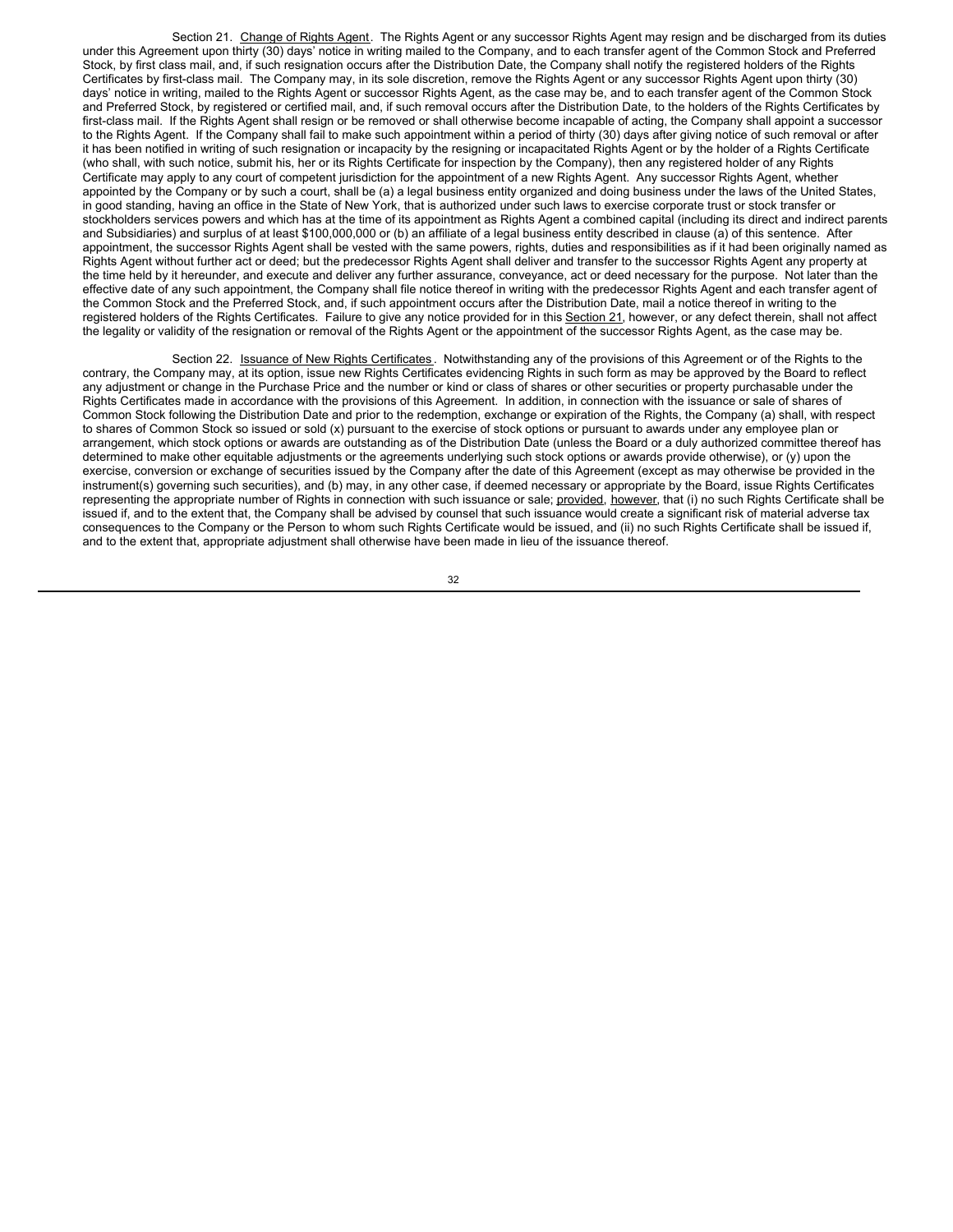Section 21. Change of Rights Agent. The Rights Agent or any successor Rights Agent may resign and be discharged from its duties under this Agreement upon thirty (30) days' notice in writing mailed to the Company, and to each transfer agent of the Common Stock and Preferred Stock, by first class mail, and, if such resignation occurs after the Distribution Date, the Company shall notify the registered holders of the Rights Certificates by first-class mail. The Company may, in its sole discretion, remove the Rights Agent or any successor Rights Agent upon thirty (30) days' notice in writing, mailed to the Rights Agent or successor Rights Agent, as the case may be, and to each transfer agent of the Common Stock and Preferred Stock, by registered or certified mail, and, if such removal occurs after the Distribution Date, to the holders of the Rights Certificates by first-class mail. If the Rights Agent shall resign or be removed or shall otherwise become incapable of acting, the Company shall appoint a successor to the Rights Agent. If the Company shall fail to make such appointment within a period of thirty (30) days after giving notice of such removal or after it has been notified in writing of such resignation or incapacity by the resigning or incapacitated Rights Agent or by the holder of a Rights Certificate (who shall, with such notice, submit his, her or its Rights Certificate for inspection by the Company), then any registered holder of any Rights Certificate may apply to any court of competent jurisdiction for the appointment of a new Rights Agent. Any successor Rights Agent, whether appointed by the Company or by such a court, shall be (a) a legal business entity organized and doing business under the laws of the United States, in good standing, having an office in the State of New York, that is authorized under such laws to exercise corporate trust or stock transfer or stockholders services powers and which has at the time of its appointment as Rights Agent a combined capital (including its direct and indirect parents and Subsidiaries) and surplus of at least $100,000,000 or (b) an affiliate of a legal business entity described in clause (a) of this sentence. After appointment, the successor Rights Agent shall be vested with the same powers, rights, duties and responsibilities as if it had been originally named as Rights Agent without further act or deed; but the predecessor Rights Agent shall deliver and transfer to the successor Rights Agent any property at the time held by it hereunder, and execute and deliver any further assurance, conveyance, act or deed necessary for the purpose. Not later than the effective date of any such appointment, the Company shall file notice thereof in writing with the predecessor Rights Agent and each transfer agent of the Common Stock and the Preferred Stock, and, if such appointment occurs after the Distribution Date, mail a notice thereof in writing to the registered holders of the Rights Certificates. Failure to give any notice provided for in this Section 21, however, or any defect therein, shall not affect the legality or validity of the resignation or removal of the Rights Agent or the appointment of the successor Rights Agent, as the case may be.

Section 22. Issuance of New Rights Certificates. Notwithstanding any of the provisions of this Agreement or of the Rights to the contrary, the Company may, at its option, issue new Rights Certificates evidencing Rights in such form as may be approved by the Board to reflect any adjustment or change in the Purchase Price and the number or kind or class of shares or other securities or property purchasable under the Rights Certificates made in accordance with the provisions of this Agreement. In addition, in connection with the issuance or sale of shares of Common Stock following the Distribution Date and prior to the redemption, exchange or expiration of the Rights, the Company (a) shall, with respect to shares of Common Stock so issued or sold (x) pursuant to the exercise of stock options or pursuant to awards under any employee plan or arrangement, which stock options or awards are outstanding as of the Distribution Date (unless the Board or a duly authorized committee thereof has determined to make other equitable adjustments or the agreements underlying such stock options or awards provide otherwise), or (y) upon the exercise, conversion or exchange of securities issued by the Company after the date of this Agreement (except as may otherwise be provided in the instrument(s) governing such securities), and (b) may, in any other case, if deemed necessary or appropriate by the Board, issue Rights Certificates representing the appropriate number of Rights in connection with such issuance or sale; provided, however, that (i) no such Rights Certificate shall be issued if, and to the extent that, the Company shall be advised by counsel that such issuance would create a significant risk of material adverse tax consequences to the Company or the Person to whom such Rights Certificate would be issued, and (ii) no such Rights Certificate shall be issued if, and to the extent that, appropriate adjustment shall otherwise have been made in lieu of the issuance thereof.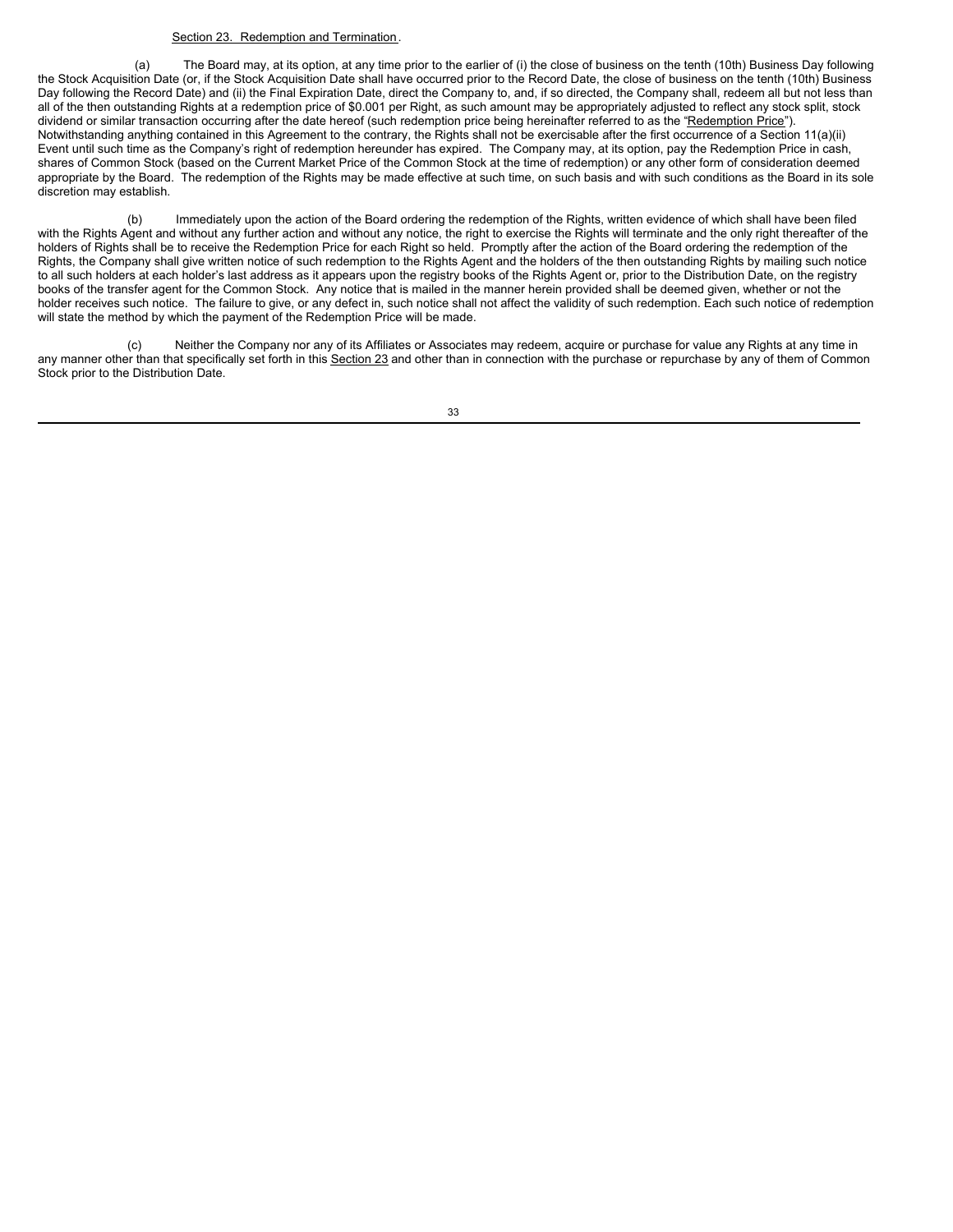Section 23. Redemption and Termination.

(a) The Board may, at its option, at any time prior to the earlier of (i) the close of business on the tenth (10th) Business Day following the Stock Acquisition Date (or, if the Stock Acquisition Date shall have occurred prior to the Record Date, the close of business on the tenth (10th) Business Day following the Record Date) and (ii) the Final Expiration Date, direct the Company to, and, if so directed, the Company shall, redeem all but not less than all of the then outstanding Rights at a redemption price of $0.001 per Right, as such amount may be appropriately adjusted to reflect any stock split, stock dividend or similar transaction occurring after the date hereof (such redemption price being hereinafter referred to as the "Redemption Price"). Notwithstanding anything contained in this Agreement to the contrary, the Rights shall not be exercisable after the first occurrence of a Section 11(a)(ii) Event until such time as the Company's right of redemption hereunder has expired. The Company may, at its option, pay the Redemption Price in cash, shares of Common Stock (based on the Current Market Price of the Common Stock at the time of redemption) or any other form of consideration deemed appropriate by the Board. The redemption of the Rights may be made effective at such time, on such basis and with such conditions as the Board in its sole discretion may establish.

(b) Immediately upon the action of the Board ordering the redemption of the Rights, written evidence of which shall have been filed with the Rights Agent and without any further action and without any notice, the right to exercise the Rights will terminate and the only right thereafter of the holders of Rights shall be to receive the Redemption Price for each Right so held. Promptly after the action of the Board ordering the redemption of the Rights, the Company shall give written notice of such redemption to the Rights Agent and the holders of the then outstanding Rights by mailing such notice to all such holders at each holder's last address as it appears upon the registry books of the Rights Agent or, prior to the Distribution Date, on the registry books of the transfer agent for the Common Stock. Any notice that is mailed in the manner herein provided shall be deemed given, whether or not the holder receives such notice. The failure to give, or any defect in, such notice shall not affect the validity of such redemption. Each such notice of redemption will state the method by which the payment of the Redemption Price will be made.

(c) Neither the Company nor any of its Affiliates or Associates may redeem, acquire or purchase for value any Rights at any time in any manner other than that specifically set forth in this Section 23 and other than in connection with the purchase or repurchase by any of them of Common Stock prior to the Distribution Date.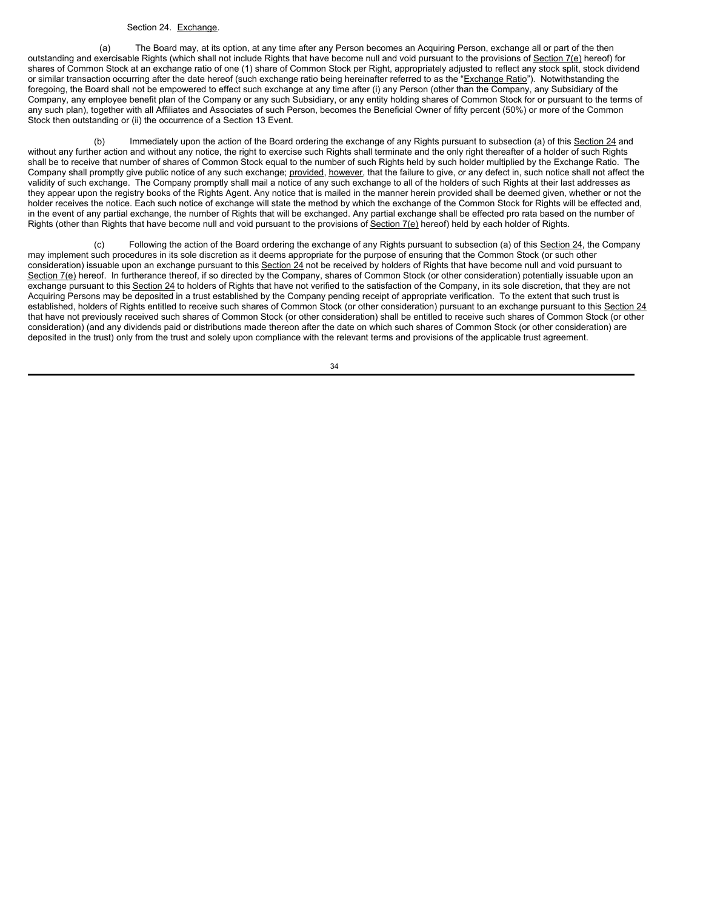Section 24. Exchange.

(a) The Board may, at its option, at any time after any Person becomes an Acquiring Person, exchange all or part of the then outstanding and exercisable Rights (which shall not include Rights that have become null and void pursuant to the provisions of Section 7(e) hereof) for shares of Common Stock at an exchange ratio of one (1) share of Common Stock per Right, appropriately adjusted to reflect any stock split, stock dividend or similar transaction occurring after the date hereof (such exchange ratio being hereinafter referred to as the "Exchange Ratio"). Notwithstanding the foregoing, the Board shall not be empowered to effect such exchange at any time after (i) any Person (other than the Company, any Subsidiary of the Company, any employee benefit plan of the Company or any such Subsidiary, or any entity holding shares of Common Stock for or pursuant to the terms of any such plan), together with all Affiliates and Associates of such Person, becomes the Beneficial Owner of fifty percent (50%) or more of the Common Stock then outstanding or (ii) the occurrence of a Section 13 Event.

(b) Immediately upon the action of the Board ordering the exchange of any Rights pursuant to subsection (a) of this Section 24 and without any further action and without any notice, the right to exercise such Rights shall terminate and the only right thereafter of a holder of such Rights shall be to receive that number of shares of Common Stock equal to the number of such Rights held by such holder multiplied by the Exchange Ratio. The Company shall promptly give public notice of any such exchange; provided, however, that the failure to give, or any defect in, such notice shall not affect the validity of such exchange. The Company promptly shall mail a notice of any such exchange to all of the holders of such Rights at their last addresses as they appear upon the registry books of the Rights Agent. Any notice that is mailed in the manner herein provided shall be deemed given, whether or not the holder receives the notice. Each such notice of exchange will state the method by which the exchange of the Common Stock for Rights will be effected and, in the event of any partial exchange, the number of Rights that will be exchanged. Any partial exchange shall be effected pro rata based on the number of Rights (other than Rights that have become null and void pursuant to the provisions of Section 7(e) hereof) held by each holder of Rights.

(c) Following the action of the Board ordering the exchange of any Rights pursuant to subsection (a) of this Section 24, the Company may implement such procedures in its sole discretion as it deems appropriate for the purpose of ensuring that the Common Stock (or such other consideration) issuable upon an exchange pursuant to this Section 24 not be received by holders of Rights that have become null and void pursuant to Section 7(e) hereof. In furtherance thereof, if so directed by the Company, shares of Common Stock (or other consideration) potentially issuable upon an exchange pursuant to this Section 24 to holders of Rights that have not verified to the satisfaction of the Company, in its sole discretion, that they are not Acquiring Persons may be deposited in a trust established by the Company pending receipt of appropriate verification. To the extent that such trust is established, holders of Rights entitled to receive such shares of Common Stock (or other consideration) pursuant to an exchange pursuant to this Section 24 that have not previously received such shares of Common Stock (or other consideration) shall be entitled to receive such shares of Common Stock (or other consideration) (and any dividends paid or distributions made thereon after the date on which such shares of Common Stock (or other consideration) are deposited in the trust) only from the trust and solely upon compliance with the relevant terms and provisions of the applicable trust agreement.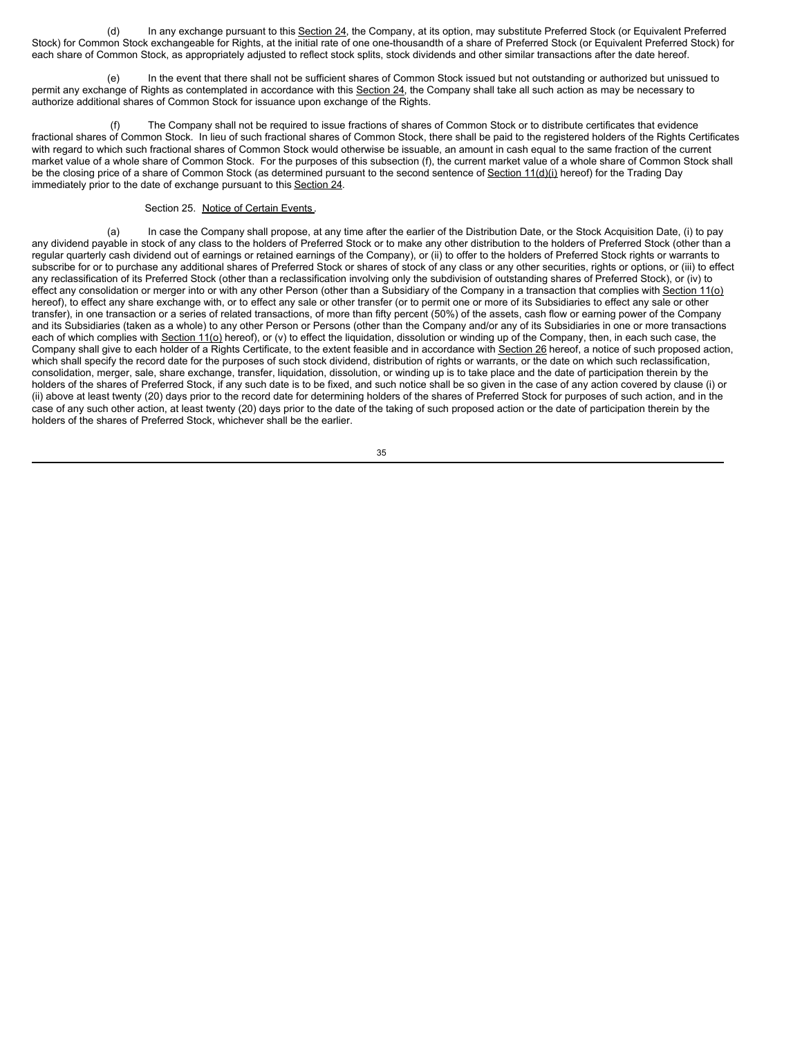(d) In any exchange pursuant to this Section 24, the Company, at its option, may substitute Preferred Stock (or Equivalent Preferred Stock) for Common Stock exchangeable for Rights, at the initial rate of one one-thousandth of a share of Preferred Stock (or Equivalent Preferred Stock) for each share of Common Stock, as appropriately adjusted to reflect stock splits, stock dividends and other similar transactions after the date hereof.

(e) In the event that there shall not be sufficient shares of Common Stock issued but not outstanding or authorized but unissued to permit any exchange of Rights as contemplated in accordance with this Section 24, the Company shall take all such action as may be necessary to authorize additional shares of Common Stock for issuance upon exchange of the Rights.

(f) The Company shall not be required to issue fractions of shares of Common Stock or to distribute certificates that evidence fractional shares of Common Stock. In lieu of such fractional shares of Common Stock, there shall be paid to the registered holders of the Rights Certificates with regard to which such fractional shares of Common Stock would otherwise be issuable, an amount in cash equal to the same fraction of the current market value of a whole share of Common Stock. For the purposes of this subsection (f), the current market value of a whole share of Common Stock shall be the closing price of a share of Common Stock (as determined pursuant to the second sentence of Section 11(d)(i) hereof) for the Trading Day immediately prior to the date of exchange pursuant to this Section 24.

Section 25. Notice of Certain Events.

(a) In case the Company shall propose, at any time after the earlier of the Distribution Date, or the Stock Acquisition Date, (i) to pay any dividend payable in stock of any class to the holders of Preferred Stock or to make any other distribution to the holders of Preferred Stock (other than a regular quarterly cash dividend out of earnings or retained earnings of the Company), or (ii) to offer to the holders of Preferred Stock rights or warrants to subscribe for or to purchase any additional shares of Preferred Stock or shares of stock of any class or any other securities, rights or options, or (iii) to effect any reclassification of its Preferred Stock (other than a reclassification involving only the subdivision of outstanding shares of Preferred Stock), or (iv) to effect any consolidation or merger into or with any other Person (other than a Subsidiary of the Company in a transaction that complies with Section 11(o) hereof), to effect any share exchange with, or to effect any sale or other transfer (or to permit one or more of its Subsidiaries to effect any sale or other transfer), in one transaction or a series of related transactions, of more than fifty percent (50%) of the assets, cash flow or earning power of the Company and its Subsidiaries (taken as a whole) to any other Person or Persons (other than the Company and/or any of its Subsidiaries in one or more transactions each of which complies with Section 11(o) hereof), or (v) to effect the liquidation, dissolution or winding up of the Company, then, in each such case, the Company shall give to each holder of a Rights Certificate, to the extent feasible and in accordance with Section 26 hereof, a notice of such proposed action, which shall specify the record date for the purposes of such stock dividend, distribution of rights or warrants, or the date on which such reclassification, consolidation, merger, sale, share exchange, transfer, liquidation, dissolution, or winding up is to take place and the date of participation therein by the holders of the shares of Preferred Stock, if any such date is to be fixed, and such notice shall be so given in the case of any action covered by clause (i) or (ii) above at least twenty (20) days prior to the record date for determining holders of the shares of Preferred Stock for purposes of such action, and in the case of any such other action, at least twenty (20) days prior to the date of the taking of such proposed action or the date of participation therein by the holders of the shares of Preferred Stock, whichever shall be the earlier.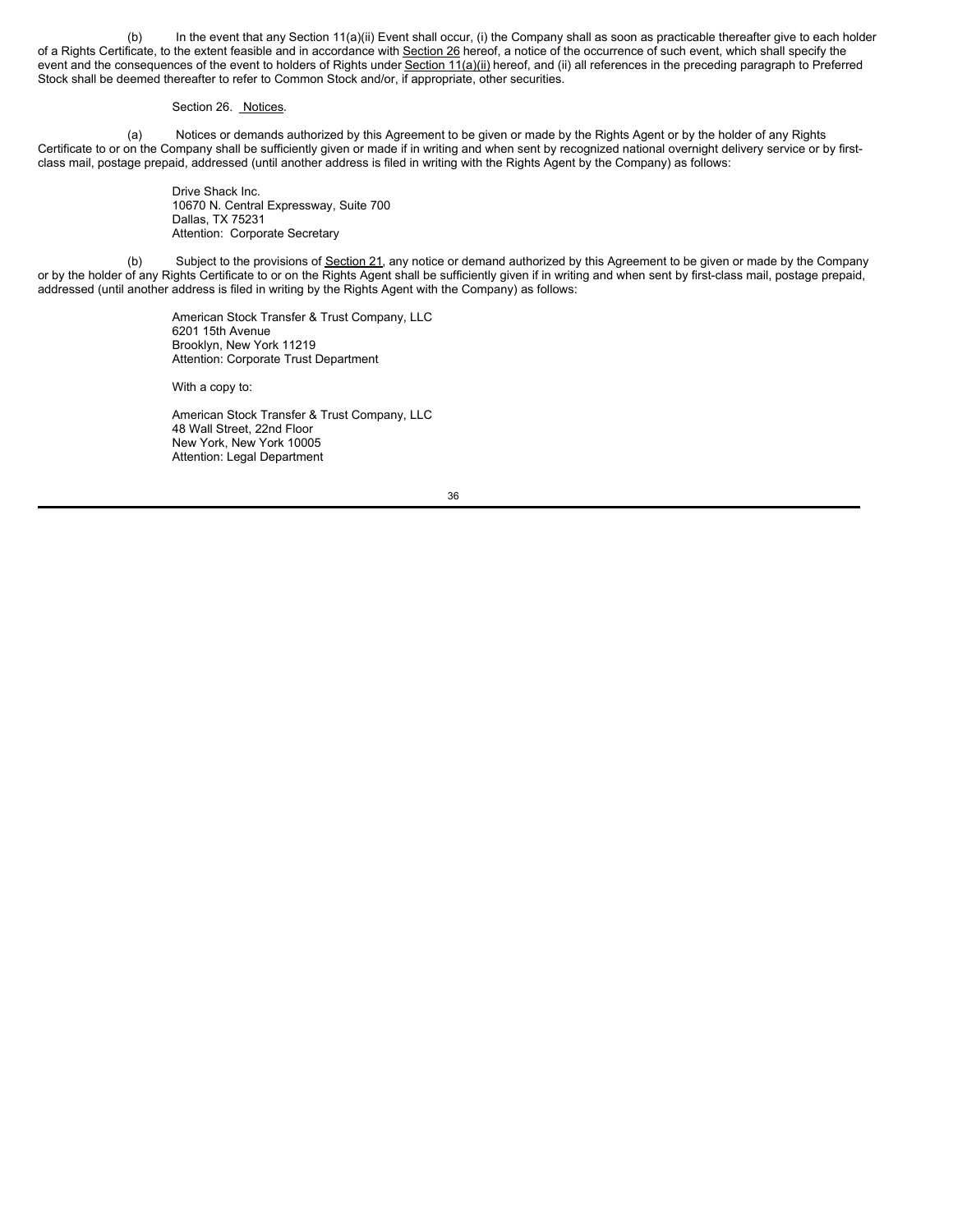(b) In the event that any Section 11(a)(ii) Event shall occur, (i) the Company shall as soon as practicable thereafter give to each holder of a Rights Certificate, to the extent feasible and in accordance with Section 26 hereof, a notice of the occurrence of such event, which shall specify the event and the consequences of the event to holders of Rights under Section 11(a)(ii) hereof, and (ii) all references in the preceding paragraph to Preferred Stock shall be deemed thereafter to refer to Common Stock and/or, if appropriate, other securities.

Section 26. Notices.

(a) Notices or demands authorized by this Agreement to be given or made by the Rights Agent or by the holder of any Rights Certificate to or on the Company shall be sufficiently given or made if in writing and when sent by recognized national overnight delivery service or by first-class mail, postage prepaid, addressed (until another address is filed in writing with the Rights Agent by the Company) as follows:

Drive Shack Inc.
10670 N. Central Expressway, Suite 700
Dallas, TX 75231
Attention: Corporate Secretary

(b) Subject to the provisions of Section 21, any notice or demand authorized by this Agreement to be given or made by the Company or by the holder of any Rights Certificate to or on the Rights Agent shall be sufficiently given if in writing and when sent by first-class mail, postage prepaid, addressed (until another address is filed in writing by the Rights Agent with the Company) as follows:

American Stock Transfer & Trust Company, LLC
6201 15th Avenue
Brooklyn, New York 11219
Attention: Corporate Trust Department

With a copy to:

American Stock Transfer & Trust Company, LLC
48 Wall Street, 22nd Floor
New York, New York 10005
Attention: Legal Department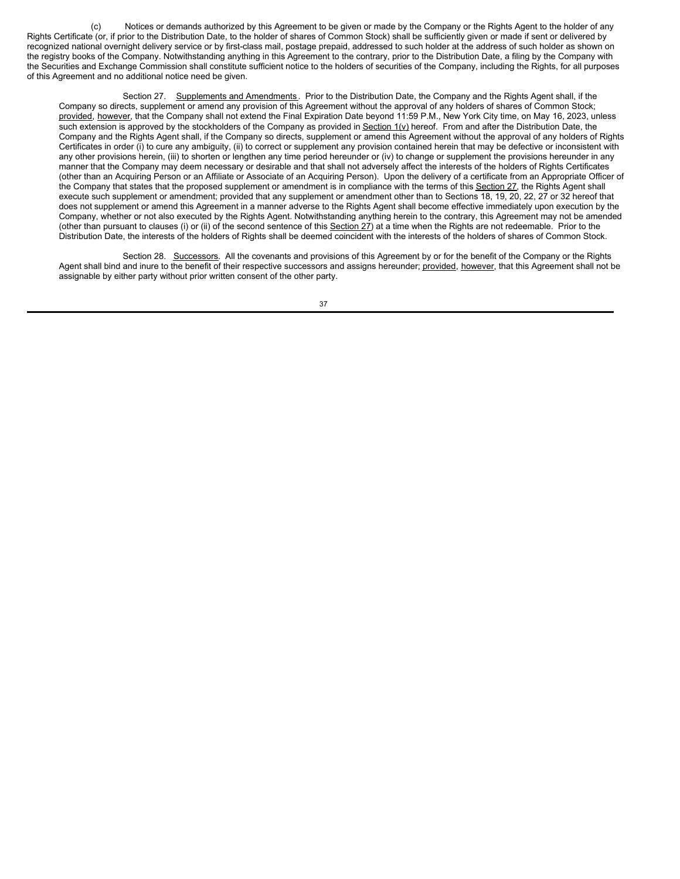(c) Notices or demands authorized by this Agreement to be given or made by the Company or the Rights Agent to the holder of any Rights Certificate (or, if prior to the Distribution Date, to the holder of shares of Common Stock) shall be sufficiently given or made if sent or delivered by recognized national overnight delivery service or by first-class mail, postage prepaid, addressed to such holder at the address of such holder as shown on the registry books of the Company. Notwithstanding anything in this Agreement to the contrary, prior to the Distribution Date, a filing by the Company with the Securities and Exchange Commission shall constitute sufficient notice to the holders of securities of the Company, including the Rights, for all purposes of this Agreement and no additional notice need be given.

Section 27. Supplements and Amendments. Prior to the Distribution Date, the Company and the Rights Agent shall, if the Company so directs, supplement or amend any provision of this Agreement without the approval of any holders of shares of Common Stock; provided, however, that the Company shall not extend the Final Expiration Date beyond 11:59 P.M., New York City time, on May 16, 2023, unless such extension is approved by the stockholders of the Company as provided in Section 1(v) hereof. From and after the Distribution Date, the Company and the Rights Agent shall, if the Company so directs, supplement or amend this Agreement without the approval of any holders of Rights Certificates in order (i) to cure any ambiguity, (ii) to correct or supplement any provision contained herein that may be defective or inconsistent with any other provisions herein, (iii) to shorten or lengthen any time period hereunder or (iv) to change or supplement the provisions hereunder in any manner that the Company may deem necessary or desirable and that shall not adversely affect the interests of the holders of Rights Certificates (other than an Acquiring Person or an Affiliate or Associate of an Acquiring Person). Upon the delivery of a certificate from an Appropriate Officer of the Company that states that the proposed supplement or amendment is in compliance with the terms of this Section 27, the Rights Agent shall execute such supplement or amendment; provided that any supplement or amendment other than to Sections 18, 19, 20, 22, 27 or 32 hereof that does not supplement or amend this Agreement in a manner adverse to the Rights Agent shall become effective immediately upon execution by the Company, whether or not also executed by the Rights Agent. Notwithstanding anything herein to the contrary, this Agreement may not be amended (other than pursuant to clauses (i) or (ii) of the second sentence of this Section 27) at a time when the Rights are not redeemable. Prior to the Distribution Date, the interests of the holders of Rights shall be deemed coincident with the interests of the holders of shares of Common Stock.

Section 28. Successors. All the covenants and provisions of this Agreement by or for the benefit of the Company or the Rights Agent shall bind and inure to the benefit of their respective successors and assigns hereunder; provided, however, that this Agreement shall not be assignable by either party without prior written consent of the other party.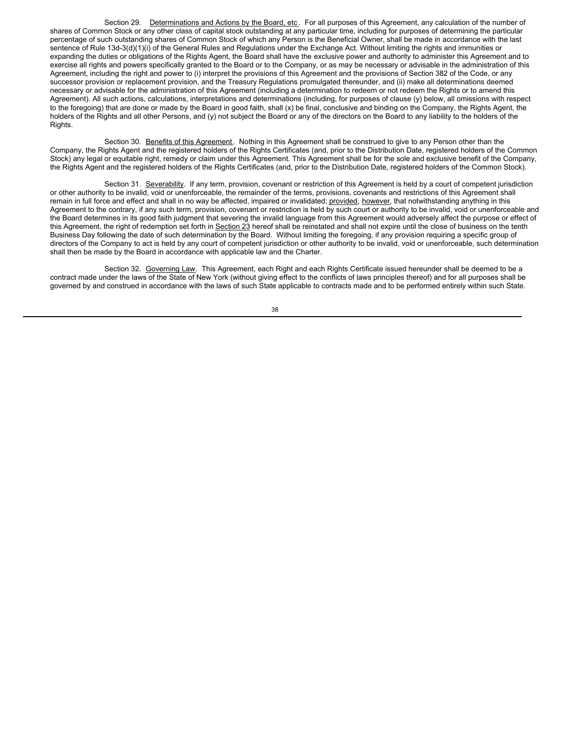Section 29. Determinations and Actions by the Board, etc. For all purposes of this Agreement, any calculation of the number of shares of Common Stock or any other class of capital stock outstanding at any particular time, including for purposes of determining the particular percentage of such outstanding shares of Common Stock of which any Person is the Beneficial Owner, shall be made in accordance with the last sentence of Rule 13d-3(d)(1)(i) of the General Rules and Regulations under the Exchange Act. Without limiting the rights and immunities or expanding the duties or obligations of the Rights Agent, the Board shall have the exclusive power and authority to administer this Agreement and to exercise all rights and powers specifically granted to the Board or to the Company, or as may be necessary or advisable in the administration of this Agreement, including the right and power to (i) interpret the provisions of this Agreement and the provisions of Section 382 of the Code, or any successor provision or replacement provision, and the Treasury Regulations promulgated thereunder, and (ii) make all determinations deemed necessary or advisable for the administration of this Agreement (including a determination to redeem or not redeem the Rights or to amend this Agreement). All such actions, calculations, interpretations and determinations (including, for purposes of clause (y) below, all omissions with respect to the foregoing) that are done or made by the Board in good faith, shall (x) be final, conclusive and binding on the Company, the Rights Agent, the holders of the Rights and all other Persons, and (y) not subject the Board or any of the directors on the Board to any liability to the holders of the Rights.

Section 30. Benefits of this Agreement. Nothing in this Agreement shall be construed to give to any Person other than the Company, the Rights Agent and the registered holders of the Rights Certificates (and, prior to the Distribution Date, registered holders of the Common Stock) any legal or equitable right, remedy or claim under this Agreement. This Agreement shall be for the sole and exclusive benefit of the Company, the Rights Agent and the registered holders of the Rights Certificates (and, prior to the Distribution Date, registered holders of the Common Stock).

Section 31. Severability. If any term, provision, covenant or restriction of this Agreement is held by a court of competent jurisdiction or other authority to be invalid, void or unenforceable, the remainder of the terms, provisions, covenants and restrictions of this Agreement shall remain in full force and effect and shall in no way be affected, impaired or invalidated; provided, however, that notwithstanding anything in this Agreement to the contrary, if any such term, provision, covenant or restriction is held by such court or authority to be invalid, void or unenforceable and the Board determines in its good faith judgment that severing the invalid language from this Agreement would adversely affect the purpose or effect of this Agreement, the right of redemption set forth in Section 23 hereof shall be reinstated and shall not expire until the close of business on the tenth Business Day following the date of such determination by the Board. Without limiting the foregoing, if any provision requiring a specific group of directors of the Company to act is held by any court of competent jurisdiction or other authority to be invalid, void or unenforceable, such determination shall then be made by the Board in accordance with applicable law and the Charter.

Section 32. Governing Law. This Agreement, each Right and each Rights Certificate issued hereunder shall be deemed to be a contract made under the laws of the State of New York (without giving effect to the conflicts of laws principles thereof) and for all purposes shall be governed by and construed in accordance with the laws of such State applicable to contracts made and to be performed entirely within such State.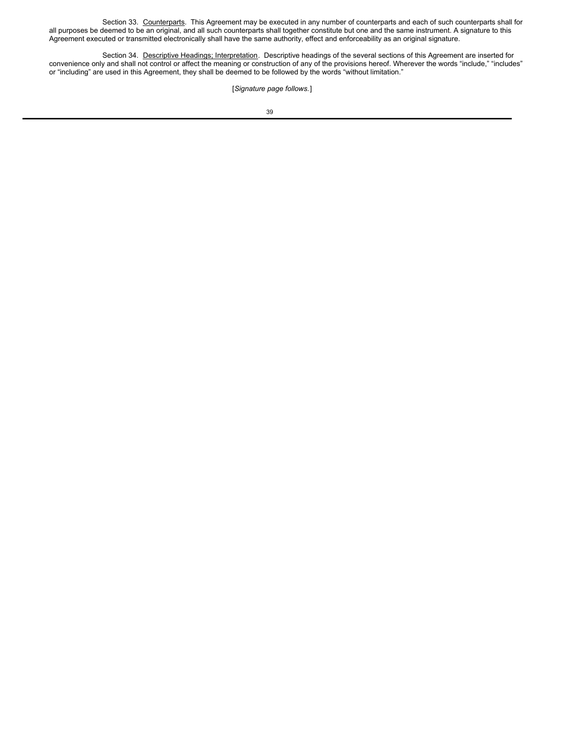Section 33. Counterparts. This Agreement may be executed in any number of counterparts and each of such counterparts shall for all purposes be deemed to be an original, and all such counterparts shall together constitute but one and the same instrument. A signature to this Agreement executed or transmitted electronically shall have the same authority, effect and enforceability as an original signature.

Section 34. Descriptive Headings; Interpretation. Descriptive headings of the several sections of this Agreement are inserted for convenience only and shall not control or affect the meaning or construction of any of the provisions hereof. Wherever the words "include," "includes" or "including" are used in this Agreement, they shall be deemed to be followed by the words "without limitation."

[*Signature page follows.*]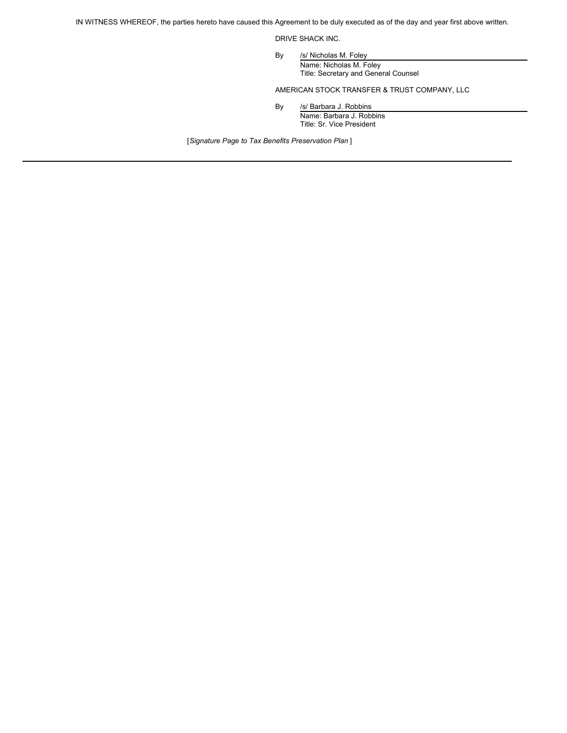IN WITNESS WHEREOF, the parties hereto have caused this Agreement to be duly executed as of the day and year first above written.

DRIVE SHACK INC.

By /s/ Nicholas M. Foley
Name: Nicholas M. Foley
Title: Secretary and General Counsel

AMERICAN STOCK TRANSFER & TRUST COMPANY, LLC

By /s/ Barbara J. Robbins
Name: Barbara J. Robbins
Title: Sr. Vice President

[*Signature Page to Tax Benefits Preservation Plan* ]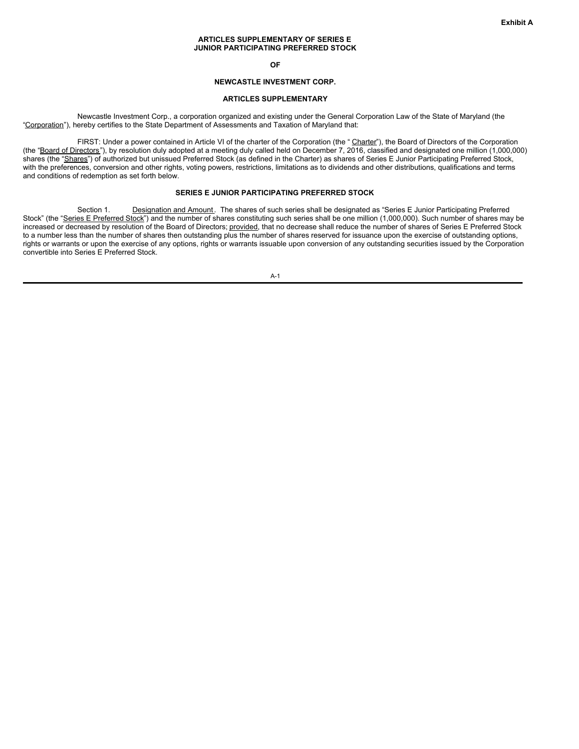**Exhibit A**

**ARTICLES SUPPLEMENTARY OF SERIES E JUNIOR PARTICIPATING PREFERRED STOCK**

**OF**

**NEWCASTLE INVESTMENT CORP.**

**ARTICLES SUPPLEMENTARY**

Newcastle Investment Corp., a corporation organized and existing under the General Corporation Law of the State of Maryland (the "Corporation"), hereby certifies to the State Department of Assessments and Taxation of Maryland that:

FIRST: Under a power contained in Article VI of the charter of the Corporation (the "Charter"), the Board of Directors of the Corporation (the "Board of Directors"), by resolution duly adopted at a meeting duly called held on December 7, 2016, classified and designated one million (1,000,000) shares (the "Shares") of authorized but unissued Preferred Stock (as defined in the Charter) as shares of Series E Junior Participating Preferred Stock, with the preferences, conversion and other rights, voting powers, restrictions, limitations as to dividends and other distributions, qualifications and terms and conditions of redemption as set forth below.

**SERIES E JUNIOR PARTICIPATING PREFERRED STOCK**

Section 1. Designation and Amount. The shares of such series shall be designated as "Series E Junior Participating Preferred Stock" (the "Series E Preferred Stock") and the number of shares constituting such series shall be one million (1,000,000). Such number of shares may be increased or decreased by resolution of the Board of Directors; provided, that no decrease shall reduce the number of shares of Series E Preferred Stock to a number less than the number of shares then outstanding plus the number of shares reserved for issuance upon the exercise of outstanding options, rights or warrants or upon the exercise of any options, rights or warrants issuable upon conversion of any outstanding securities issued by the Corporation convertible into Series E Preferred Stock.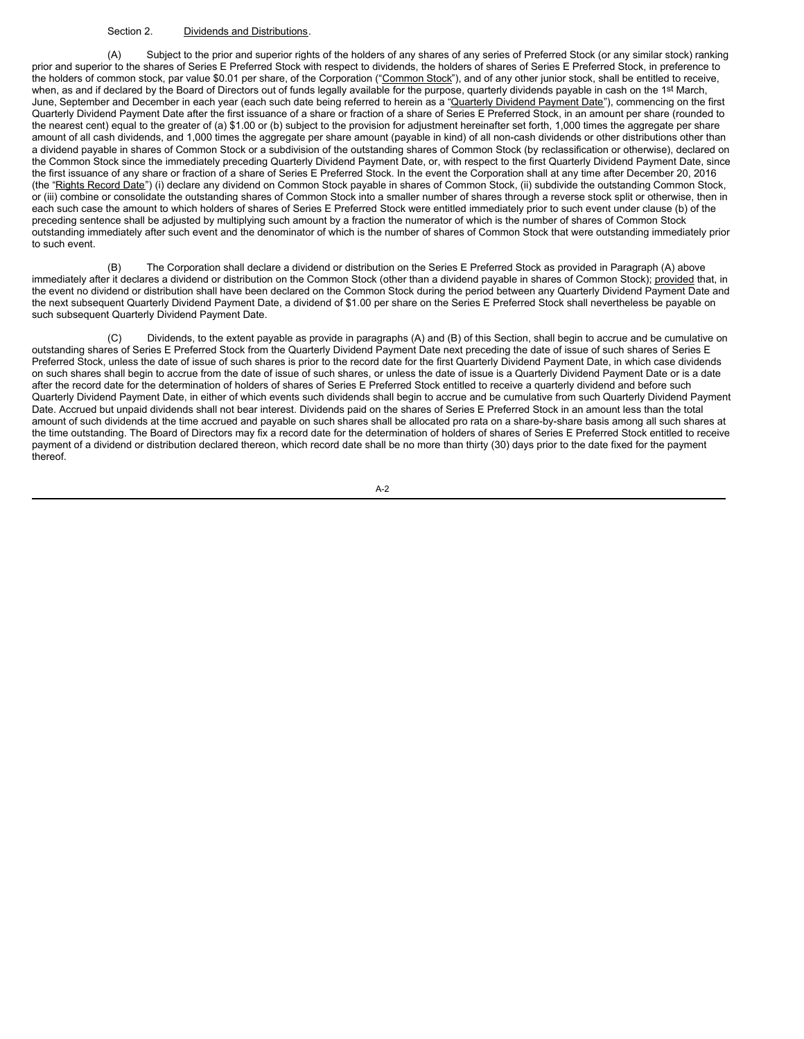Section 2. Dividends and Distributions.

(A) Subject to the prior and superior rights of the holders of any shares of any series of Preferred Stock (or any similar stock) ranking prior and superior to the shares of Series E Preferred Stock with respect to dividends, the holders of shares of Series E Preferred Stock, in preference to the holders of common stock, par value $0.01 per share, of the Corporation ("Common Stock"), and of any other junior stock, shall be entitled to receive, when, as and if declared by the Board of Directors out of funds legally available for the purpose, quarterly dividends payable in cash on the 1st March, June, September and December in each year (each such date being referred to herein as a "Quarterly Dividend Payment Date"), commencing on the first Quarterly Dividend Payment Date after the first issuance of a share or fraction of a share of Series E Preferred Stock, in an amount per share (rounded to the nearest cent) equal to the greater of (a) $1.00 or (b) subject to the provision for adjustment hereinafter set forth, 1,000 times the aggregate per share amount of all cash dividends, and 1,000 times the aggregate per share amount (payable in kind) of all non-cash dividends or other distributions other than a dividend payable in shares of Common Stock or a subdivision of the outstanding shares of Common Stock (by reclassification or otherwise), declared on the Common Stock since the immediately preceding Quarterly Dividend Payment Date, or, with respect to the first Quarterly Dividend Payment Date, since the first issuance of any share or fraction of a share of Series E Preferred Stock. In the event the Corporation shall at any time after December 20, 2016 (the "Rights Record Date") (i) declare any dividend on Common Stock payable in shares of Common Stock, (ii) subdivide the outstanding Common Stock, or (iii) combine or consolidate the outstanding shares of Common Stock into a smaller number of shares through a reverse stock split or otherwise, then in each such case the amount to which holders of shares of Series E Preferred Stock were entitled immediately prior to such event under clause (b) of the preceding sentence shall be adjusted by multiplying such amount by a fraction the numerator of which is the number of shares of Common Stock outstanding immediately after such event and the denominator of which is the number of shares of Common Stock that were outstanding immediately prior to such event.

(B) The Corporation shall declare a dividend or distribution on the Series E Preferred Stock as provided in Paragraph (A) above immediately after it declares a dividend or distribution on the Common Stock (other than a dividend payable in shares of Common Stock); provided that, in the event no dividend or distribution shall have been declared on the Common Stock during the period between any Quarterly Dividend Payment Date and the next subsequent Quarterly Dividend Payment Date, a dividend of $1.00 per share on the Series E Preferred Stock shall nevertheless be payable on such subsequent Quarterly Dividend Payment Date.

(C) Dividends, to the extent payable as provide in paragraphs (A) and (B) of this Section, shall begin to accrue and be cumulative on outstanding shares of Series E Preferred Stock from the Quarterly Dividend Payment Date next preceding the date of issue of such shares of Series E Preferred Stock, unless the date of issue of such shares is prior to the record date for the first Quarterly Dividend Payment Date, in which case dividends on such shares shall begin to accrue from the date of issue of such shares, or unless the date of issue is a Quarterly Dividend Payment Date or is a date after the record date for the determination of holders of shares of Series E Preferred Stock entitled to receive a quarterly dividend and before such Quarterly Dividend Payment Date, in either of which events such dividends shall begin to accrue and be cumulative from such Quarterly Dividend Payment Date. Accrued but unpaid dividends shall not bear interest. Dividends paid on the shares of Series E Preferred Stock in an amount less than the total amount of such dividends at the time accrued and payable on such shares shall be allocated pro rata on a share-by-share basis among all such shares at the time outstanding. The Board of Directors may fix a record date for the determination of holders of shares of Series E Preferred Stock entitled to receive payment of a dividend or distribution declared thereon, which record date shall be no more than thirty (30) days prior to the date fixed for the payment thereof.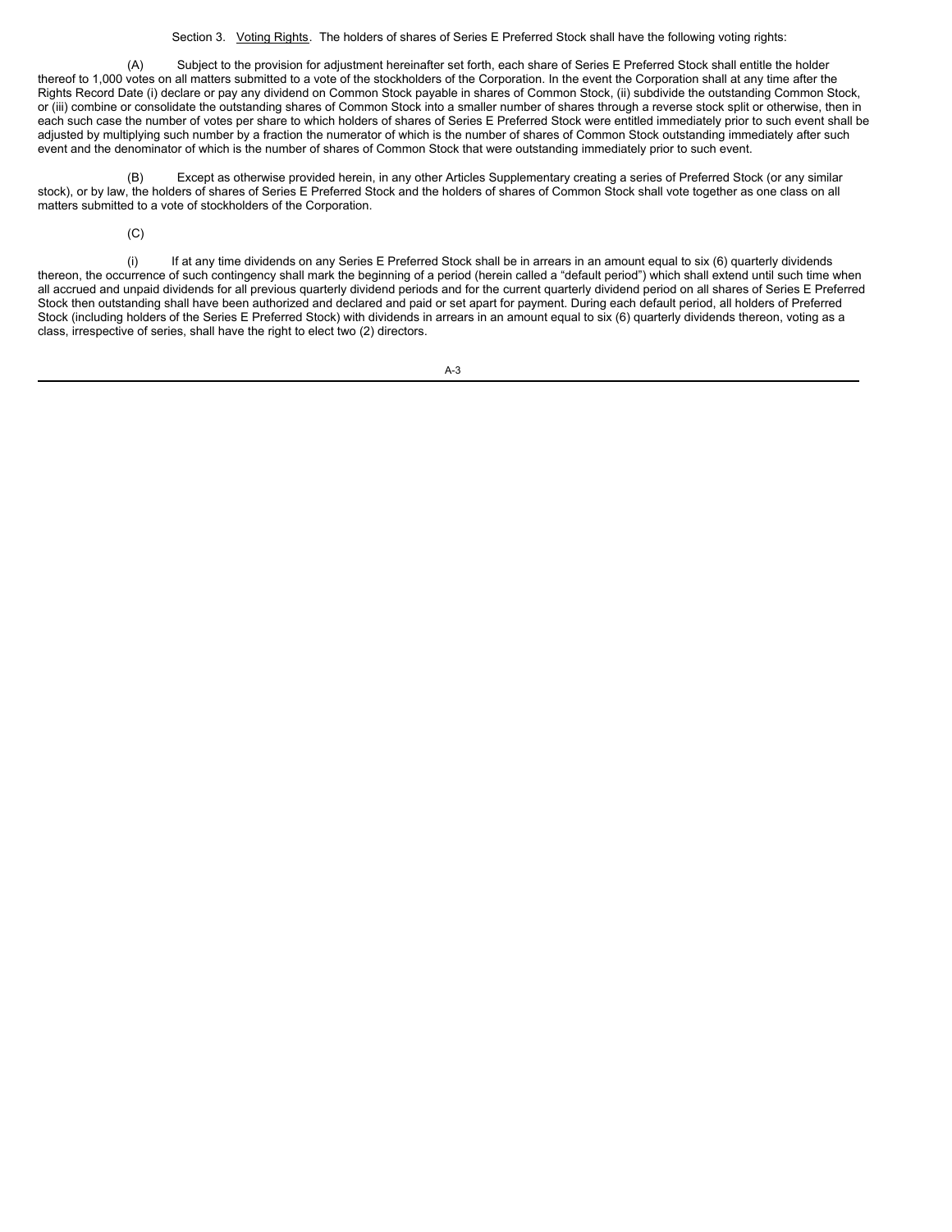Section 3. Voting Rights. The holders of shares of Series E Preferred Stock shall have the following voting rights:

(A) Subject to the provision for adjustment hereinafter set forth, each share of Series E Preferred Stock shall entitle the holder thereof to 1,000 votes on all matters submitted to a vote of the stockholders of the Corporation. In the event the Corporation shall at any time after the Rights Record Date (i) declare or pay any dividend on Common Stock payable in shares of Common Stock, (ii) subdivide the outstanding Common Stock, or (iii) combine or consolidate the outstanding shares of Common Stock into a smaller number of shares through a reverse stock split or otherwise, then in each such case the number of votes per share to which holders of shares of Series E Preferred Stock were entitled immediately prior to such event shall be adjusted by multiplying such number by a fraction the numerator of which is the number of shares of Common Stock outstanding immediately after such event and the denominator of which is the number of shares of Common Stock that were outstanding immediately prior to such event.

(B) Except as otherwise provided herein, in any other Articles Supplementary creating a series of Preferred Stock (or any similar stock), or by law, the holders of shares of Series E Preferred Stock and the holders of shares of Common Stock shall vote together as one class on all matters submitted to a vote of stockholders of the Corporation.

(C)

(i) If at any time dividends on any Series E Preferred Stock shall be in arrears in an amount equal to six (6) quarterly dividends thereon, the occurrence of such contingency shall mark the beginning of a period (herein called a "default period") which shall extend until such time when all accrued and unpaid dividends for all previous quarterly dividend periods and for the current quarterly dividend period on all shares of Series E Preferred Stock then outstanding shall have been authorized and declared and paid or set apart for payment. During each default period, all holders of Preferred Stock (including holders of the Series E Preferred Stock) with dividends in arrears in an amount equal to six (6) quarterly dividends thereon, voting as a class, irrespective of series, shall have the right to elect two (2) directors.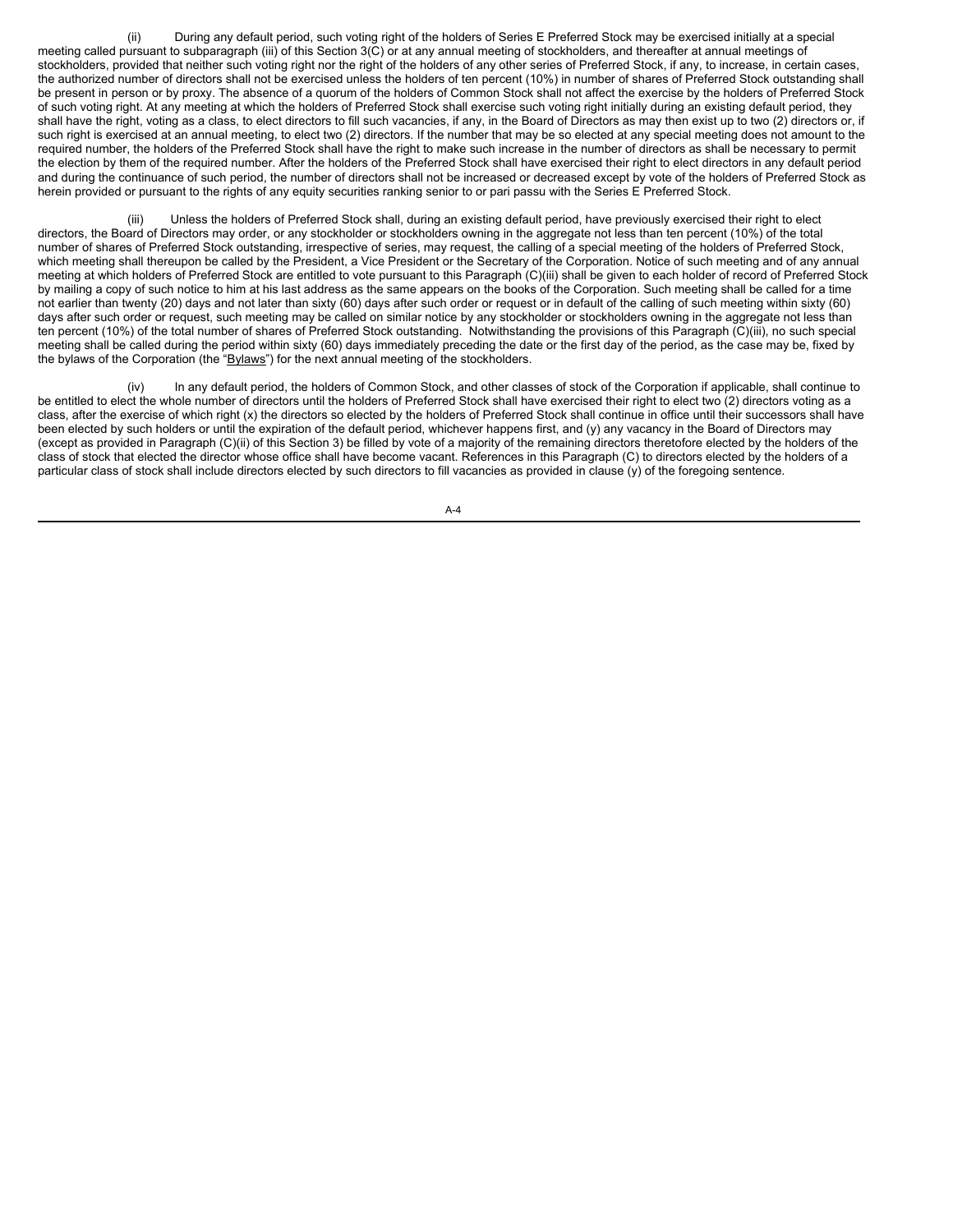(ii) During any default period, such voting right of the holders of Series E Preferred Stock may be exercised initially at a special meeting called pursuant to subparagraph (iii) of this Section 3(C) or at any annual meeting of stockholders, and thereafter at annual meetings of stockholders, provided that neither such voting right nor the right of the holders of any other series of Preferred Stock, if any, to increase, in certain cases, the authorized number of directors shall not be exercised unless the holders of ten percent (10%) in number of shares of Preferred Stock outstanding shall be present in person or by proxy. The absence of a quorum of the holders of Common Stock shall not affect the exercise by the holders of Preferred Stock of such voting right. At any meeting at which the holders of Preferred Stock shall exercise such voting right initially during an existing default period, they shall have the right, voting as a class, to elect directors to fill such vacancies, if any, in the Board of Directors as may then exist up to two (2) directors or, if such right is exercised at an annual meeting, to elect two (2) directors. If the number that may be so elected at any special meeting does not amount to the required number, the holders of the Preferred Stock shall have the right to make such increase in the number of directors as shall be necessary to permit the election by them of the required number. After the holders of the Preferred Stock shall have exercised their right to elect directors in any default period and during the continuance of such period, the number of directors shall not be increased or decreased except by vote of the holders of Preferred Stock as herein provided or pursuant to the rights of any equity securities ranking senior to or pari passu with the Series E Preferred Stock.

(iii) Unless the holders of Preferred Stock shall, during an existing default period, have previously exercised their right to elect directors, the Board of Directors may order, or any stockholder or stockholders owning in the aggregate not less than ten percent (10%) of the total number of shares of Preferred Stock outstanding, irrespective of series, may request, the calling of a special meeting of the holders of Preferred Stock, which meeting shall thereupon be called by the President, a Vice President or the Secretary of the Corporation. Notice of such meeting and of any annual meeting at which holders of Preferred Stock are entitled to vote pursuant to this Paragraph (C)(iii) shall be given to each holder of record of Preferred Stock by mailing a copy of such notice to him at his last address as the same appears on the books of the Corporation. Such meeting shall be called for a time not earlier than twenty (20) days and not later than sixty (60) days after such order or request or in default of the calling of such meeting within sixty (60) days after such order or request, such meeting may be called on similar notice by any stockholder or stockholders owning in the aggregate not less than ten percent (10%) of the total number of shares of Preferred Stock outstanding. Notwithstanding the provisions of this Paragraph (C)(iii), no such special meeting shall be called during the period within sixty (60) days immediately preceding the date or the first day of the period, as the case may be, fixed by the bylaws of the Corporation (the "Bylaws") for the next annual meeting of the stockholders.

(iv) In any default period, the holders of Common Stock, and other classes of stock of the Corporation if applicable, shall continue to be entitled to elect the whole number of directors until the holders of Preferred Stock shall have exercised their right to elect two (2) directors voting as a class, after the exercise of which right (x) the directors so elected by the holders of Preferred Stock shall continue in office until their successors shall have been elected by such holders or until the expiration of the default period, whichever happens first, and (y) any vacancy in the Board of Directors may (except as provided in Paragraph (C)(ii) of this Section 3) be filled by vote of a majority of the remaining directors theretofore elected by the holders of the class of stock that elected the director whose office shall have become vacant. References in this Paragraph (C) to directors elected by the holders of a particular class of stock shall include directors elected by such directors to fill vacancies as provided in clause (y) of the foregoing sentence.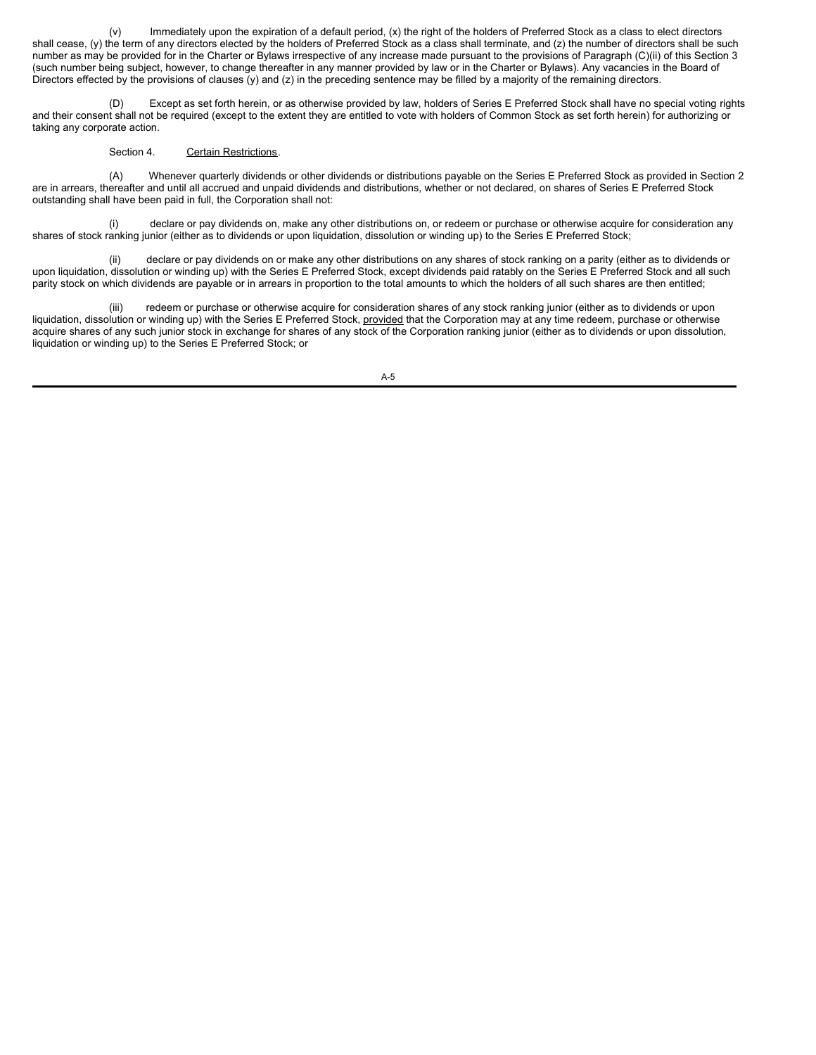(v) Immediately upon the expiration of a default period, (x) the right of the holders of Preferred Stock as a class to elect directors shall cease, (y) the term of any directors elected by the holders of Preferred Stock as a class shall terminate, and (z) the number of directors shall be such number as may be provided for in the Charter or Bylaws irrespective of any increase made pursuant to the provisions of Paragraph (C)(ii) of this Section 3 (such number being subject, however, to change thereafter in any manner provided by law or in the Charter or Bylaws). Any vacancies in the Board of Directors effected by the provisions of clauses (y) and (z) in the preceding sentence may be filled by a majority of the remaining directors.

(D) Except as set forth herein, or as otherwise provided by law, holders of Series E Preferred Stock shall have no special voting rights and their consent shall not be required (except to the extent they are entitled to vote with holders of Common Stock as set forth herein) for authorizing or taking any corporate action.

Section 4. <u>Certain Restrictions</u>.

(A) Whenever quarterly dividends or other dividends or distributions payable on the Series E Preferred Stock as provided in Section 2 are in arrears, thereafter and until all accrued and unpaid dividends and distributions, whether or not declared, on shares of Series E Preferred Stock outstanding shall have been paid in full, the Corporation shall not:

(i) declare or pay dividends on, make any other distributions on, or redeem or purchase or otherwise acquire for consideration any shares of stock ranking junior (either as to dividends or upon liquidation, dissolution or winding up) to the Series E Preferred Stock;

(ii) declare or pay dividends on or make any other distributions on any shares of stock ranking on a parity (either as to dividends or upon liquidation, dissolution or winding up) with the Series E Preferred Stock, except dividends paid ratably on the Series E Preferred Stock and all such parity stock on which dividends are payable or in arrears in proportion to the total amounts to which the holders of all such shares are then entitled;

(iii) redeem or purchase or otherwise acquire for consideration shares of any stock ranking junior (either as to dividends or upon liquidation, dissolution or winding up) with the Series E Preferred Stock, <u>provided</u> that the Corporation may at any time redeem, purchase or otherwise acquire shares of any such junior stock in exchange for shares of any stock of the Corporation ranking junior (either as to dividends or upon dissolution, liquidation or winding up) to the Series E Preferred Stock; or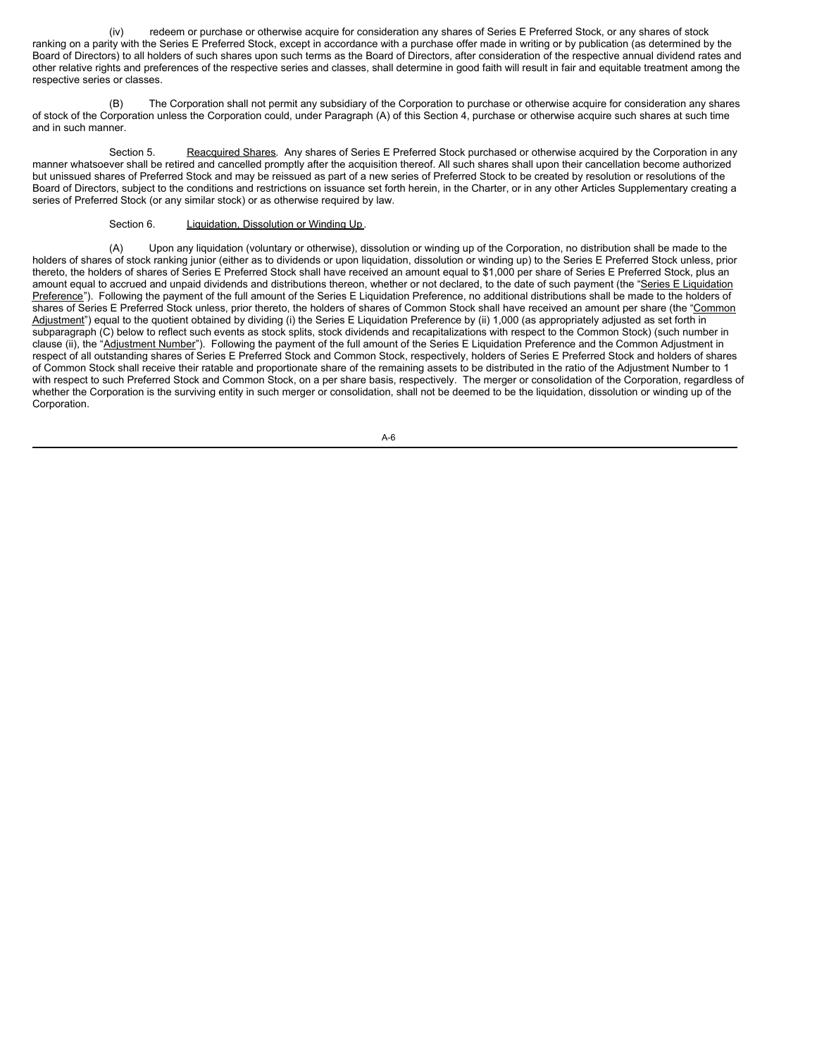(iv) redeem or purchase or otherwise acquire for consideration any shares of Series E Preferred Stock, or any shares of stock ranking on a parity with the Series E Preferred Stock, except in accordance with a purchase offer made in writing or by publication (as determined by the Board of Directors) to all holders of such shares upon such terms as the Board of Directors, after consideration of the respective annual dividend rates and other relative rights and preferences of the respective series and classes, shall determine in good faith will result in fair and equitable treatment among the respective series or classes.

(B) The Corporation shall not permit any subsidiary of the Corporation to purchase or otherwise acquire for consideration any shares of stock of the Corporation unless the Corporation could, under Paragraph (A) of this Section 4, purchase or otherwise acquire such shares at such time and in such manner.

Section 5. Reacquired Shares. Any shares of Series E Preferred Stock purchased or otherwise acquired by the Corporation in any manner whatsoever shall be retired and cancelled promptly after the acquisition thereof. All such shares shall upon their cancellation become authorized but unissued shares of Preferred Stock and may be reissued as part of a new series of Preferred Stock to be created by resolution or resolutions of the Board of Directors, subject to the conditions and restrictions on issuance set forth herein, in the Charter, or in any other Articles Supplementary creating a series of Preferred Stock (or any similar stock) or as otherwise required by law.

Section 6. Liquidation, Dissolution or Winding Up.

(A) Upon any liquidation (voluntary or otherwise), dissolution or winding up of the Corporation, no distribution shall be made to the holders of shares of stock ranking junior (either as to dividends or upon liquidation, dissolution or winding up) to the Series E Preferred Stock unless, prior thereto, the holders of shares of Series E Preferred Stock shall have received an amount equal to $1,000 per share of Series E Preferred Stock, plus an amount equal to accrued and unpaid dividends and distributions thereon, whether or not declared, to the date of such payment (the "Series E Liquidation Preference"). Following the payment of the full amount of the Series E Liquidation Preference, no additional distributions shall be made to the holders of shares of Series E Preferred Stock unless, prior thereto, the holders of shares of Common Stock shall have received an amount per share (the "Common Adjustment") equal to the quotient obtained by dividing (i) the Series E Liquidation Preference by (ii) 1,000 (as appropriately adjusted as set forth in subparagraph (C) below to reflect such events as stock splits, stock dividends and recapitalizations with respect to the Common Stock) (such number in clause (ii), the "Adjustment Number"). Following the payment of the full amount of the Series E Liquidation Preference and the Common Adjustment in respect of all outstanding shares of Series E Preferred Stock and Common Stock, respectively, holders of Series E Preferred Stock and holders of shares of Common Stock shall receive their ratable and proportionate share of the remaining assets to be distributed in the ratio of the Adjustment Number to 1 with respect to such Preferred Stock and Common Stock, on a per share basis, respectively. The merger or consolidation of the Corporation, regardless of whether the Corporation is the surviving entity in such merger or consolidation, shall not be deemed to be the liquidation, dissolution or winding up of the Corporation.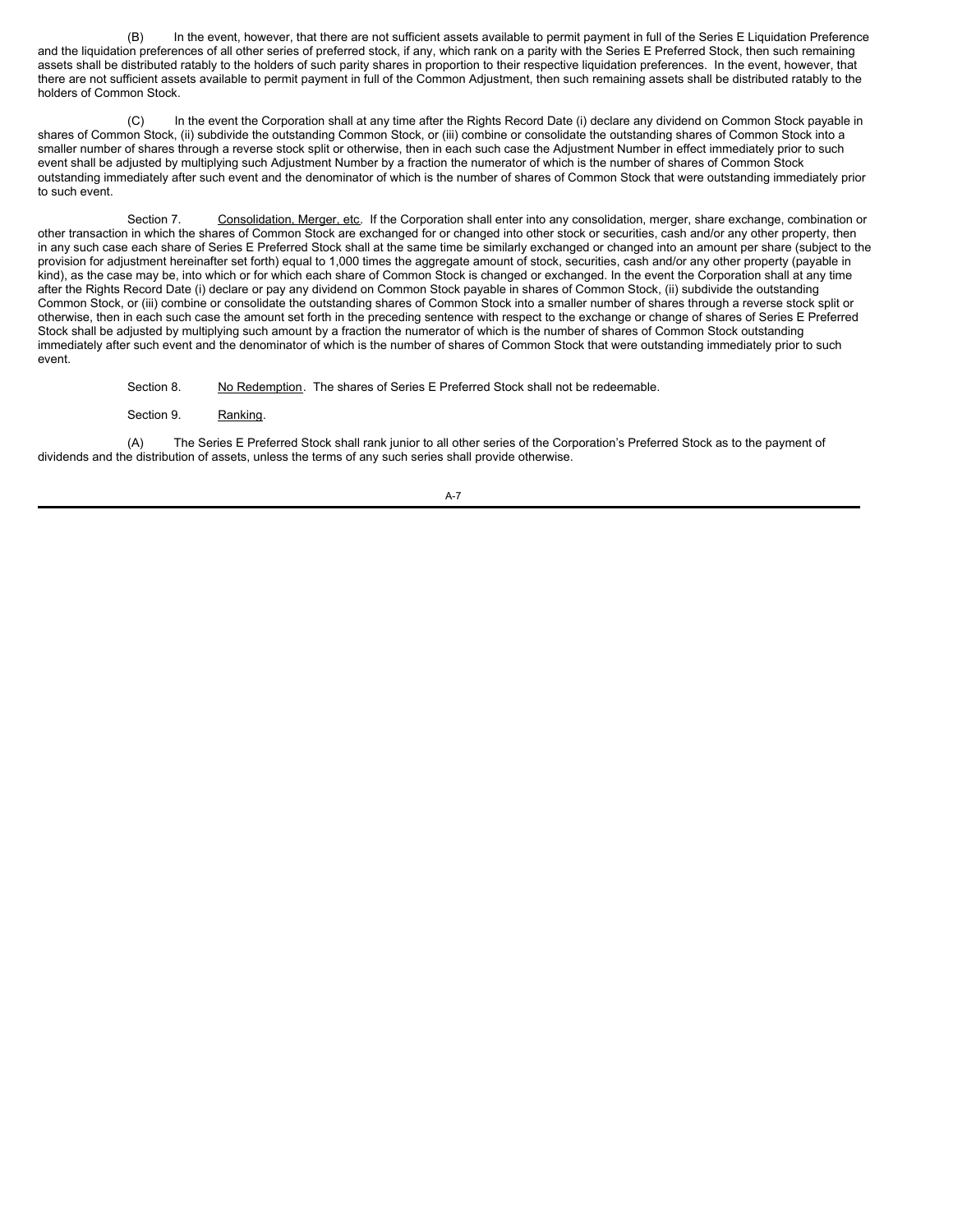(B) In the event, however, that there are not sufficient assets available to permit payment in full of the Series E Liquidation Preference and the liquidation preferences of all other series of preferred stock, if any, which rank on a parity with the Series E Preferred Stock, then such remaining assets shall be distributed ratably to the holders of such parity shares in proportion to their respective liquidation preferences. In the event, however, that there are not sufficient assets available to permit payment in full of the Common Adjustment, then such remaining assets shall be distributed ratably to the holders of Common Stock.

(C) In the event the Corporation shall at any time after the Rights Record Date (i) declare any dividend on Common Stock payable in shares of Common Stock, (ii) subdivide the outstanding Common Stock, or (iii) combine or consolidate the outstanding shares of Common Stock into a smaller number of shares through a reverse stock split or otherwise, then in each such case the Adjustment Number in effect immediately prior to such event shall be adjusted by multiplying such Adjustment Number by a fraction the numerator of which is the number of shares of Common Stock outstanding immediately after such event and the denominator of which is the number of shares of Common Stock that were outstanding immediately prior to such event.

Section 7. Consolidation, Merger, etc. If the Corporation shall enter into any consolidation, merger, share exchange, combination or other transaction in which the shares of Common Stock are exchanged for or changed into other stock or securities, cash and/or any other property, then in any such case each share of Series E Preferred Stock shall at the same time be similarly exchanged or changed into an amount per share (subject to the provision for adjustment hereinafter set forth) equal to 1,000 times the aggregate amount of stock, securities, cash and/or any other property (payable in kind), as the case may be, into which or for which each share of Common Stock is changed or exchanged. In the event the Corporation shall at any time after the Rights Record Date (i) declare or pay any dividend on Common Stock payable in shares of Common Stock, (ii) subdivide the outstanding Common Stock, or (iii) combine or consolidate the outstanding shares of Common Stock into a smaller number of shares through a reverse stock split or otherwise, then in each such case the amount set forth in the preceding sentence with respect to the exchange or change of shares of Series E Preferred Stock shall be adjusted by multiplying such amount by a fraction the numerator of which is the number of shares of Common Stock outstanding immediately after such event and the denominator of which is the number of shares of Common Stock that were outstanding immediately prior to such event.

Section 8. No Redemption. The shares of Series E Preferred Stock shall not be redeemable.

Section 9. Ranking.

(A) The Series E Preferred Stock shall rank junior to all other series of the Corporation's Preferred Stock as to the payment of dividends and the distribution of assets, unless the terms of any such series shall provide otherwise.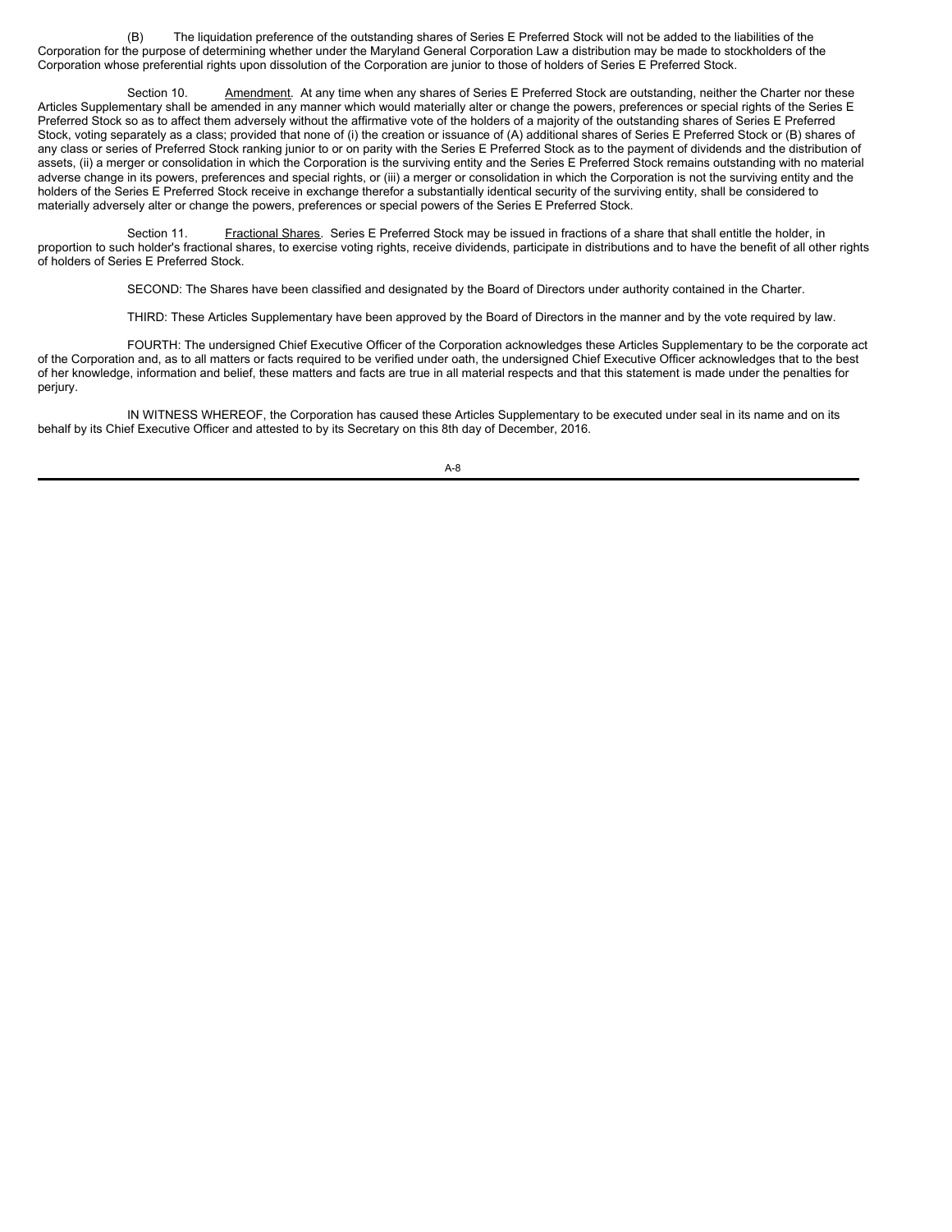(B) The liquidation preference of the outstanding shares of Series E Preferred Stock will not be added to the liabilities of the Corporation for the purpose of determining whether under the Maryland General Corporation Law a distribution may be made to stockholders of the Corporation whose preferential rights upon dissolution of the Corporation are junior to those of holders of Series E Preferred Stock.

Section 10. Amendment. At any time when any shares of Series E Preferred Stock are outstanding, neither the Charter nor these Articles Supplementary shall be amended in any manner which would materially alter or change the powers, preferences or special rights of the Series E Preferred Stock so as to affect them adversely without the affirmative vote of the holders of a majority of the outstanding shares of Series E Preferred Stock, voting separately as a class; provided that none of (i) the creation or issuance of (A) additional shares of Series E Preferred Stock or (B) shares of any class or series of Preferred Stock ranking junior to or on parity with the Series E Preferred Stock as to the payment of dividends and the distribution of assets, (ii) a merger or consolidation in which the Corporation is the surviving entity and the Series E Preferred Stock remains outstanding with no material adverse change in its powers, preferences and special rights, or (iii) a merger or consolidation in which the Corporation is not the surviving entity and the holders of the Series E Preferred Stock receive in exchange therefor a substantially identical security of the surviving entity, shall be considered to materially adversely alter or change the powers, preferences or special powers of the Series E Preferred Stock.

Section 11. Fractional Shares. Series E Preferred Stock may be issued in fractions of a share that shall entitle the holder, in proportion to such holder's fractional shares, to exercise voting rights, receive dividends, participate in distributions and to have the benefit of all other rights of holders of Series E Preferred Stock.

SECOND: The Shares have been classified and designated by the Board of Directors under authority contained in the Charter.

THIRD: These Articles Supplementary have been approved by the Board of Directors in the manner and by the vote required by law.

FOURTH: The undersigned Chief Executive Officer of the Corporation acknowledges these Articles Supplementary to be the corporate act of the Corporation and, as to all matters or facts required to be verified under oath, the undersigned Chief Executive Officer acknowledges that to the best of her knowledge, information and belief, these matters and facts are true in all material respects and that this statement is made under the penalties for perjury.

IN WITNESS WHEREOF, the Corporation has caused these Articles Supplementary to be executed under seal in its name and on its behalf by its Chief Executive Officer and attested to by its Secretary on this 8th day of December, 2016.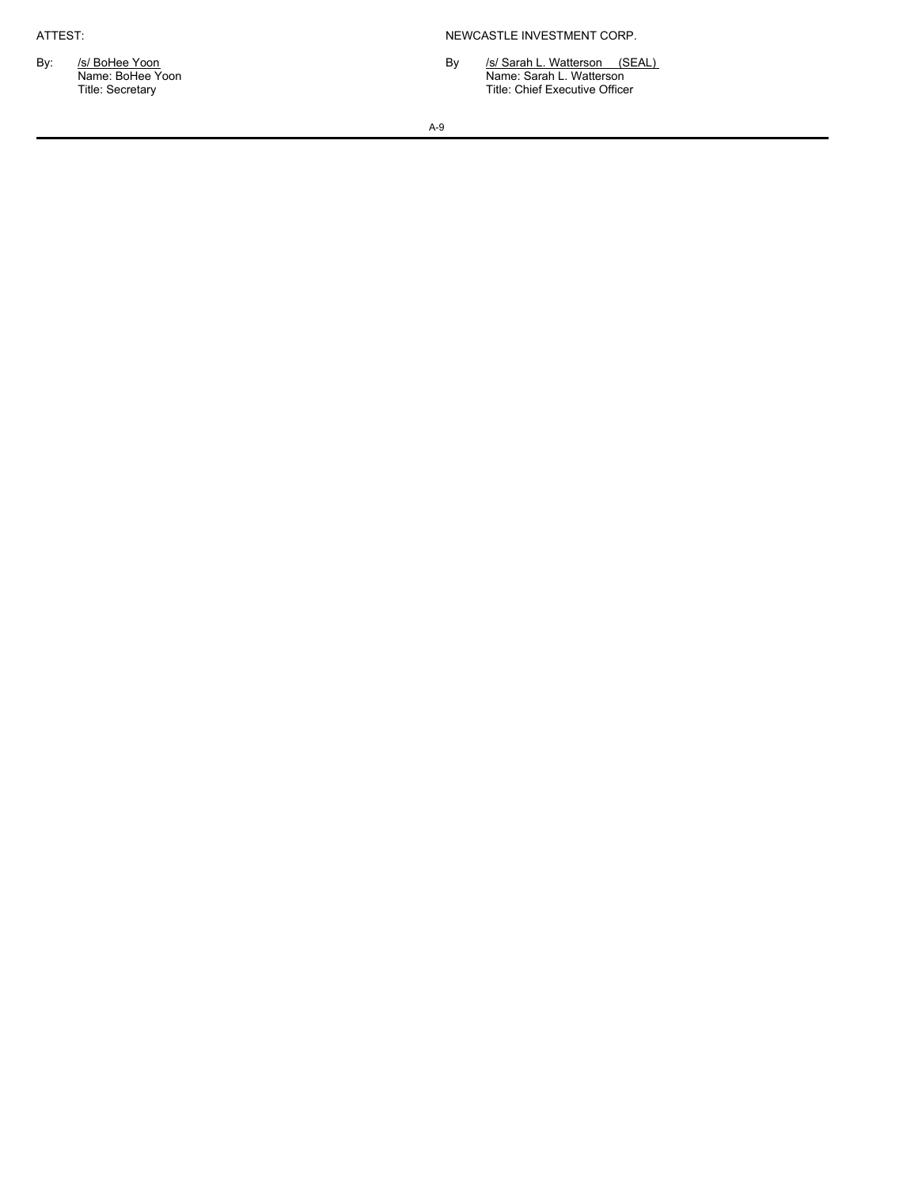| ATTEST: | | NEWCASTLE INVESTMENT CORP. | |
|---|---|---|---|
| By: | /s/ BoHee Yoon<br>Name: BoHee Yoon<br>Title: Secretary | By | /s/ Sarah L. Watterson (SEAL)<br>Name: Sarah L. Watterson<br>Title: Chief Executive Officer |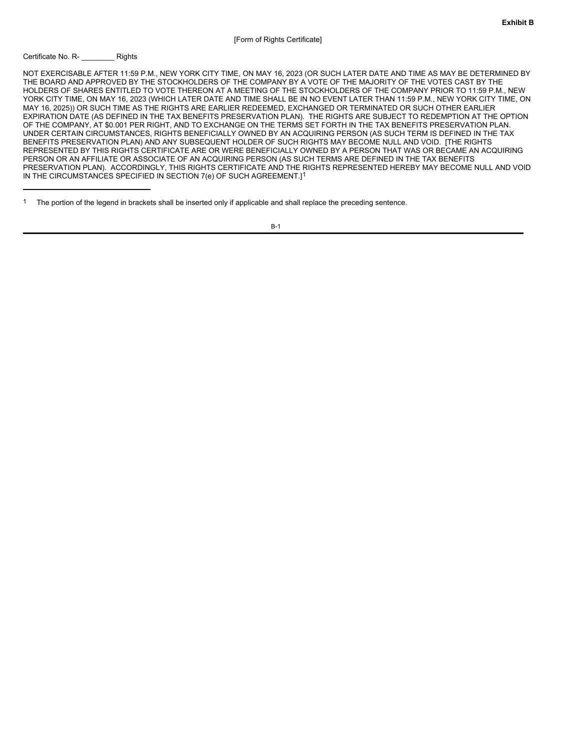**Exhibit B**

[Form of Rights Certificate]

Certificate No. R- ________ Rights

NOT EXERCISABLE AFTER 11:59 P.M., NEW YORK CITY TIME, ON MAY 16, 2023 (OR SUCH LATER DATE AND TIME AS MAY BE DETERMINED BY THE BOARD AND APPROVED BY THE STOCKHOLDERS OF THE COMPANY BY A VOTE OF THE MAJORITY OF THE VOTES CAST BY THE HOLDERS OF SHARES ENTITLED TO VOTE THEREON AT A MEETING OF THE STOCKHOLDERS OF THE COMPANY PRIOR TO 11:59 P.M., NEW YORK CITY TIME, ON MAY 16, 2023 (WHICH LATER DATE AND TIME SHALL BE IN NO EVENT LATER THAN 11:59 P.M., NEW YORK CITY TIME, ON MAY 16, 2025)) OR SUCH TIME AS THE RIGHTS ARE EARLIER REDEEMED, EXCHANGED OR TERMINATED OR SUCH OTHER EARLIER EXPIRATION DATE (AS DEFINED IN THE TAX BENEFITS PRESERVATION PLAN). THE RIGHTS ARE SUBJECT TO REDEMPTION AT THE OPTION OF THE COMPANY, AT $0.001 PER RIGHT, AND TO EXCHANGE ON THE TERMS SET FORTH IN THE TAX BENEFITS PRESERVATION PLAN. UNDER CERTAIN CIRCUMSTANCES, RIGHTS BENEFICIALLY OWNED BY AN ACQUIRING PERSON (AS SUCH TERM IS DEFINED IN THE TAX BENEFITS PRESERVATION PLAN) AND ANY SUBSEQUENT HOLDER OF SUCH RIGHTS MAY BECOME NULL AND VOID. [THE RIGHTS REPRESENTED BY THIS RIGHTS CERTIFICATE ARE OR WERE BENEFICIALLY OWNED BY A PERSON THAT WAS OR BECAME AN ACQUIRING PERSON OR AN AFFILIATE OR ASSOCIATE OF AN ACQUIRING PERSON (AS SUCH TERMS ARE DEFINED IN THE TAX BENEFITS PRESERVATION PLAN). ACCORDINGLY, THIS RIGHTS CERTIFICATE AND THE RIGHTS REPRESENTED HEREBY MAY BECOME NULL AND VOID IN THE CIRCUMSTANCES SPECIFIED IN SECTION 7(e) OF SUCH AGREEMENT.][1]

---

[1] The portion of the legend in brackets shall be inserted only if applicable and shall replace the preceding sentence.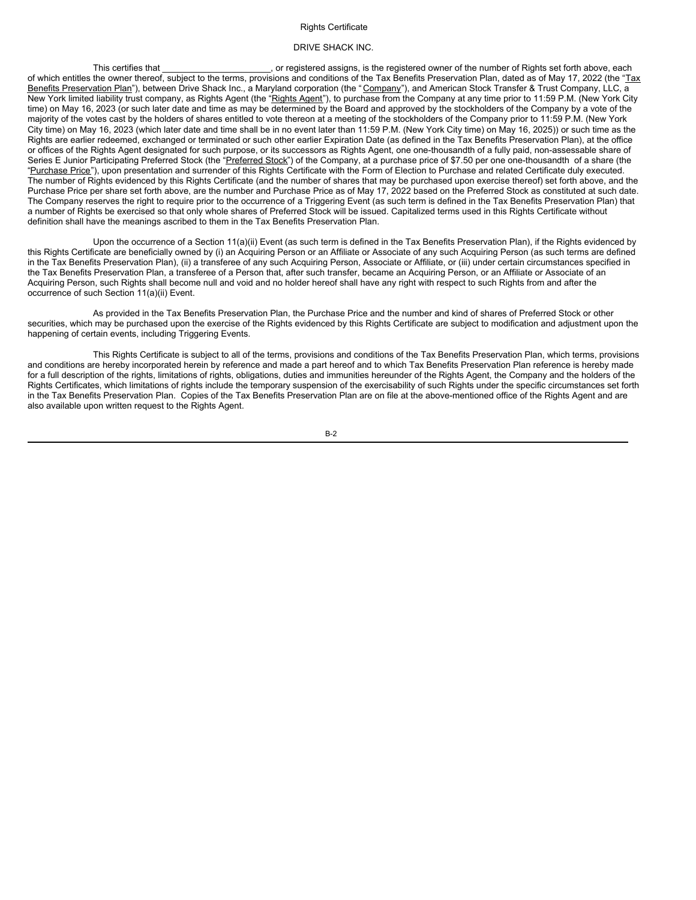Rights Certificate

DRIVE SHACK INC.

This certifies that ______________________, or registered assigns, is the registered owner of the number of Rights set forth above, each of which entitles the owner thereof, subject to the terms, provisions and conditions of the Tax Benefits Preservation Plan, dated as of May 17, 2022 (the "Tax Benefits Preservation Plan"), between Drive Shack Inc., a Maryland corporation (the "Company"), and American Stock Transfer & Trust Company, LLC, a New York limited liability trust company, as Rights Agent (the "Rights Agent"), to purchase from the Company at any time prior to 11:59 P.M. (New York City time) on May 16, 2023 (or such later date and time as may be determined by the Board and approved by the stockholders of the Company by a vote of the majority of the votes cast by the holders of shares entitled to vote thereon at a meeting of the stockholders of the Company prior to 11:59 P.M. (New York City time) on May 16, 2023 (which later date and time shall be in no event later than 11:59 P.M. (New York City time) on May 16, 2025)) or such time as the Rights are earlier redeemed, exchanged or terminated or such other earlier Expiration Date (as defined in the Tax Benefits Preservation Plan), at the office or offices of the Rights Agent designated for such purpose, or its successors as Rights Agent, one one-thousandth of a fully paid, non-assessable share of Series E Junior Participating Preferred Stock (the "Preferred Stock") of the Company, at a purchase price of $7.50 per one one-thousandth of a share (the "Purchase Price"), upon presentation and surrender of this Rights Certificate with the Form of Election to Purchase and related Certificate duly executed. The number of Rights evidenced by this Rights Certificate (and the number of shares that may be purchased upon exercise thereof) set forth above, and the Purchase Price per share set forth above, are the number and Purchase Price as of May 17, 2022 based on the Preferred Stock as constituted at such date. The Company reserves the right to require prior to the occurrence of a Triggering Event (as such term is defined in the Tax Benefits Preservation Plan) that a number of Rights be exercised so that only whole shares of Preferred Stock will be issued. Capitalized terms used in this Rights Certificate without definition shall have the meanings ascribed to them in the Tax Benefits Preservation Plan.

Upon the occurrence of a Section 11(a)(ii) Event (as such term is defined in the Tax Benefits Preservation Plan), if the Rights evidenced by this Rights Certificate are beneficially owned by (i) an Acquiring Person or an Affiliate or Associate of any such Acquiring Person (as such terms are defined in the Tax Benefits Preservation Plan), (ii) a transferee of any such Acquiring Person, Associate or Affiliate, or (iii) under certain circumstances specified in the Tax Benefits Preservation Plan, a transferee of a Person that, after such transfer, became an Acquiring Person, or an Affiliate or Associate of an Acquiring Person, such Rights shall become null and void and no holder hereof shall have any right with respect to such Rights from and after the occurrence of such Section 11(a)(ii) Event.

As provided in the Tax Benefits Preservation Plan, the Purchase Price and the number and kind of shares of Preferred Stock or other securities, which may be purchased upon the exercise of the Rights evidenced by this Rights Certificate are subject to modification and adjustment upon the happening of certain events, including Triggering Events.

This Rights Certificate is subject to all of the terms, provisions and conditions of the Tax Benefits Preservation Plan, which terms, provisions and conditions are hereby incorporated herein by reference and made a part hereof and to which Tax Benefits Preservation Plan reference is hereby made for a full description of the rights, limitations of rights, obligations, duties and immunities hereunder of the Rights Agent, the Company and the holders of the Rights Certificates, which limitations of rights include the temporary suspension of the exercisability of such Rights under the specific circumstances set forth in the Tax Benefits Preservation Plan. Copies of the Tax Benefits Preservation Plan are on file at the above-mentioned office of the Rights Agent and are also available upon written request to the Rights Agent.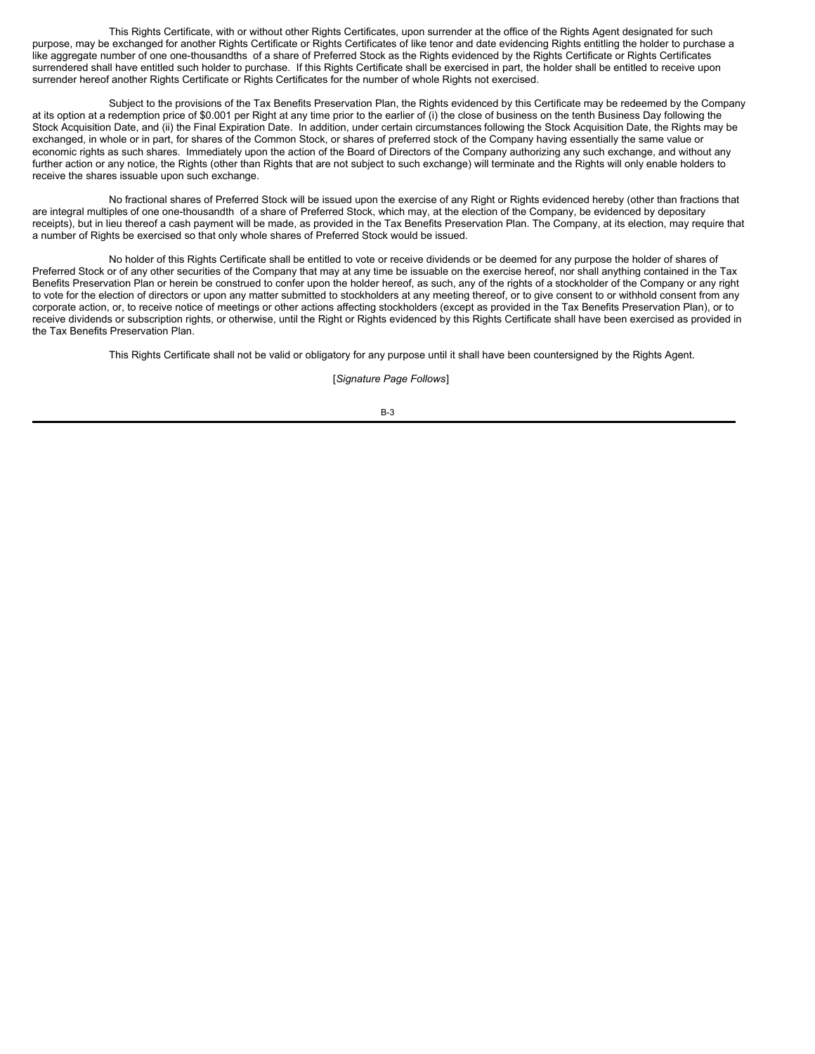This Rights Certificate, with or without other Rights Certificates, upon surrender at the office of the Rights Agent designated for such purpose, may be exchanged for another Rights Certificate or Rights Certificates of like tenor and date evidencing Rights entitling the holder to purchase a like aggregate number of one one-thousandths of a share of Preferred Stock as the Rights evidenced by the Rights Certificate or Rights Certificates surrendered shall have entitled such holder to purchase. If this Rights Certificate shall be exercised in part, the holder shall be entitled to receive upon surrender hereof another Rights Certificate or Rights Certificates for the number of whole Rights not exercised.

Subject to the provisions of the Tax Benefits Preservation Plan, the Rights evidenced by this Certificate may be redeemed by the Company at its option at a redemption price of $0.001 per Right at any time prior to the earlier of (i) the close of business on the tenth Business Day following the Stock Acquisition Date, and (ii) the Final Expiration Date. In addition, under certain circumstances following the Stock Acquisition Date, the Rights may be exchanged, in whole or in part, for shares of the Common Stock, or shares of preferred stock of the Company having essentially the same value or economic rights as such shares. Immediately upon the action of the Board of Directors of the Company authorizing any such exchange, and without any further action or any notice, the Rights (other than Rights that are not subject to such exchange) will terminate and the Rights will only enable holders to receive the shares issuable upon such exchange.

No fractional shares of Preferred Stock will be issued upon the exercise of any Right or Rights evidenced hereby (other than fractions that are integral multiples of one one-thousandth of a share of Preferred Stock, which may, at the election of the Company, be evidenced by depositary receipts), but in lieu thereof a cash payment will be made, as provided in the Tax Benefits Preservation Plan. The Company, at its election, may require that a number of Rights be exercised so that only whole shares of Preferred Stock would be issued.

No holder of this Rights Certificate shall be entitled to vote or receive dividends or be deemed for any purpose the holder of shares of Preferred Stock or of any other securities of the Company that may at any time be issuable on the exercise hereof, nor shall anything contained in the Tax Benefits Preservation Plan or herein be construed to confer upon the holder hereof, as such, any of the rights of a stockholder of the Company or any right to vote for the election of directors or upon any matter submitted to stockholders at any meeting thereof, or to give consent to or withhold consent from any corporate action, or, to receive notice of meetings or other actions affecting stockholders (except as provided in the Tax Benefits Preservation Plan), or to receive dividends or subscription rights, or otherwise, until the Right or Rights evidenced by this Rights Certificate shall have been exercised as provided in the Tax Benefits Preservation Plan.

This Rights Certificate shall not be valid or obligatory for any purpose until it shall have been countersigned by the Rights Agent.

[*Signature Page Follows*]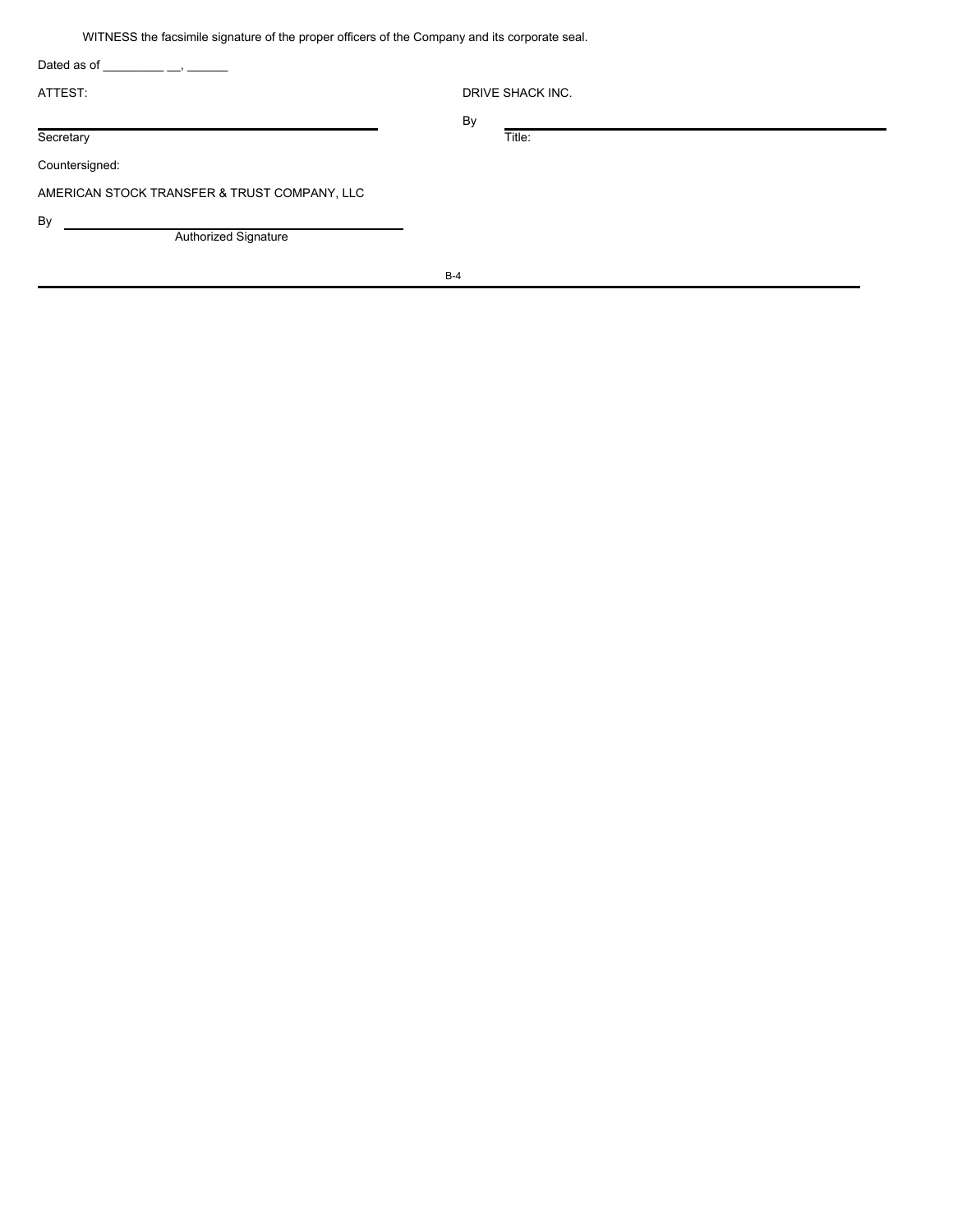WITNESS the facsimile signature of the proper officers of the Company and its corporate seal.

Dated as of _________ __, ______

ATTEST:

_______________________________
Secretary

DRIVE SHACK INC.

By _______________________________
Title:

Countersigned:

AMERICAN STOCK TRANSFER & TRUST COMPANY, LLC

By _______________________________
Authorized Signature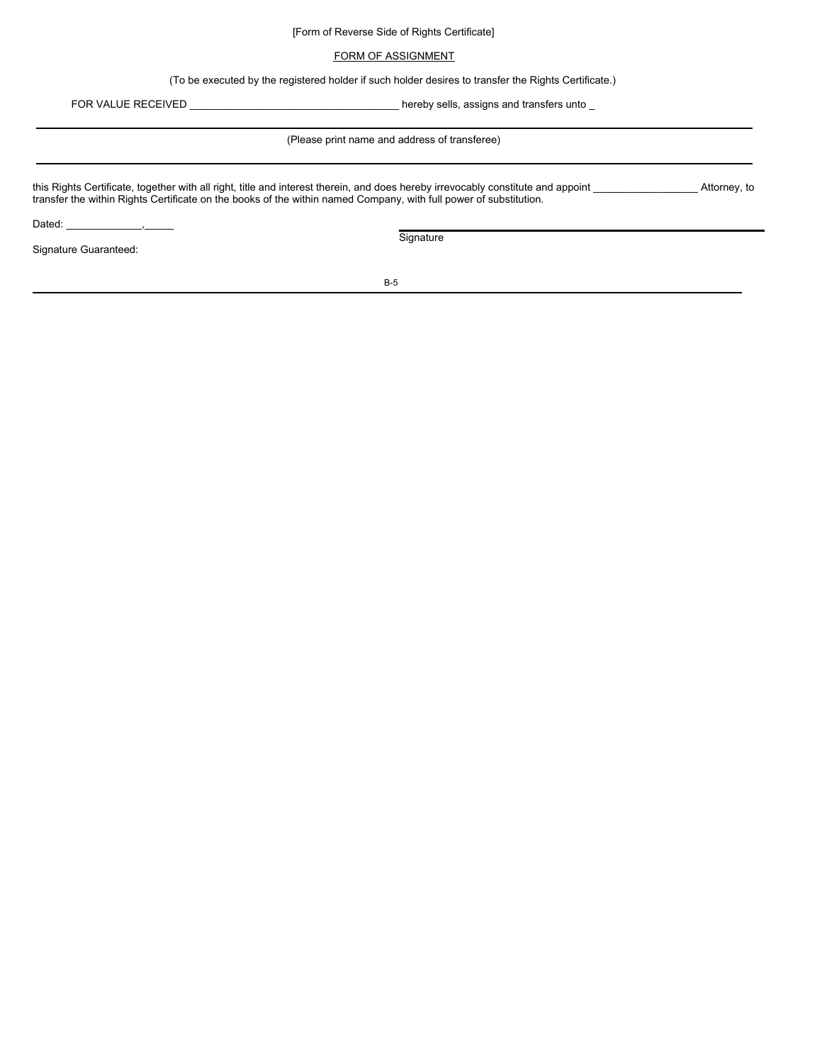[Form of Reverse Side of Rights Certificate]

<u>FORM OF ASSIGNMENT</u>

(To be executed by the registered holder if such holder desires to transfer the Rights Certificate.)

FOR VALUE RECEIVED ___________________________________ hereby sells, assigns and transfers unto _

_______________________________________________________________________________

(Please print name and address of transferee)

_______________________________________________________________________________

this Rights Certificate, together with all right, title and interest therein, and does hereby irrevocably constitute and appoint __________________ Attorney, to transfer the within Rights Certificate on the books of the within named Company, with full power of substitution.

Dated: _____________, _____

_______________________________________
Signature

Signature Guaranteed: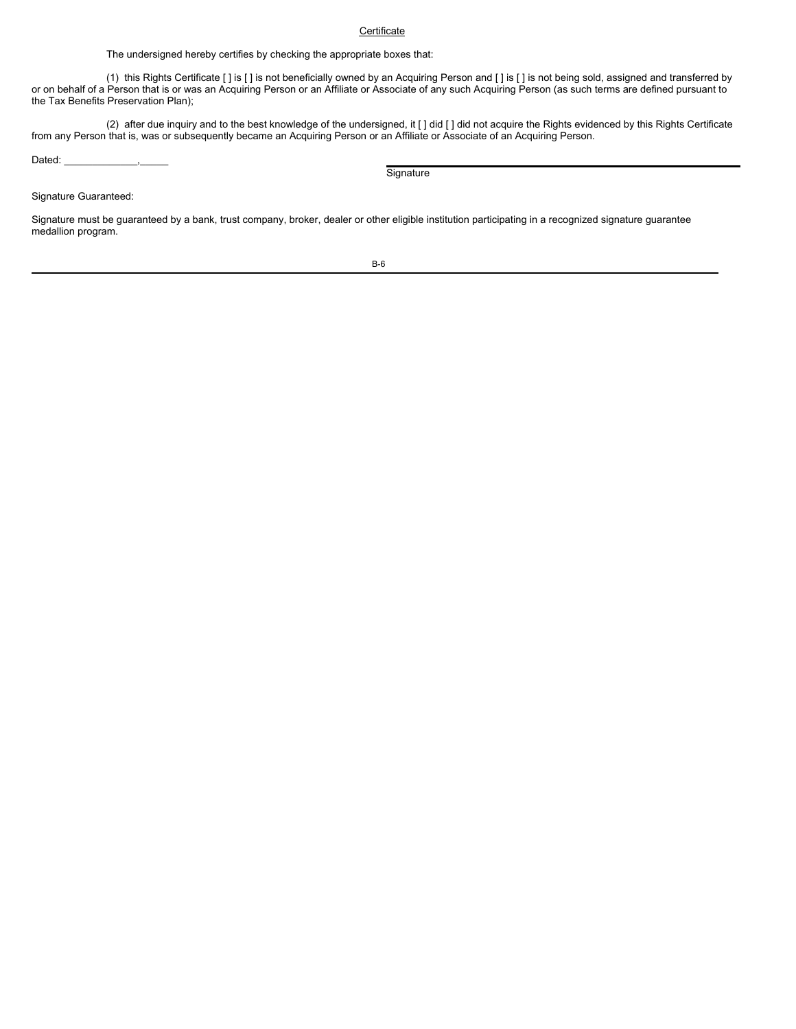<u>Certificate</u>

The undersigned hereby certifies by checking the appropriate boxes that:

(1) this Rights Certificate [ ] is [ ] is not beneficially owned by an Acquiring Person and [ ] is [ ] is not being sold, assigned and transferred by or on behalf of a Person that is or was an Acquiring Person or an Affiliate or Associate of any such Acquiring Person (as such terms are defined pursuant to the Tax Benefits Preservation Plan);

(2) after due inquiry and to the best knowledge of the undersigned, it [ ] did [ ] did not acquire the Rights evidenced by this Rights Certificate from any Person that is, was or subsequently became an Acquiring Person or an Affiliate or Associate of an Acquiring Person.

Dated: _____________, _____

_______________________________________________
Signature

Signature Guaranteed:

Signature must be guaranteed by a bank, trust company, broker, dealer or other eligible institution participating in a recognized signature guarantee medallion program.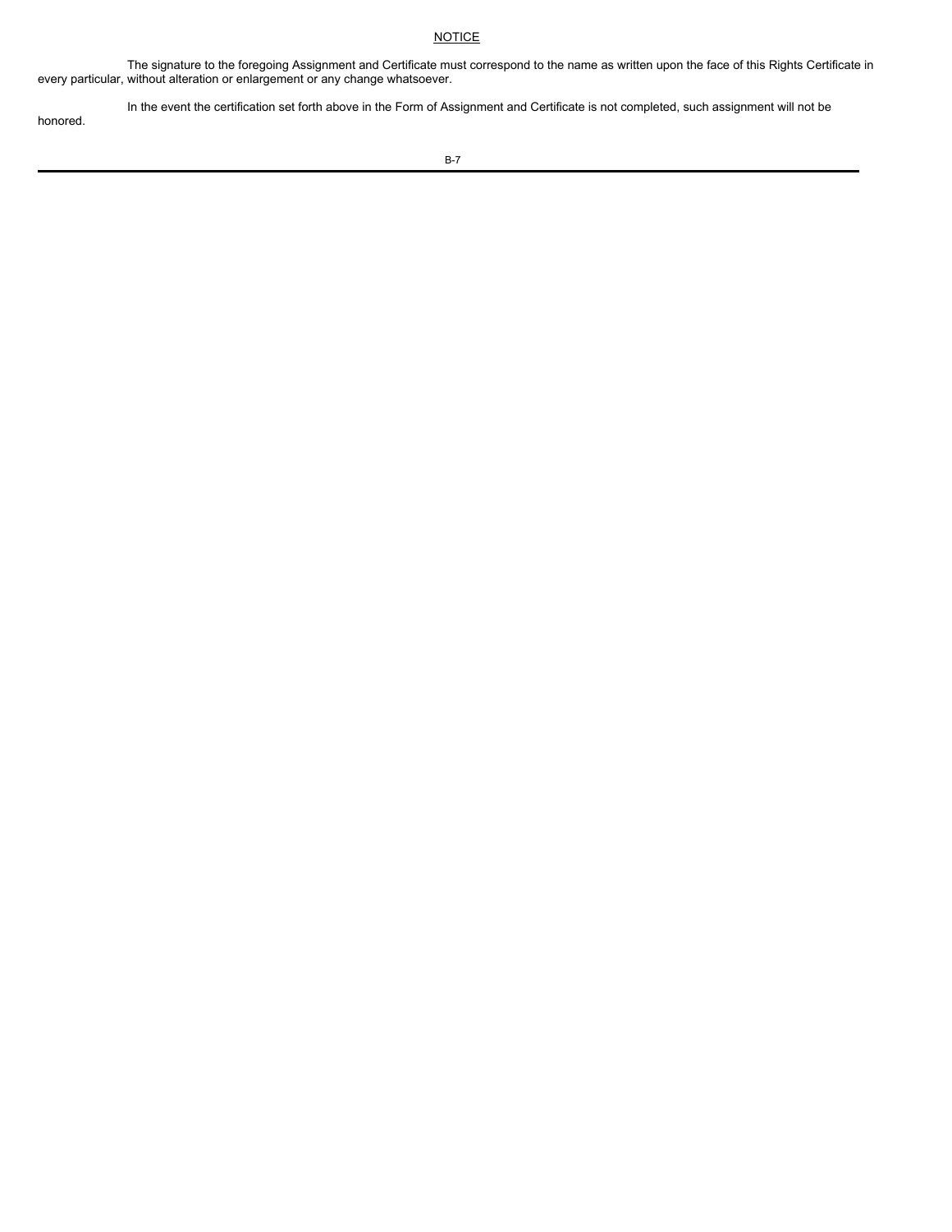<u>NOTICE</u>

The signature to the foregoing Assignment and Certificate must correspond to the name as written upon the face of this Rights Certificate in every particular, without alteration or enlargement or any change whatsoever.

In the event the certification set forth above in the Form of Assignment and Certificate is not completed, such assignment will not be honored.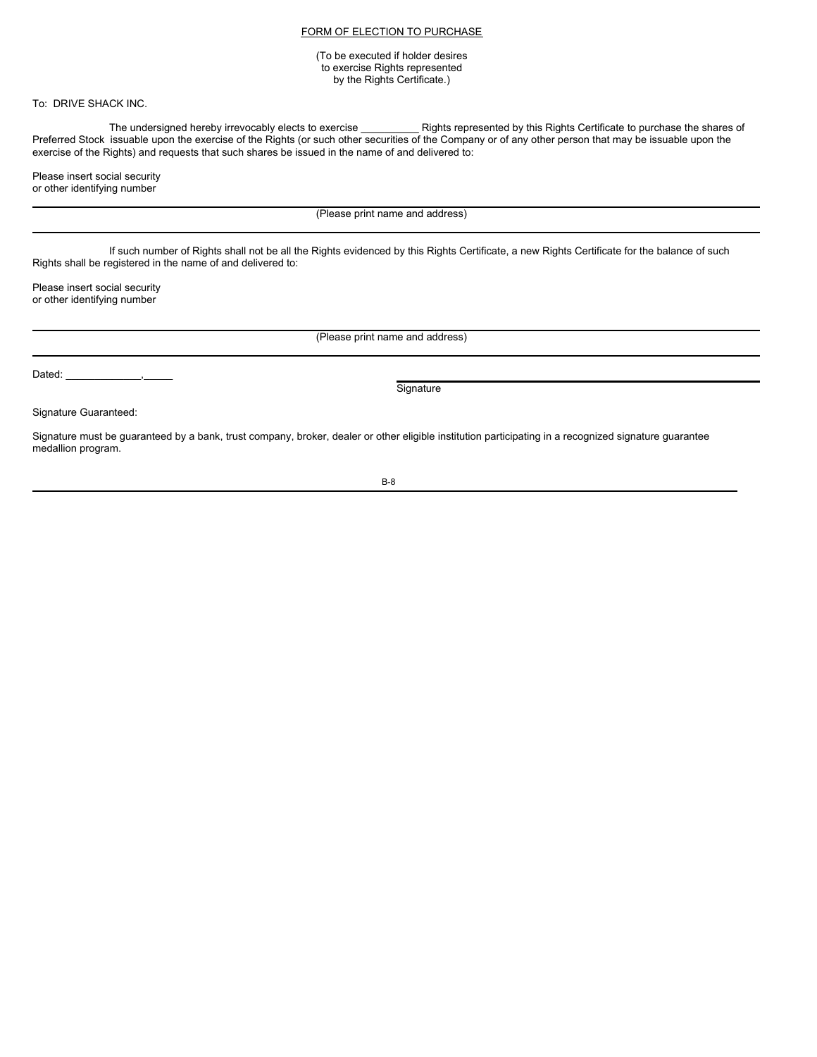## FORM OF ELECTION TO PURCHASE

(To be executed if holder desires to exercise Rights represented by the Rights Certificate.)

To: DRIVE SHACK INC.

The undersigned hereby irrevocably elects to exercise __________ Rights represented by this Rights Certificate to purchase the shares of Preferred Stock issuable upon the exercise of the Rights (or such other securities of the Company or of any other person that may be issuable upon the exercise of the Rights) and requests that such shares be issued in the name of and delivered to:

Please insert social security
or other identifying number

_____________________________________________
(Please print name and address)

_____________________________________________

If such number of Rights shall not be all the Rights evidenced by this Rights Certificate, a new Rights Certificate for the balance of such Rights shall be registered in the name of and delivered to:

Please insert social security
or other identifying number

_____________________________________________
(Please print name and address)

_____________________________________________

Dated: _____________,_____

_____________________________________________
Signature

Signature Guaranteed:

Signature must be guaranteed by a bank, trust company, broker, dealer or other eligible institution participating in a recognized signature guarantee medallion program.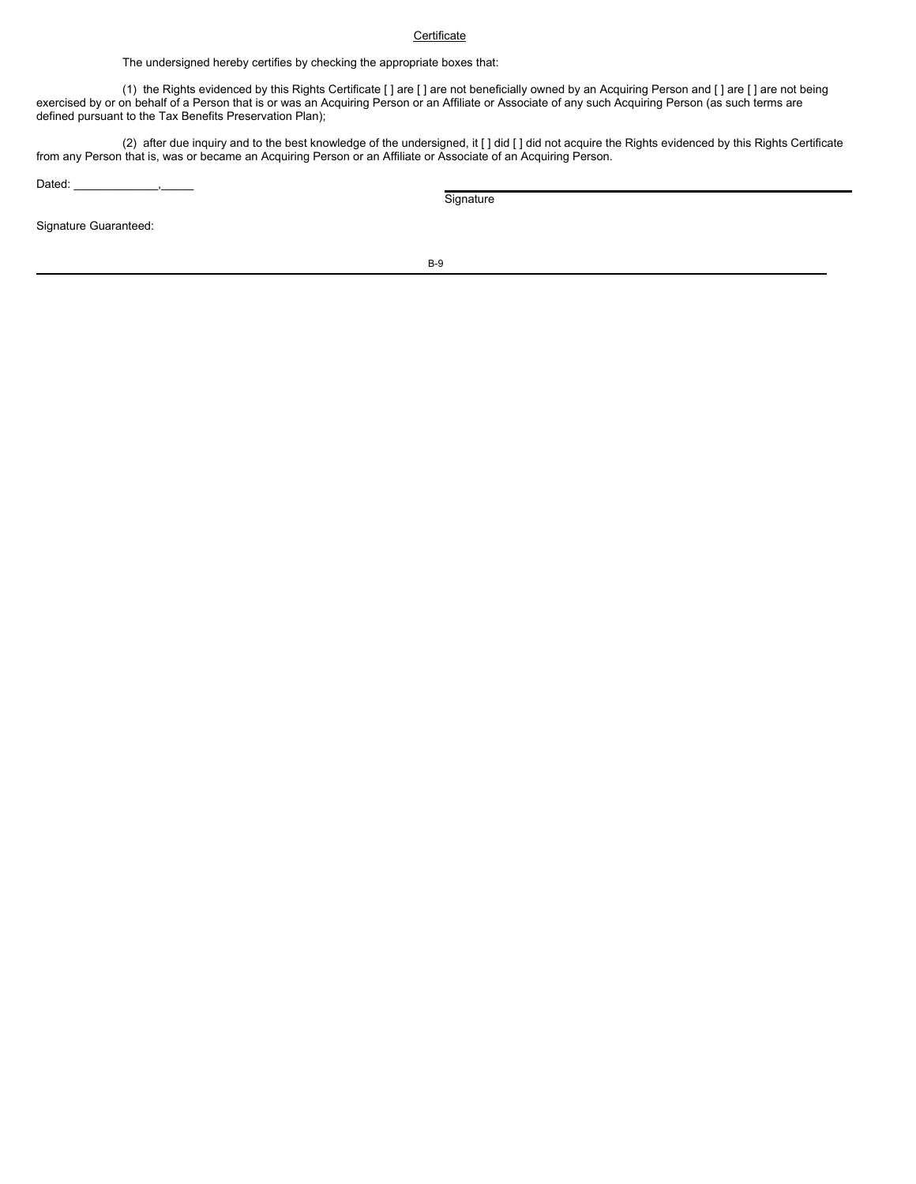Certificate

The undersigned hereby certifies by checking the appropriate boxes that:

(1) the Rights evidenced by this Rights Certificate [ ] are [ ] are not beneficially owned by an Acquiring Person and [ ] are [ ] are not being exercised by or on behalf of a Person that is or was an Acquiring Person or an Affiliate or Associate of any such Acquiring Person (as such terms are defined pursuant to the Tax Benefits Preservation Plan);

(2) after due inquiry and to the best knowledge of the undersigned, it [ ] did [ ] did not acquire the Rights evidenced by this Rights Certificate from any Person that is, was or became an Acquiring Person or an Affiliate or Associate of an Acquiring Person.

Dated: _____________,_____

_______________________________________________
Signature

Signature Guaranteed: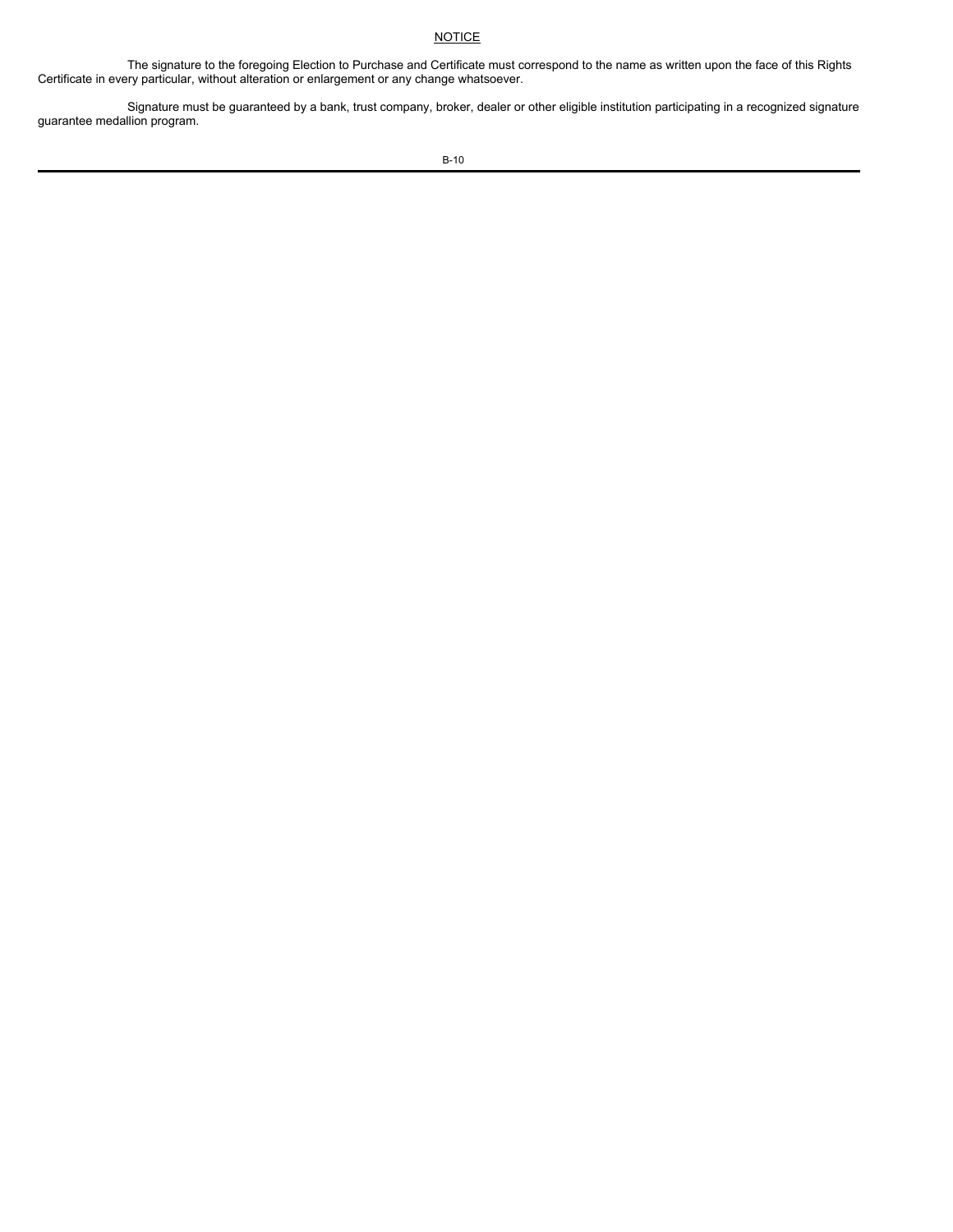NOTICE

The signature to the foregoing Election to Purchase and Certificate must correspond to the name as written upon the face of this Rights Certificate in every particular, without alteration or enlargement or any change whatsoever.

Signature must be guaranteed by a bank, trust company, broker, dealer or other eligible institution participating in a recognized signature guarantee medallion program.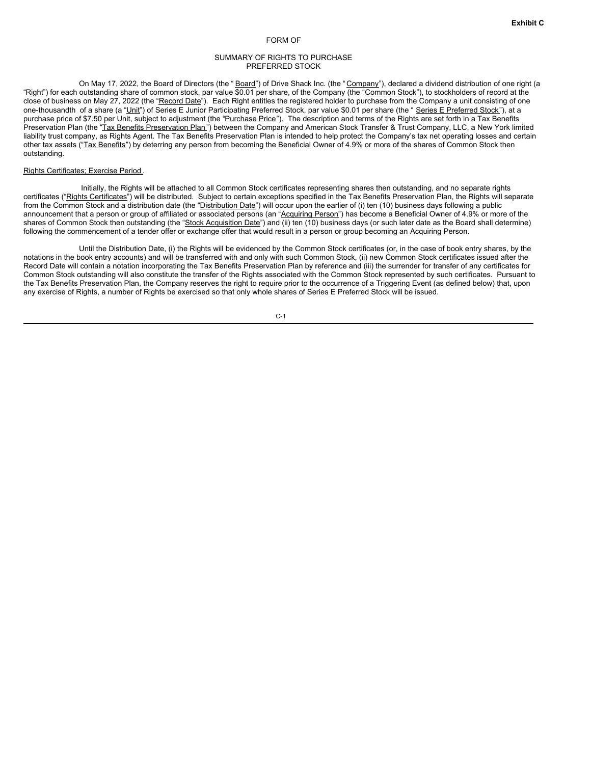**Exhibit C**

FORM OF

SUMMARY OF RIGHTS TO PURCHASE
PREFERRED STOCK

On May 17, 2022, the Board of Directors (the "Board") of Drive Shack Inc. (the "Company"), declared a dividend distribution of one right (a "Right") for each outstanding share of common stock, par value $0.01 per share, of the Company (the "Common Stock"), to stockholders of record at the close of business on May 27, 2022 (the "Record Date"). Each Right entitles the registered holder to purchase from the Company a unit consisting of one one-thousandth of a share (a "Unit") of Series E Junior Participating Preferred Stock, par value $0.01 per share (the "Series E Preferred Stock"), at a purchase price of $7.50 per Unit, subject to adjustment (the "Purchase Price"). The description and terms of the Rights are set forth in a Tax Benefits Preservation Plan (the "Tax Benefits Preservation Plan") between the Company and American Stock Transfer & Trust Company, LLC, a New York limited liability trust company, as Rights Agent. The Tax Benefits Preservation Plan is intended to help protect the Company's tax net operating losses and certain other tax assets ("Tax Benefits") by deterring any person from becoming the Beneficial Owner of 4.9% or more of the shares of Common Stock then outstanding.

Rights Certificates; Exercise Period.

Initially, the Rights will be attached to all Common Stock certificates representing shares then outstanding, and no separate rights certificates ("Rights Certificates") will be distributed. Subject to certain exceptions specified in the Tax Benefits Preservation Plan, the Rights will separate from the Common Stock and a distribution date (the "Distribution Date") will occur upon the earlier of (i) ten (10) business days following a public announcement that a person or group of affiliated or associated persons (an "Acquiring Person") has become a Beneficial Owner of 4.9% or more of the shares of Common Stock then outstanding (the "Stock Acquisition Date") and (ii) ten (10) business days (or such later date as the Board shall determine) following the commencement of a tender offer or exchange offer that would result in a person or group becoming an Acquiring Person.

Until the Distribution Date, (i) the Rights will be evidenced by the Common Stock certificates (or, in the case of book entry shares, by the notations in the book entry accounts) and will be transferred with and only with such Common Stock, (ii) new Common Stock certificates issued after the Record Date will contain a notation incorporating the Tax Benefits Preservation Plan by reference and (iii) the surrender for transfer of any certificates for Common Stock outstanding will also constitute the transfer of the Rights associated with the Common Stock represented by such certificates. Pursuant to the Tax Benefits Preservation Plan, the Company reserves the right to require prior to the occurrence of a Triggering Event (as defined below) that, upon any exercise of Rights, a number of Rights be exercised so that only whole shares of Series E Preferred Stock will be issued.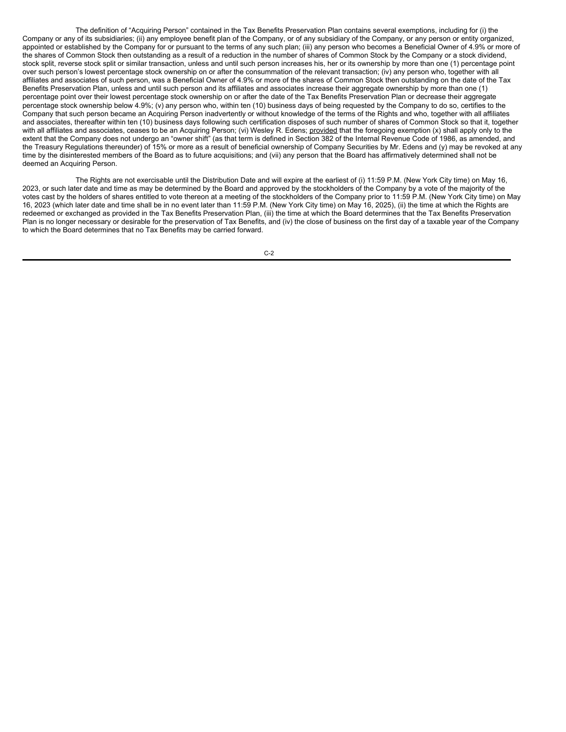The definition of "Acquiring Person" contained in the Tax Benefits Preservation Plan contains several exemptions, including for (i) the Company or any of its subsidiaries; (ii) any employee benefit plan of the Company, or of any subsidiary of the Company, or any person or entity organized, appointed or established by the Company for or pursuant to the terms of any such plan; (iii) any person who becomes a Beneficial Owner of 4.9% or more of the shares of Common Stock then outstanding as a result of a reduction in the number of shares of Common Stock by the Company or a stock dividend, stock split, reverse stock split or similar transaction, unless and until such person increases his, her or its ownership by more than one (1) percentage point over such person's lowest percentage stock ownership on or after the consummation of the relevant transaction; (iv) any person who, together with all affiliates and associates of such person, was a Beneficial Owner of 4.9% or more of the shares of Common Stock then outstanding on the date of the Tax Benefits Preservation Plan, unless and until such person and its affiliates and associates increase their aggregate ownership by more than one (1) percentage point over their lowest percentage stock ownership on or after the date of the Tax Benefits Preservation Plan or decrease their aggregate percentage stock ownership below 4.9%; (v) any person who, within ten (10) business days of being requested by the Company to do so, certifies to the Company that such person became an Acquiring Person inadvertently or without knowledge of the terms of the Rights and who, together with all affiliates and associates, thereafter within ten (10) business days following such certification disposes of such number of shares of Common Stock so that it, together with all affiliates and associates, ceases to be an Acquiring Person; (vi) Wesley R. Edens; provided that the foregoing exemption (x) shall apply only to the extent that the Company does not undergo an "owner shift" (as that term is defined in Section 382 of the Internal Revenue Code of 1986, as amended, and the Treasury Regulations thereunder) of 15% or more as a result of beneficial ownership of Company Securities by Mr. Edens and (y) may be revoked at any time by the disinterested members of the Board as to future acquisitions; and (vii) any person that the Board has affirmatively determined shall not be deemed an Acquiring Person.

The Rights are not exercisable until the Distribution Date and will expire at the earliest of (i) 11:59 P.M. (New York City time) on May 16, 2023, or such later date and time as may be determined by the Board and approved by the stockholders of the Company by a vote of the majority of the votes cast by the holders of shares entitled to vote thereon at a meeting of the stockholders of the Company prior to 11:59 P.M. (New York City time) on May 16, 2023 (which later date and time shall be in no event later than 11:59 P.M. (New York City time) on May 16, 2025), (ii) the time at which the Rights are redeemed or exchanged as provided in the Tax Benefits Preservation Plan, (iii) the time at which the Board determines that the Tax Benefits Preservation Plan is no longer necessary or desirable for the preservation of Tax Benefits, and (iv) the close of business on the first day of a taxable year of the Company to which the Board determines that no Tax Benefits may be carried forward.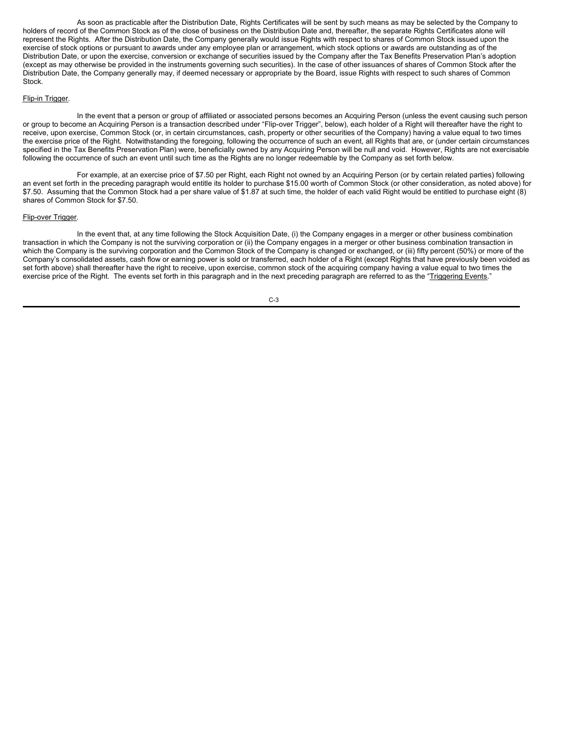As soon as practicable after the Distribution Date, Rights Certificates will be sent by such means as may be selected by the Company to holders of record of the Common Stock as of the close of business on the Distribution Date and, thereafter, the separate Rights Certificates alone will represent the Rights. After the Distribution Date, the Company generally would issue Rights with respect to shares of Common Stock issued upon the exercise of stock options or pursuant to awards under any employee plan or arrangement, which stock options or awards are outstanding as of the Distribution Date, or upon the exercise, conversion or exchange of securities issued by the Company after the Tax Benefits Preservation Plan's adoption (except as may otherwise be provided in the instruments governing such securities). In the case of other issuances of shares of Common Stock after the Distribution Date, the Company generally may, if deemed necessary or appropriate by the Board, issue Rights with respect to such shares of Common Stock.

Flip-in Trigger.

In the event that a person or group of affiliated or associated persons becomes an Acquiring Person (unless the event causing such person or group to become an Acquiring Person is a transaction described under "Flip-over Trigger", below), each holder of a Right will thereafter have the right to receive, upon exercise, Common Stock (or, in certain circumstances, cash, property or other securities of the Company) having a value equal to two times the exercise price of the Right. Notwithstanding the foregoing, following the occurrence of such an event, all Rights that are, or (under certain circumstances specified in the Tax Benefits Preservation Plan) were, beneficially owned by any Acquiring Person will be null and void. However, Rights are not exercisable following the occurrence of such an event until such time as the Rights are no longer redeemable by the Company as set forth below.

For example, at an exercise price of $7.50 per Right, each Right not owned by an Acquiring Person (or by certain related parties) following an event set forth in the preceding paragraph would entitle its holder to purchase $15.00 worth of Common Stock (or other consideration, as noted above) for $7.50. Assuming that the Common Stock had a per share value of $1.87 at such time, the holder of each valid Right would be entitled to purchase eight (8) shares of Common Stock for $7.50.

Flip-over Trigger.

In the event that, at any time following the Stock Acquisition Date, (i) the Company engages in a merger or other business combination transaction in which the Company is not the surviving corporation or (ii) the Company engages in a merger or other business combination transaction in which the Company is the surviving corporation and the Common Stock of the Company is changed or exchanged, or (iii) fifty percent (50%) or more of the Company's consolidated assets, cash flow or earning power is sold or transferred, each holder of a Right (except Rights that have previously been voided as set forth above) shall thereafter have the right to receive, upon exercise, common stock of the acquiring company having a value equal to two times the exercise price of the Right. The events set forth in this paragraph and in the next preceding paragraph are referred to as the "Triggering Events."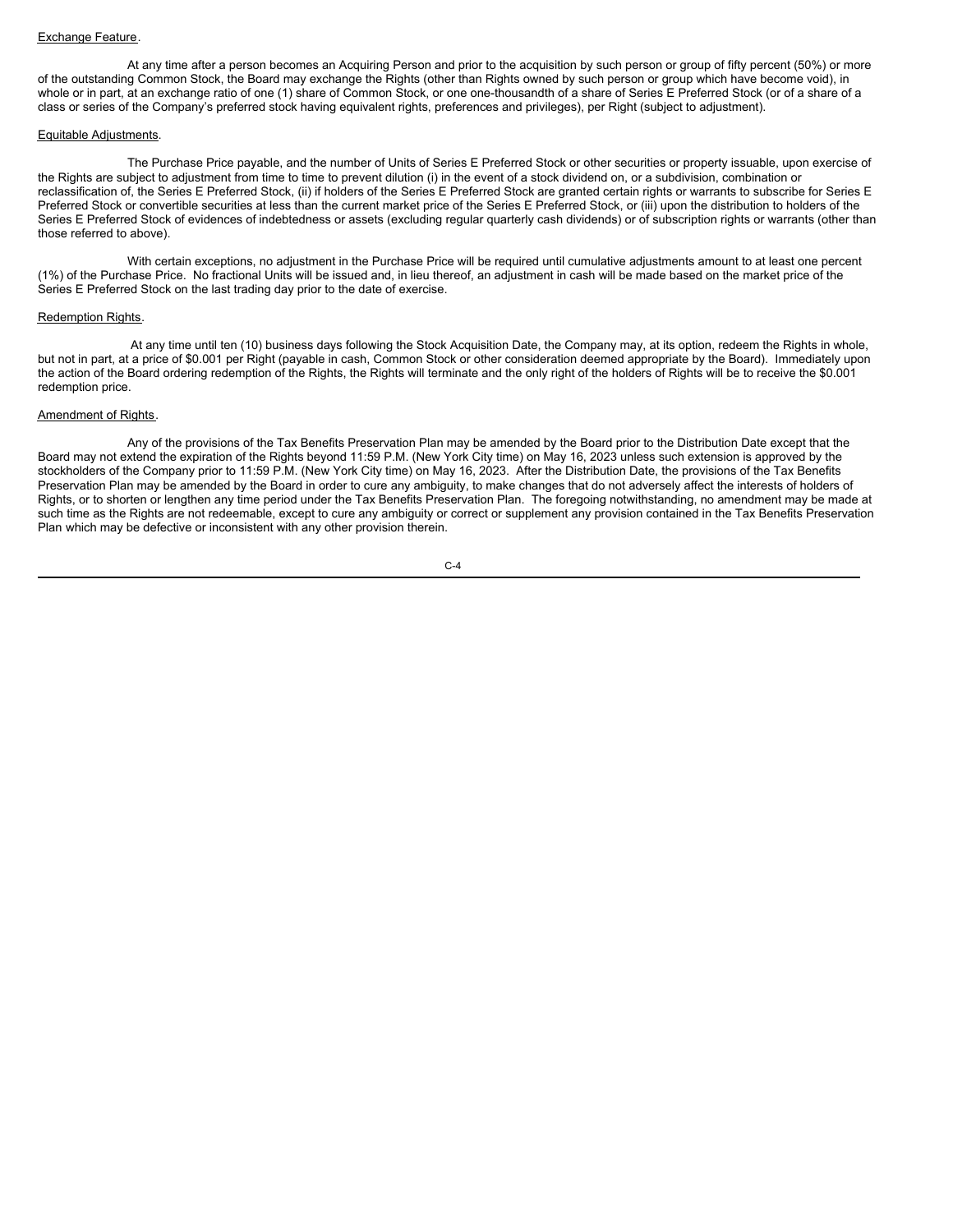Exchange Feature.

At any time after a person becomes an Acquiring Person and prior to the acquisition by such person or group of fifty percent (50%) or more of the outstanding Common Stock, the Board may exchange the Rights (other than Rights owned by such person or group which have become void), in whole or in part, at an exchange ratio of one (1) share of Common Stock, or one one-thousandth of a share of Series E Preferred Stock (or of a share of a class or series of the Company's preferred stock having equivalent rights, preferences and privileges), per Right (subject to adjustment).

Equitable Adjustments.

The Purchase Price payable, and the number of Units of Series E Preferred Stock or other securities or property issuable, upon exercise of the Rights are subject to adjustment from time to time to prevent dilution (i) in the event of a stock dividend on, or a subdivision, combination or reclassification of, the Series E Preferred Stock, (ii) if holders of the Series E Preferred Stock are granted certain rights or warrants to subscribe for Series E Preferred Stock or convertible securities at less than the current market price of the Series E Preferred Stock, or (iii) upon the distribution to holders of the Series E Preferred Stock of evidences of indebtedness or assets (excluding regular quarterly cash dividends) or of subscription rights or warrants (other than those referred to above).

With certain exceptions, no adjustment in the Purchase Price will be required until cumulative adjustments amount to at least one percent (1%) of the Purchase Price. No fractional Units will be issued and, in lieu thereof, an adjustment in cash will be made based on the market price of the Series E Preferred Stock on the last trading day prior to the date of exercise.

Redemption Rights.

At any time until ten (10) business days following the Stock Acquisition Date, the Company may, at its option, redeem the Rights in whole, but not in part, at a price of $0.001 per Right (payable in cash, Common Stock or other consideration deemed appropriate by the Board). Immediately upon the action of the Board ordering redemption of the Rights, the Rights will terminate and the only right of the holders of Rights will be to receive the $0.001 redemption price.

Amendment of Rights.

Any of the provisions of the Tax Benefits Preservation Plan may be amended by the Board prior to the Distribution Date except that the Board may not extend the expiration of the Rights beyond 11:59 P.M. (New York City time) on May 16, 2023 unless such extension is approved by the stockholders of the Company prior to 11:59 P.M. (New York City time) on May 16, 2023. After the Distribution Date, the provisions of the Tax Benefits Preservation Plan may be amended by the Board in order to cure any ambiguity, to make changes that do not adversely affect the interests of holders of Rights, or to shorten or lengthen any time period under the Tax Benefits Preservation Plan. The foregoing notwithstanding, no amendment may be made at such time as the Rights are not redeemable, except to cure any ambiguity or correct or supplement any provision contained in the Tax Benefits Preservation Plan which may be defective or inconsistent with any other provision therein.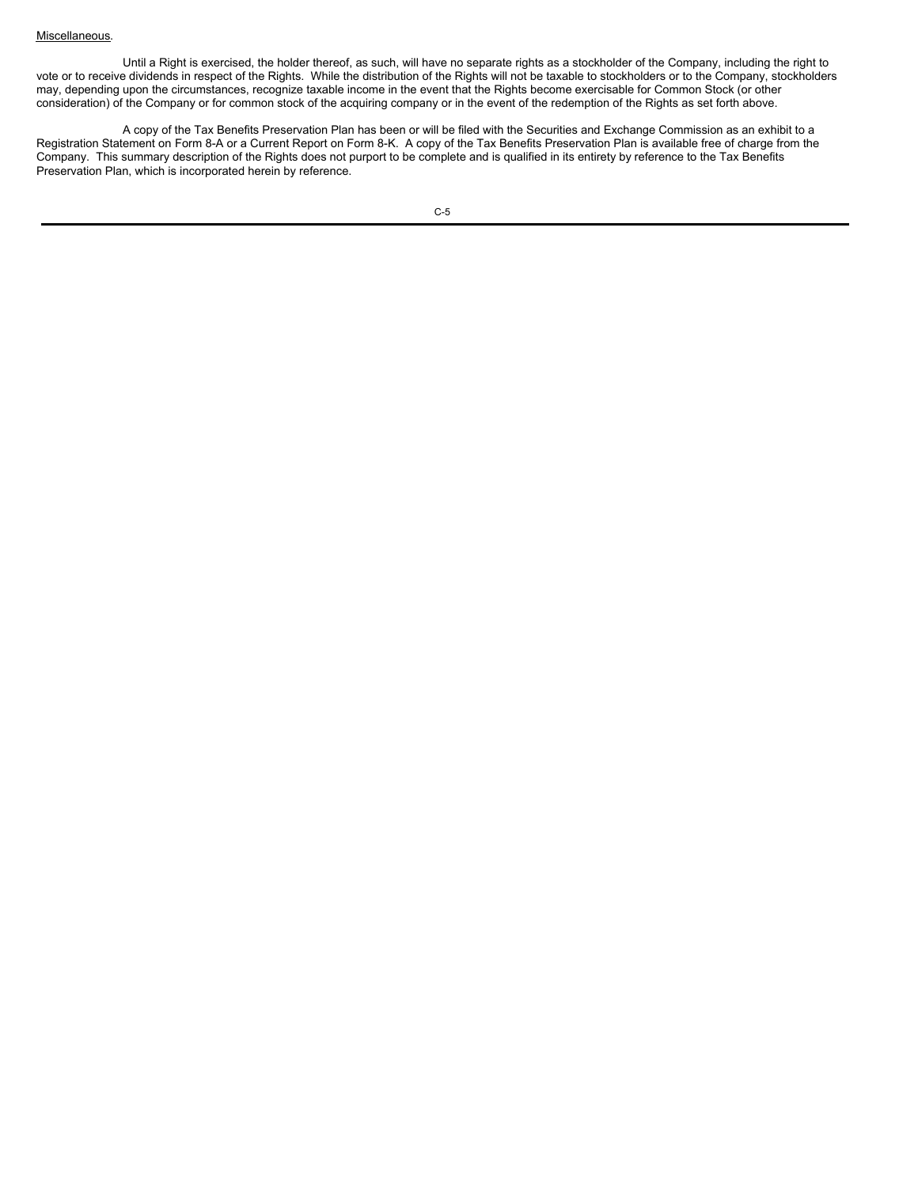Miscellaneous.

Until a Right is exercised, the holder thereof, as such, will have no separate rights as a stockholder of the Company, including the right to vote or to receive dividends in respect of the Rights. While the distribution of the Rights will not be taxable to stockholders or to the Company, stockholders may, depending upon the circumstances, recognize taxable income in the event that the Rights become exercisable for Common Stock (or other consideration) of the Company or for common stock of the acquiring company or in the event of the redemption of the Rights as set forth above.

A copy of the Tax Benefits Preservation Plan has been or will be filed with the Securities and Exchange Commission as an exhibit to a Registration Statement on Form 8-A or a Current Report on Form 8-K. A copy of the Tax Benefits Preservation Plan is available free of charge from the Company. This summary description of the Rights does not purport to be complete and is qualified in its entirety by reference to the Tax Benefits Preservation Plan, which is incorporated herein by reference.